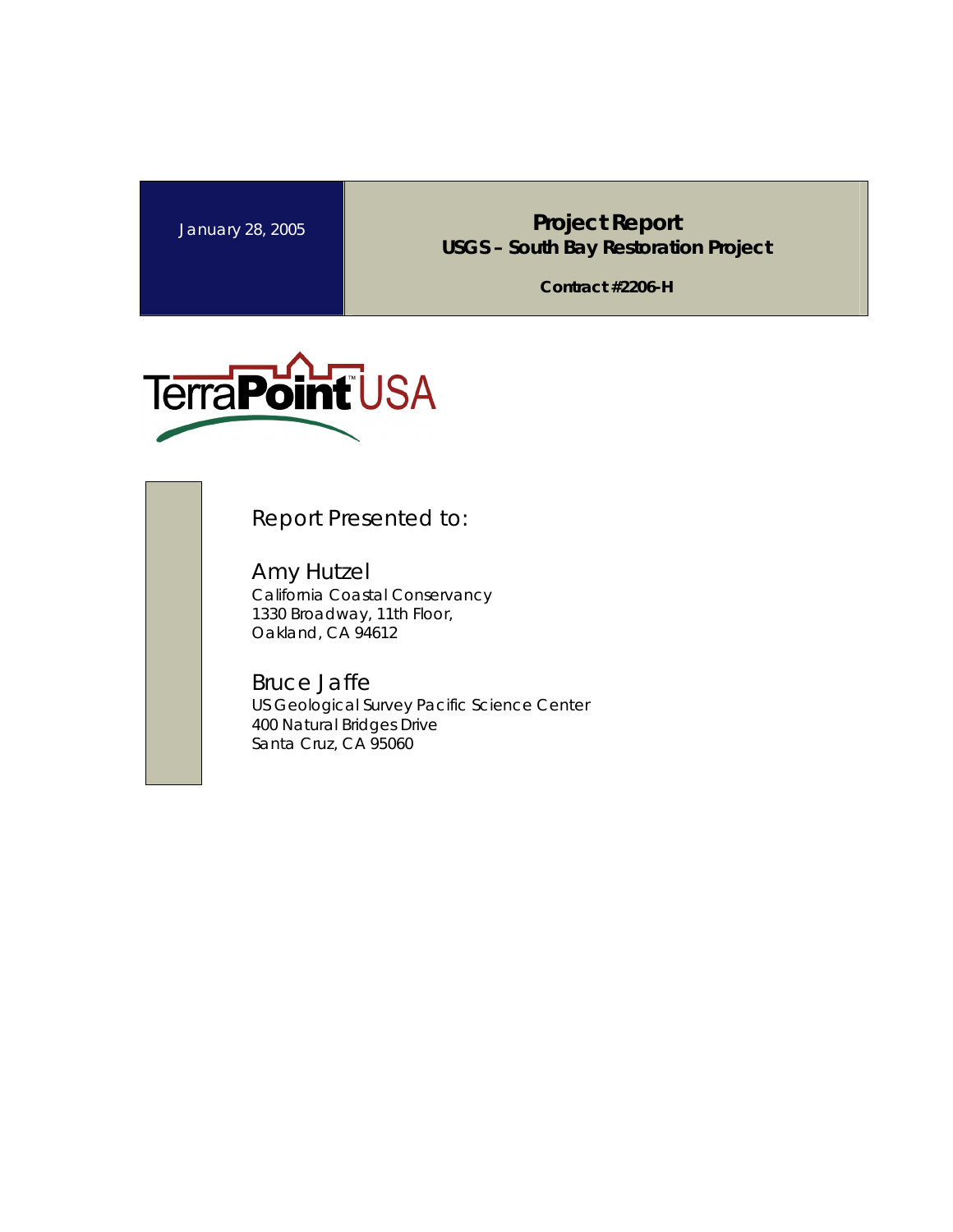January 28, 2005

# Project Report

## USGS – South Bay Restoration Project

**Contract #2206-H**

TerraPoint™ USA

Report Presented to:

Amy Hutzel
California Coastal Conservancy
1330 Broadway, 11th Floor,
Oakland, CA 94612

Bruce Jaffe
US Geological Survey Pacific Science Center
400 Natural Bridges Drive
Santa Cruz, CA 95060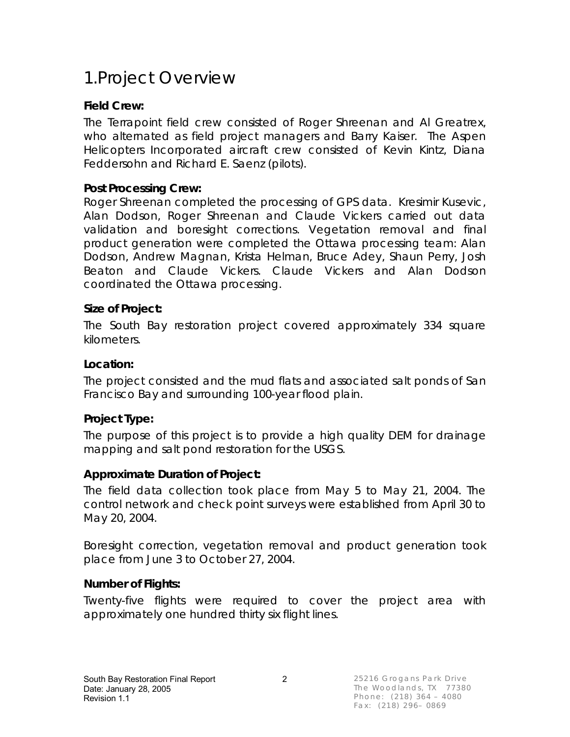# 1.Project Overview

**Field Crew:**

The Terrapoint field crew consisted of Roger Shreenan and Al Greatrex, who alternated as field project managers and Barry Kaiser. The Aspen Helicopters Incorporated aircraft crew consisted of Kevin Kintz, Diana Feddersohn and Richard E. Saenz (pilots).

**Post Processing Crew:**

Roger Shreenan completed the processing of GPS data. Kresimir Kusevic, Alan Dodson, Roger Shreenan and Claude Vickers carried out data validation and boresight corrections. Vegetation removal and final product generation were completed the Ottawa processing team: Alan Dodson, Andrew Magnan, Krista Helman, Bruce Adey, Shaun Perry, Josh Beaton and Claude Vickers. Claude Vickers and Alan Dodson coordinated the Ottawa processing.

**Size of Project:**

The South Bay restoration project covered approximately 334 square kilometers.

**Location:**

The project consisted and the mud flats and associated salt ponds of San Francisco Bay and surrounding 100-year flood plain.

**Project Type:**

The purpose of this project is to provide a high quality DEM for drainage mapping and salt pond restoration for the USGS.

**Approximate Duration of Project:**

The field data collection took place from May 5 to May 21, 2004. The control network and check point surveys were established from April 30 to May 20, 2004.

Boresight correction, vegetation removal and product generation took place from June 3 to October 27, 2004.

**Number of Flights:**

Twenty-five flights were required to cover the project area with approximately one hundred thirty six flight lines.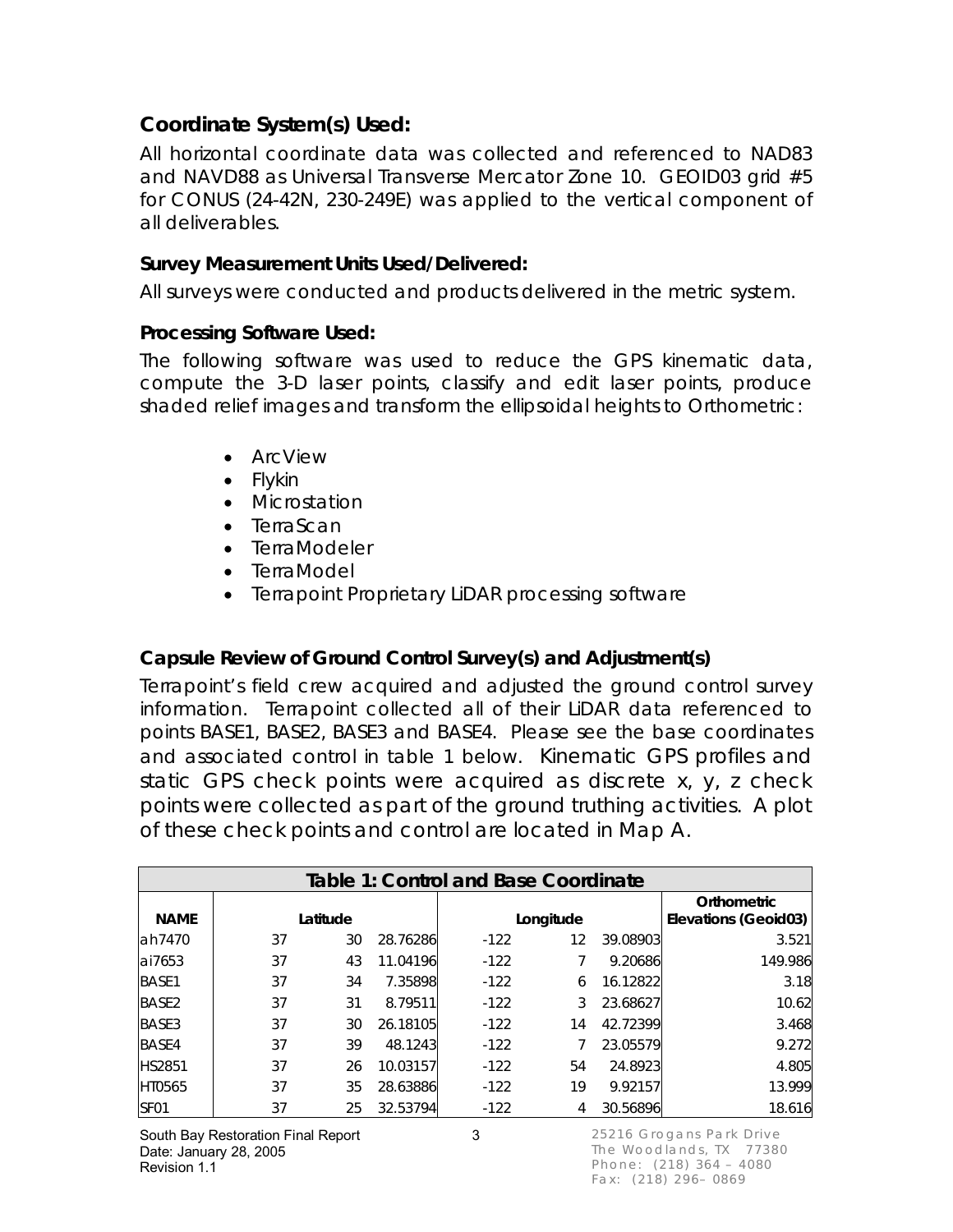### Coordinate System(s) Used:

All horizontal coordinate data was collected and referenced to NAD83 and NAVD88 as Universal Transverse Mercator Zone 10. GEOID03 grid #5 for CONUS (24-42N, 230-249E) was applied to the vertical component of all deliverables.

#### Survey Measurement Units Used/Delivered:

All surveys were conducted and products delivered in the metric system.

#### Processing Software Used:

The following software was used to reduce the GPS kinematic data, compute the 3-D laser points, classify and edit laser points, produce shaded relief images and transform the ellipsoidal heights to Orthometric:

- ArcView
- Flykin
- Microstation
- TerraScan
- TerraModeler
- TerraModel
- Terrapoint Proprietary LiDAR processing software

#### Capsule Review of Ground Control Survey(s) and Adjustment(s)

Terrapoint's field crew acquired and adjusted the ground control survey information. Terrapoint collected all of their LiDAR data referenced to points BASE1, BASE2, BASE3 and BASE4. Please see the base coordinates and associated control in table 1 below. Kinematic GPS profiles and static GPS check points were acquired as discrete x, y, z check points were collected as part of the ground truthing activities. A plot of these check points and control are located in Map A.

**Table 1: Control and Base Coordinate**

| NAME | Latitude | | | Longitude | | | Orthometric Elevations (Geoid03) |
|---|---|---|---|---|---|---|---|
| ah7470 | 37 | 30 | 28.76286 | -122 | 12 | 39.08903 | 3.521 |
| ai7653 | 37 | 43 | 11.04196 | -122 | 7 | 9.20686 | 149.986 |
| BASE1 | 37 | 34 | 7.35898 | -122 | 6 | 16.12822 | 3.18 |
| BASE2 | 37 | 31 | 8.79511 | -122 | 3 | 23.68627 | 10.62 |
| BASE3 | 37 | 30 | 26.18105 | -122 | 14 | 42.72399 | 3.468 |
| BASE4 | 37 | 39 | 48.1243 | -122 | 7 | 23.05579 | 9.272 |
| HS2851 | 37 | 26 | 10.03157 | -122 | 54 | 24.8923 | 4.805 |
| HT0565 | 37 | 35 | 28.63886 | -122 | 19 | 9.92157 | 13.999 |
| SF01 | 37 | 25 | 32.53794 | -122 | 4 | 30.56896 | 18.616 |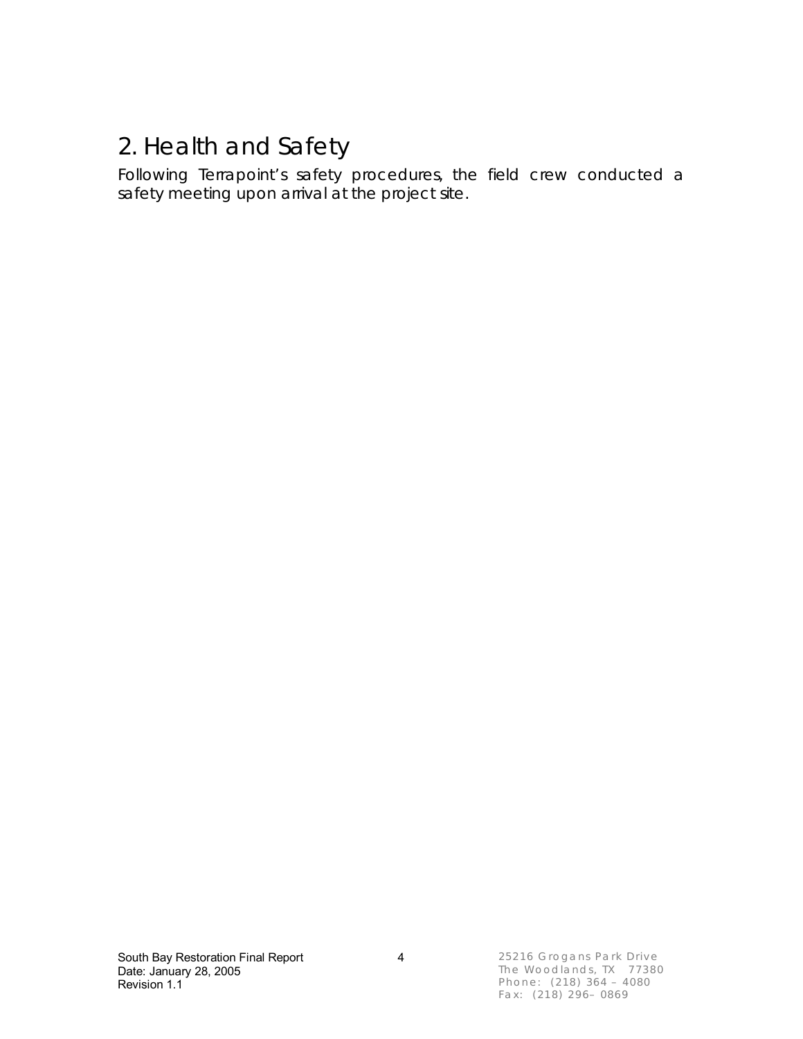## 2. Health and Safety

Following Terrapoint's safety procedures, the field crew conducted a safety meeting upon arrival at the project site.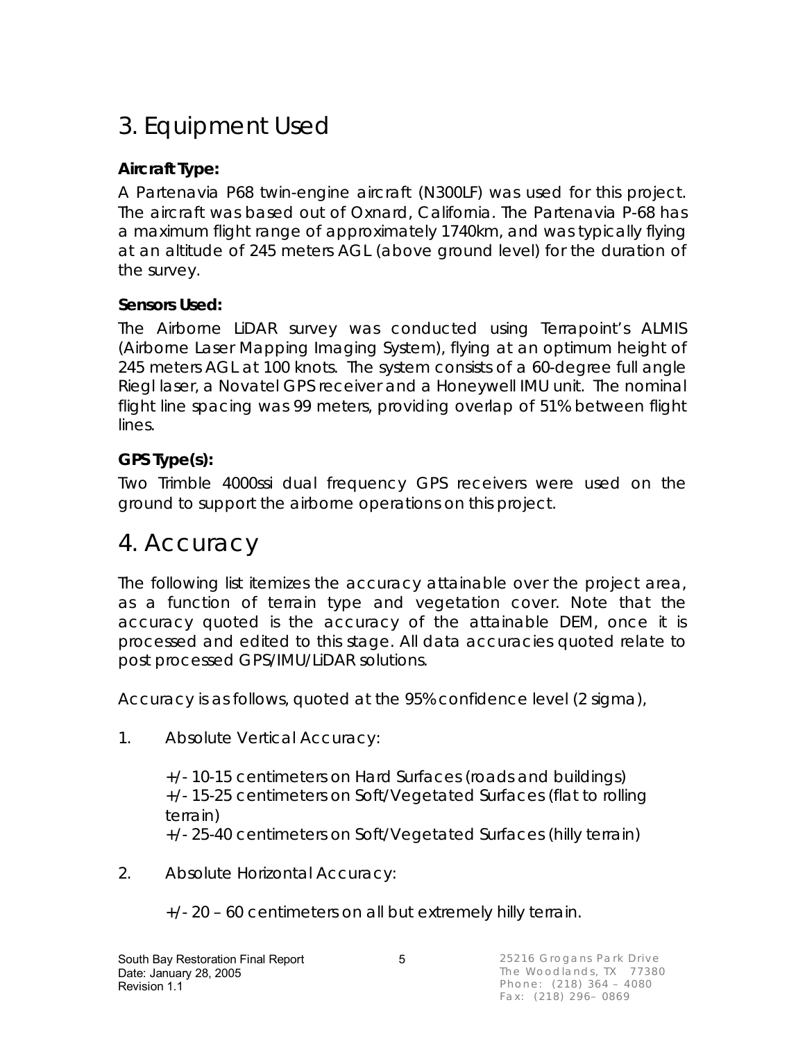# 3. Equipment Used

**Aircraft Type:**

A Partenavia P68 twin-engine aircraft (N300LF) was used for this project. The aircraft was based out of Oxnard, California. The Partenavia P-68 has a maximum flight range of approximately 1740km, and was typically flying at an altitude of 245 meters AGL (above ground level) for the duration of the survey.

**Sensors Used:**

The Airborne LiDAR survey was conducted using Terrapoint's ALMIS (Airborne Laser Mapping Imaging System), flying at an optimum height of 245 meters AGL at 100 knots. The system consists of a 60-degree full angle Riegl laser, a Novatel GPS receiver and a Honeywell IMU unit. The nominal flight line spacing was 99 meters, providing overlap of 51% between flight lines.

**GPS Type(s):**

Two Trimble 4000ssi dual frequency GPS receivers were used on the ground to support the airborne operations on this project.

# 4. Accuracy

The following list itemizes the accuracy attainable over the project area, as a function of terrain type and vegetation cover. Note that the accuracy quoted is the accuracy of the attainable DEM, once it is processed and edited to this stage. All data accuracies quoted relate to post processed GPS/IMU/LiDAR solutions.

Accuracy is as follows, quoted at the 95% confidence level (2 sigma),

1. Absolute Vertical Accuracy:

   +/- 10-15 centimeters on Hard Surfaces (roads and buildings)
   +/- 15-25 centimeters on Soft/Vegetated Surfaces (flat to rolling terrain)
   +/- 25-40 centimeters on Soft/Vegetated Surfaces (hilly terrain)

2. Absolute Horizontal Accuracy:

   +/- 20 – 60 centimeters on all but extremely hilly terrain.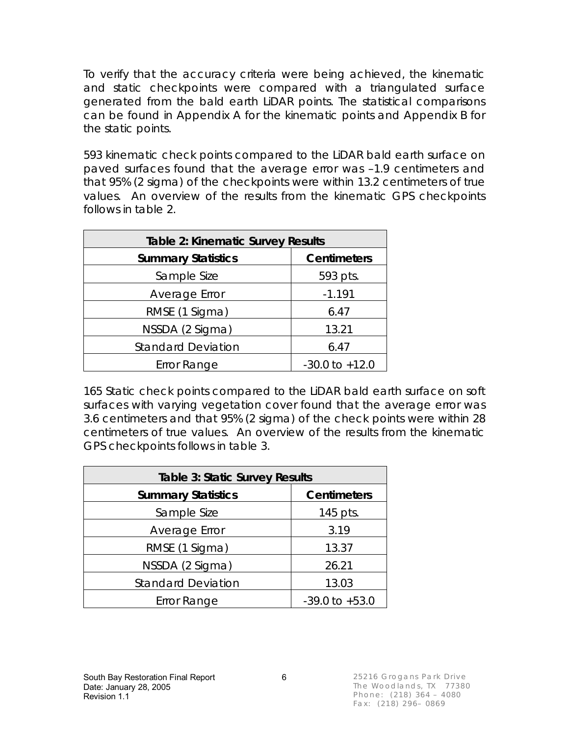To verify that the accuracy criteria were being achieved, the kinematic and static checkpoints were compared with a triangulated surface generated from the bald earth LiDAR points. The statistical comparisons can be found in Appendix A for the kinematic points and Appendix B for the static points.

593 kinematic check points compared to the LiDAR bald earth surface on paved surfaces found that the average error was –1.9 centimeters and that 95% (2 sigma) of the checkpoints were within 13.2 centimeters of true values. An overview of the results from the kinematic GPS checkpoints follows in table 2.

| Table 2: Kinematic Survey Results | |
|---|---|
| **Summary Statistics** | **Centimeters** |
| Sample Size | 593 pts. |
| Average Error | -1.191 |
| RMSE (1 Sigma) | 6.47 |
| NSSDA (2 Sigma) | 13.21 |
| Standard Deviation | 6.47 |
| Error Range | -30.0 to +12.0 |

165 Static check points compared to the LiDAR bald earth surface on soft surfaces with varying vegetation cover found that the average error was 3.6 centimeters and that 95% (2 sigma) of the check points were within 28 centimeters of true values. An overview of the results from the kinematic GPS checkpoints follows in table 3.

| Table 3: Static Survey Results | |
|---|---|
| **Summary Statistics** | **Centimeters** |
| Sample Size | 145 pts. |
| Average Error | 3.19 |
| RMSE (1 Sigma) | 13.37 |
| NSSDA (2 Sigma) | 26.21 |
| Standard Deviation | 13.03 |
| Error Range | -39.0 to +53.0 |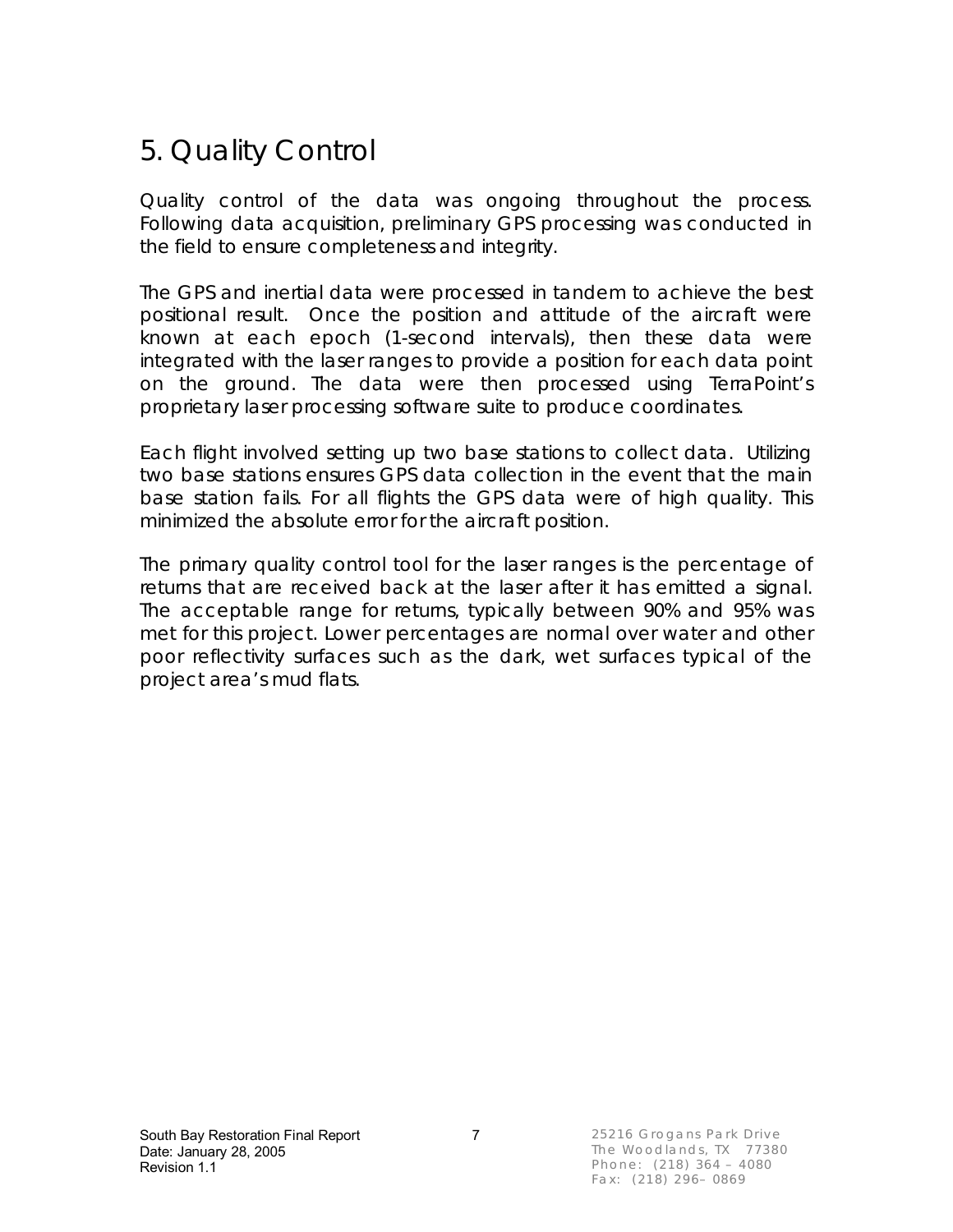# 5. Quality Control

Quality control of the data was ongoing throughout the process. Following data acquisition, preliminary GPS processing was conducted in the field to ensure completeness and integrity.

The GPS and inertial data were processed in tandem to achieve the best positional result. Once the position and attitude of the aircraft were known at each epoch (1-second intervals), then these data were integrated with the laser ranges to provide a position for each data point on the ground. The data were then processed using TerraPoint's proprietary laser processing software suite to produce coordinates.

Each flight involved setting up two base stations to collect data. Utilizing two base stations ensures GPS data collection in the event that the main base station fails. For all flights the GPS data were of high quality. This minimized the absolute error for the aircraft position.

The primary quality control tool for the laser ranges is the percentage of returns that are received back at the laser after it has emitted a signal. The acceptable range for returns, typically between 90% and 95% was met for this project. Lower percentages are normal over water and other poor reflectivity surfaces such as the dark, wet surfaces typical of the project area's mud flats.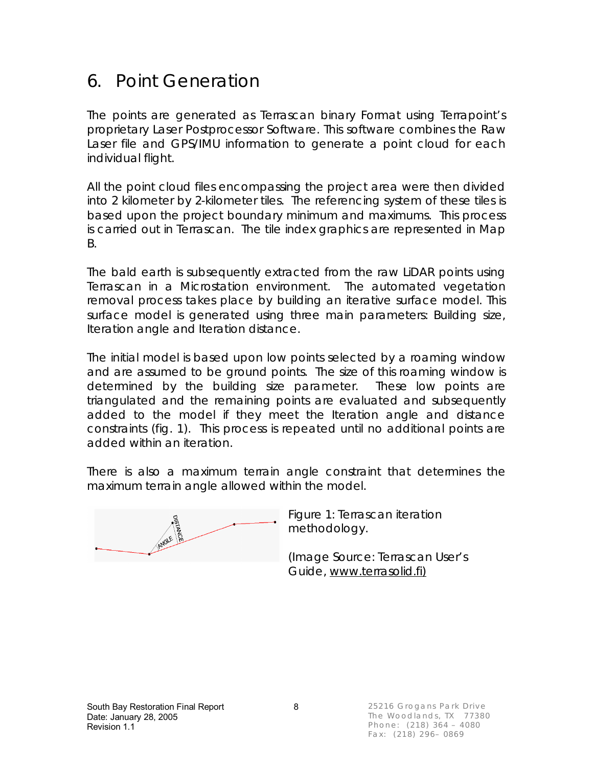# 6. Point Generation

The points are generated as Terrascan binary Format using Terrapoint's proprietary Laser Postprocessor Software. This software combines the Raw Laser file and GPS/IMU information to generate a point cloud for each individual flight.

All the point cloud files encompassing the project area were then divided into 2 kilometer by 2-kilometer tiles. The referencing system of these tiles is based upon the project boundary minimum and maximums. This process is carried out in Terrascan. The tile index graphics are represented in Map B.

The bald earth is subsequently extracted from the raw LiDAR points using Terrascan in a Microstation environment. The automated vegetation removal process takes place by building an iterative surface model. This surface model is generated using three main parameters: Building size, Iteration angle and Iteration distance.

The initial model is based upon low points selected by a roaming window and are assumed to be ground points. The size of this roaming window is determined by the building size parameter. These low points are triangulated and the remaining points are evaluated and subsequently added to the model if they meet the Iteration angle and distance constraints (fig. 1). This process is repeated until no additional points are added within an iteration.

There is also a maximum terrain angle constraint that determines the maximum terrain angle allowed within the model.

Figure 1: Terrascan iteration methodology.

(Image Source: Terrascan User's Guide, www.terrasolid.fi)

South Bay Restoration Final Report
Date: January 28, 2005
Revision 1.1

25216 Grogans Park Drive
The Woodlands, TX 77380
Phone: (218) 364 – 4080
Fax: (218) 296– 0869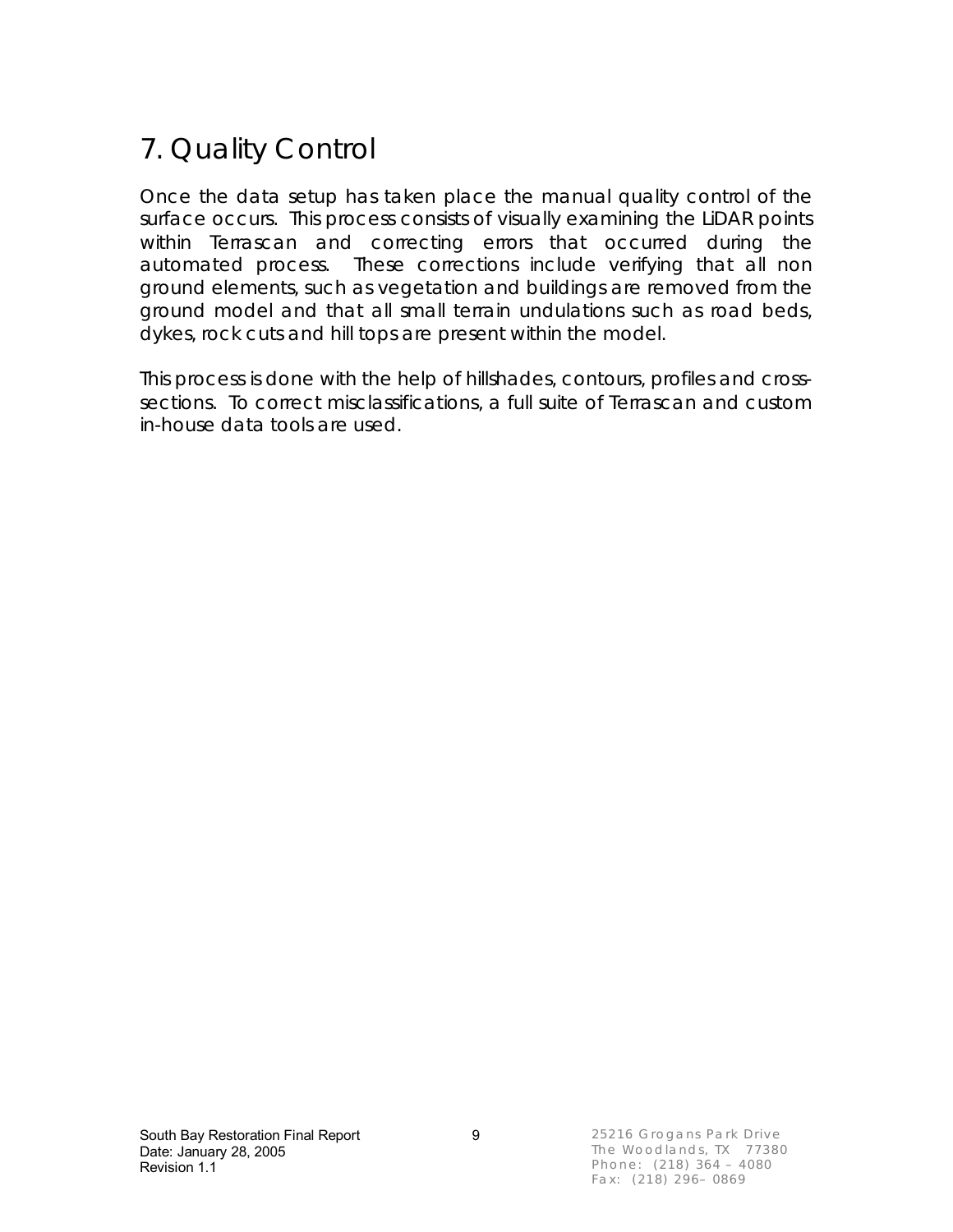# 7. Quality Control

Once the data setup has taken place the manual quality control of the surface occurs. This process consists of visually examining the LiDAR points within Terrascan and correcting errors that occurred during the automated process. These corrections include verifying that all non ground elements, such as vegetation and buildings are removed from the ground model and that all small terrain undulations such as road beds, dykes, rock cuts and hill tops are present within the model.

This process is done with the help of hillshades, contours, profiles and cross-sections. To correct misclassifications, a full suite of Terrascan and custom in-house data tools are used.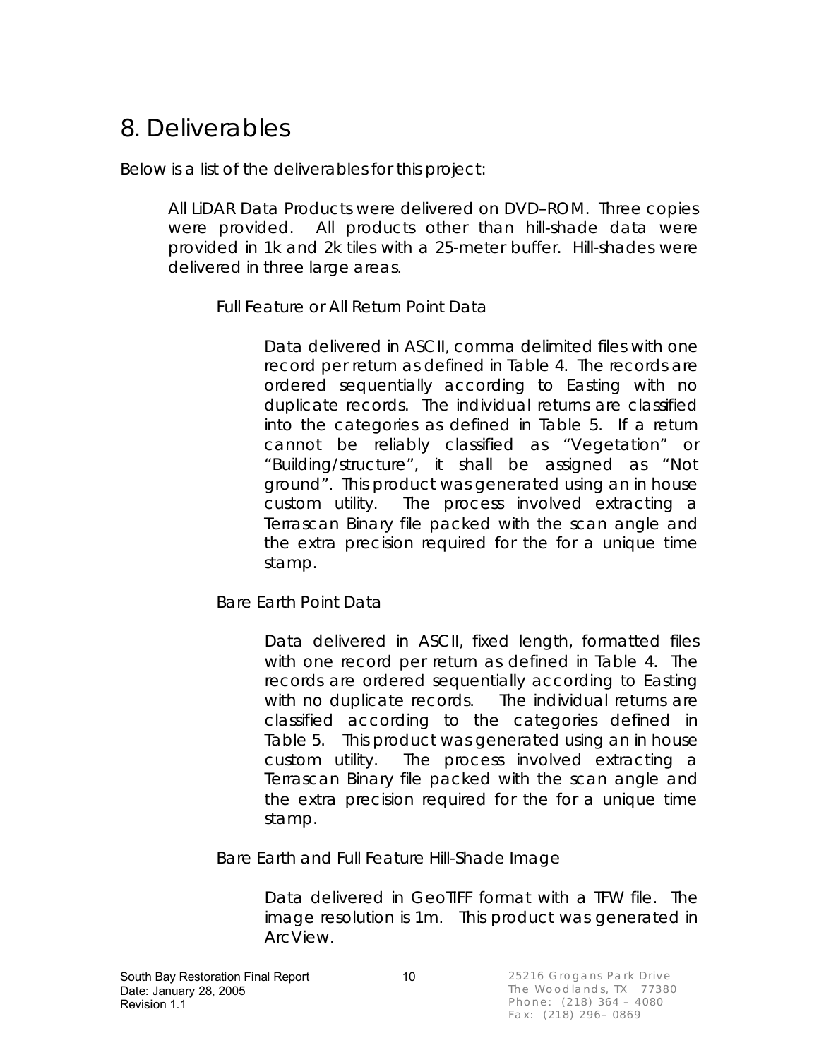# 8. Deliverables

Below is a list of the deliverables for this project:

All LiDAR Data Products were delivered on DVD–ROM. Three copies were provided. All products other than hill-shade data were provided in 1k and 2k tiles with a 25-meter buffer. Hill-shades were delivered in three large areas.

Full Feature or All Return Point Data

Data delivered in ASCII, comma delimited files with one record per return as defined in Table 4. The records are ordered sequentially according to Easting with no duplicate records. The individual returns are classified into the categories as defined in Table 5. If a return cannot be reliably classified as "Vegetation" or "Building/structure", it shall be assigned as "Not ground". This product was generated using an in house custom utility. The process involved extracting a Terrascan Binary file packed with the scan angle and the extra precision required for the for a unique time stamp.

Bare Earth Point Data

Data delivered in ASCII, fixed length, formatted files with one record per return as defined in Table 4. The records are ordered sequentially according to Easting with no duplicate records. The individual returns are classified according to the categories defined in Table 5. This product was generated using an in house custom utility. The process involved extracting a Terrascan Binary file packed with the scan angle and the extra precision required for the for a unique time stamp.

Bare Earth and Full Feature Hill-Shade Image

Data delivered in GeoTIFF format with a TFW file. The image resolution is 1m. This product was generated in ArcView.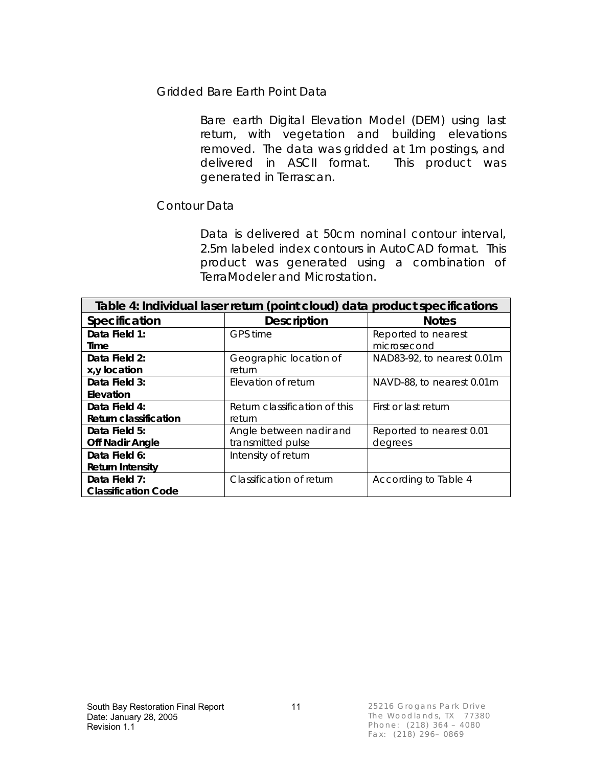Gridded Bare Earth Point Data

Bare earth Digital Elevation Model (DEM) using last return, with vegetation and building elevations removed. The data was gridded at 1m postings, and delivered in ASCII format. This product was generated in Terrascan.

Contour Data

Data is delivered at 50cm nominal contour interval, 2.5m labeled index contours in AutoCAD format. This product was generated using a combination of TerraModeler and Microstation.

| Table 4: Individual laser return (point cloud) data product specifications | | |
|---|---|---|
| **Specification** | **Description** | **Notes** |
| **Data Field 1: Time** | GPS time | Reported to nearest microsecond |
| **Data Field 2: x,y location** | Geographic location of return | NAD83-92, to nearest 0.01m |
| **Data Field 3: Elevation** | Elevation of return | NAVD-88, to nearest 0.01m |
| **Data Field 4: Return classification** | Return classification of this return | First or last return |
| **Data Field 5: Off Nadir Angle** | Angle between nadir and transmitted pulse | Reported to nearest 0.01 degrees |
| **Data Field 6: Return Intensity** | Intensity of return | |
| **Data Field 7: Classification Code** | Classification of return | According to Table 4 |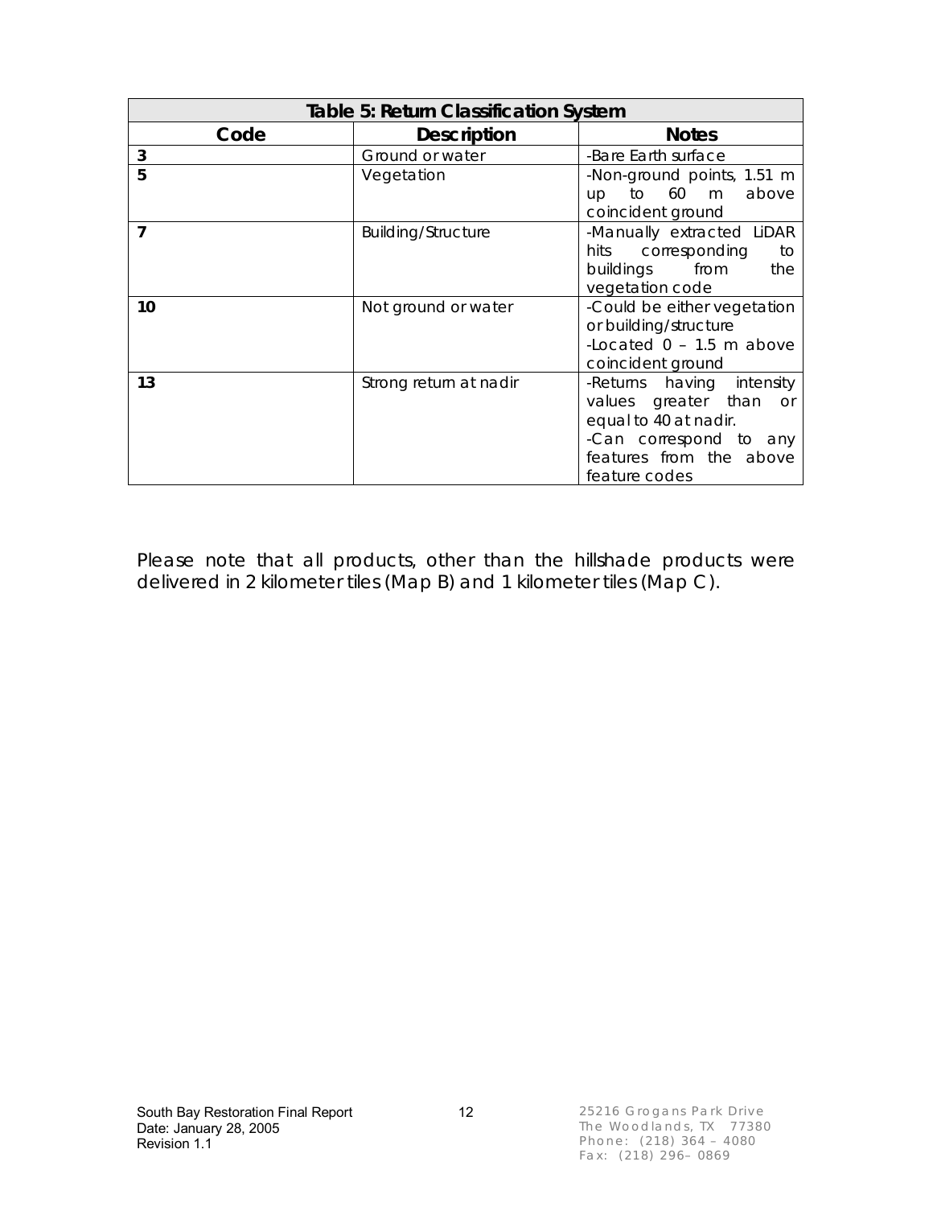| Table 5: Return Classification System | | |
|---|---|---|
| **Code** | **Description** | **Notes** |
| **3** | Ground or water | -Bare Earth surface |
| **5** | Vegetation | -Non-ground points, 1.51 m up to 60 m above coincident ground |
| **7** | Building/Structure | -Manually extracted LiDAR hits corresponding to buildings from the vegetation code |
| **10** | Not ground or water | -Could be either vegetation or building/structure<br>-Located 0 – 1.5 m above coincident ground |
| **13** | Strong return at nadir | -Returns having intensity values greater than or equal to 40 at nadir.<br>-Can correspond to any features from the above feature codes |

Please note that all products, other than the hillshade products were delivered in 2 kilometer tiles (Map B) and 1 kilometer tiles (Map C).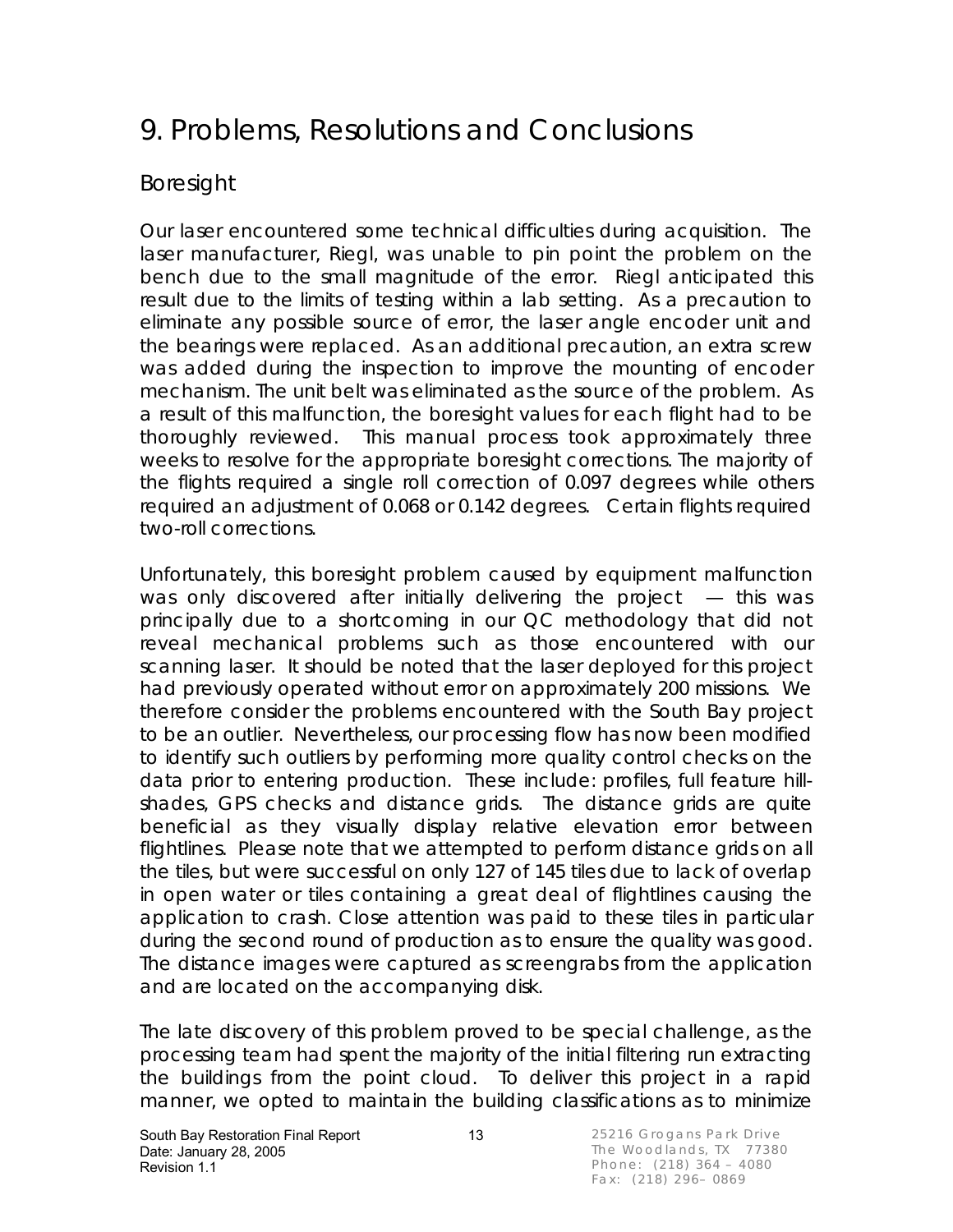# 9. Problems, Resolutions and Conclusions

## Boresight

Our laser encountered some technical difficulties during acquisition. The laser manufacturer, Riegl, was unable to pin point the problem on the bench due to the small magnitude of the error. Riegl anticipated this result due to the limits of testing within a lab setting. As a precaution to eliminate any possible source of error, the laser angle encoder unit and the bearings were replaced. As an additional precaution, an extra screw was added during the inspection to improve the mounting of encoder mechanism. The unit belt was eliminated as the source of the problem. As a result of this malfunction, the boresight values for each flight had to be thoroughly reviewed. This manual process took approximately three weeks to resolve for the appropriate boresight corrections. The majority of the flights required a single roll correction of 0.097 degrees while others required an adjustment of 0.068 or 0.142 degrees. Certain flights required two-roll corrections.

Unfortunately, this boresight problem caused by equipment malfunction was only discovered after initially delivering the project — this was principally due to a shortcoming in our QC methodology that did not reveal mechanical problems such as those encountered with our scanning laser. It should be noted that the laser deployed for this project had previously operated without error on approximately 200 missions. We therefore consider the problems encountered with the South Bay project to be an outlier. Nevertheless, our processing flow has now been modified to identify such outliers by performing more quality control checks on the data prior to entering production. These include: profiles, full feature hill-shades, GPS checks and distance grids. The distance grids are quite beneficial as they visually display relative elevation error between flightlines. Please note that we attempted to perform distance grids on all the tiles, but were successful on only 127 of 145 tiles due to lack of overlap in open water or tiles containing a great deal of flightlines causing the application to crash. Close attention was paid to these tiles in particular during the second round of production as to ensure the quality was good. The distance images were captured as screengrabs from the application and are located on the accompanying disk.

The late discovery of this problem proved to be special challenge, as the processing team had spent the majority of the initial filtering run extracting the buildings from the point cloud. To deliver this project in a rapid manner, we opted to maintain the building classifications as to minimize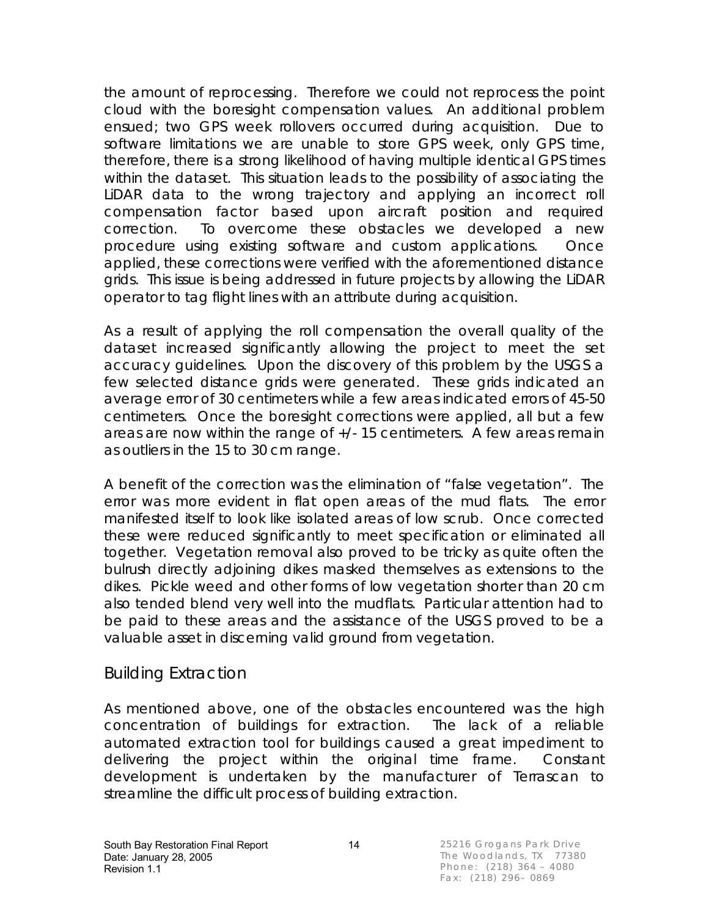the amount of reprocessing. Therefore we could not reprocess the point cloud with the boresight compensation values. An additional problem ensued; two GPS week rollovers occurred during acquisition. Due to software limitations we are unable to store GPS week, only GPS time, therefore, there is a strong likelihood of having multiple identical GPS times within the dataset. This situation leads to the possibility of associating the LiDAR data to the wrong trajectory and applying an incorrect roll compensation factor based upon aircraft position and required correction. To overcome these obstacles we developed a new procedure using existing software and custom applications. Once applied, these corrections were verified with the aforementioned distance grids. This issue is being addressed in future projects by allowing the LiDAR operator to tag flight lines with an attribute during acquisition.

As a result of applying the roll compensation the overall quality of the dataset increased significantly allowing the project to meet the set accuracy guidelines. Upon the discovery of this problem by the USGS a few selected distance grids were generated. These grids indicated an average error of 30 centimeters while a few areas indicated errors of 45-50 centimeters. Once the boresight corrections were applied, all but a few areas are now within the range of +/- 15 centimeters. A few areas remain as outliers in the 15 to 30 cm range.

A benefit of the correction was the elimination of "false vegetation". The error was more evident in flat open areas of the mud flats. The error manifested itself to look like isolated areas of low scrub. Once corrected these were reduced significantly to meet specification or eliminated all together. Vegetation removal also proved to be tricky as quite often the bulrush directly adjoining dikes masked themselves as extensions to the dikes. Pickle weed and other forms of low vegetation shorter than 20 cm also tended blend very well into the mudflats. Particular attention had to be paid to these areas and the assistance of the USGS proved to be a valuable asset in discerning valid ground from vegetation.

## Building Extraction

As mentioned above, one of the obstacles encountered was the high concentration of buildings for extraction. The lack of a reliable automated extraction tool for buildings caused a great impediment to delivering the project within the original time frame. Constant development is undertaken by the manufacturer of Terrascan to streamline the difficult process of building extraction.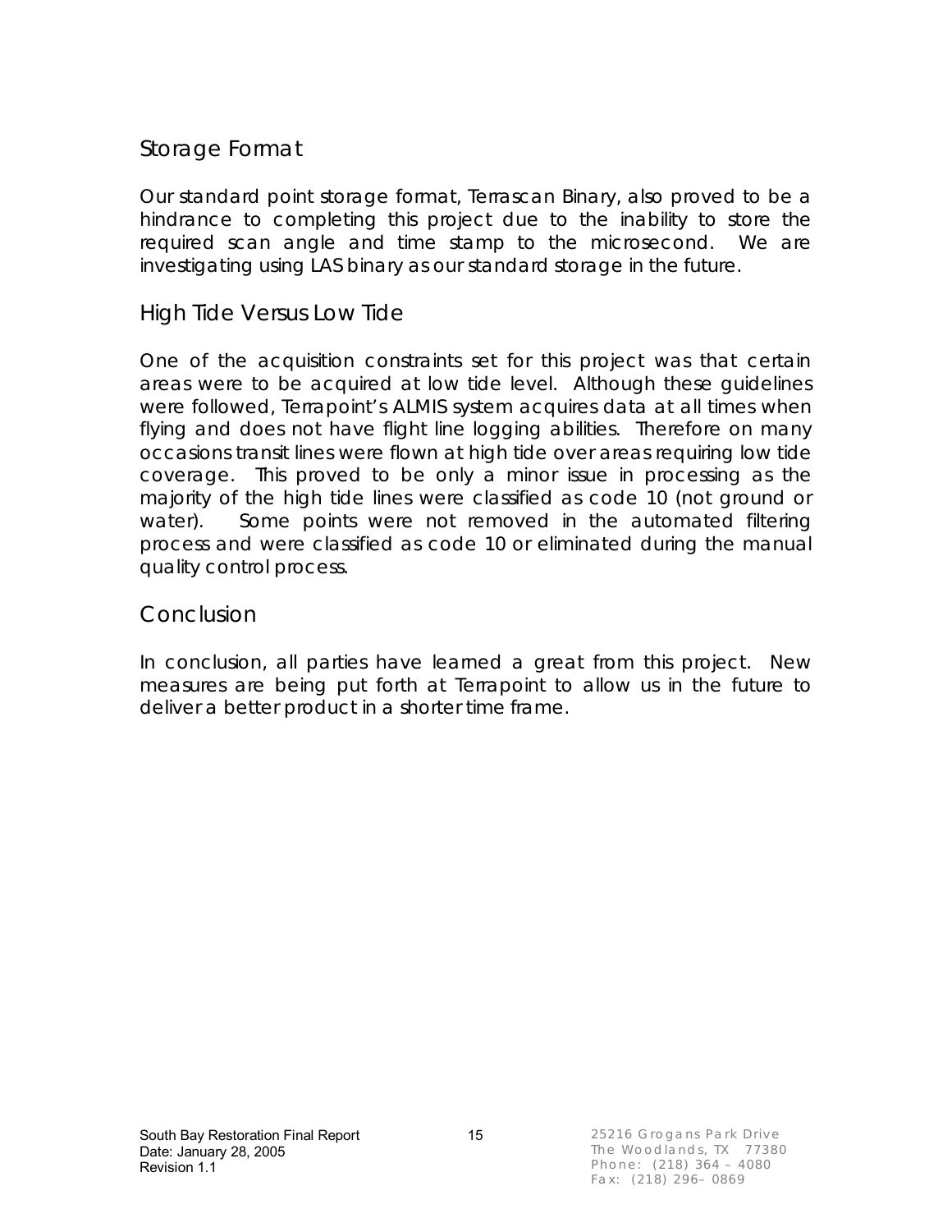## Storage Format

Our standard point storage format, Terrascan Binary, also proved to be a hindrance to completing this project due to the inability to store the required scan angle and time stamp to the microsecond. We are investigating using LAS binary as our standard storage in the future.

## High Tide Versus Low Tide

One of the acquisition constraints set for this project was that certain areas were to be acquired at low tide level. Although these guidelines were followed, Terrapoint's ALMIS system acquires data at all times when flying and does not have flight line logging abilities. Therefore on many occasions transit lines were flown at high tide over areas requiring low tide coverage. This proved to be only a minor issue in processing as the majority of the high tide lines were classified as code 10 (not ground or water). Some points were not removed in the automated filtering process and were classified as code 10 or eliminated during the manual quality control process.

## Conclusion

In conclusion, all parties have learned a great from this project. New measures are being put forth at Terrapoint to allow us in the future to deliver a better product in a shorter time frame.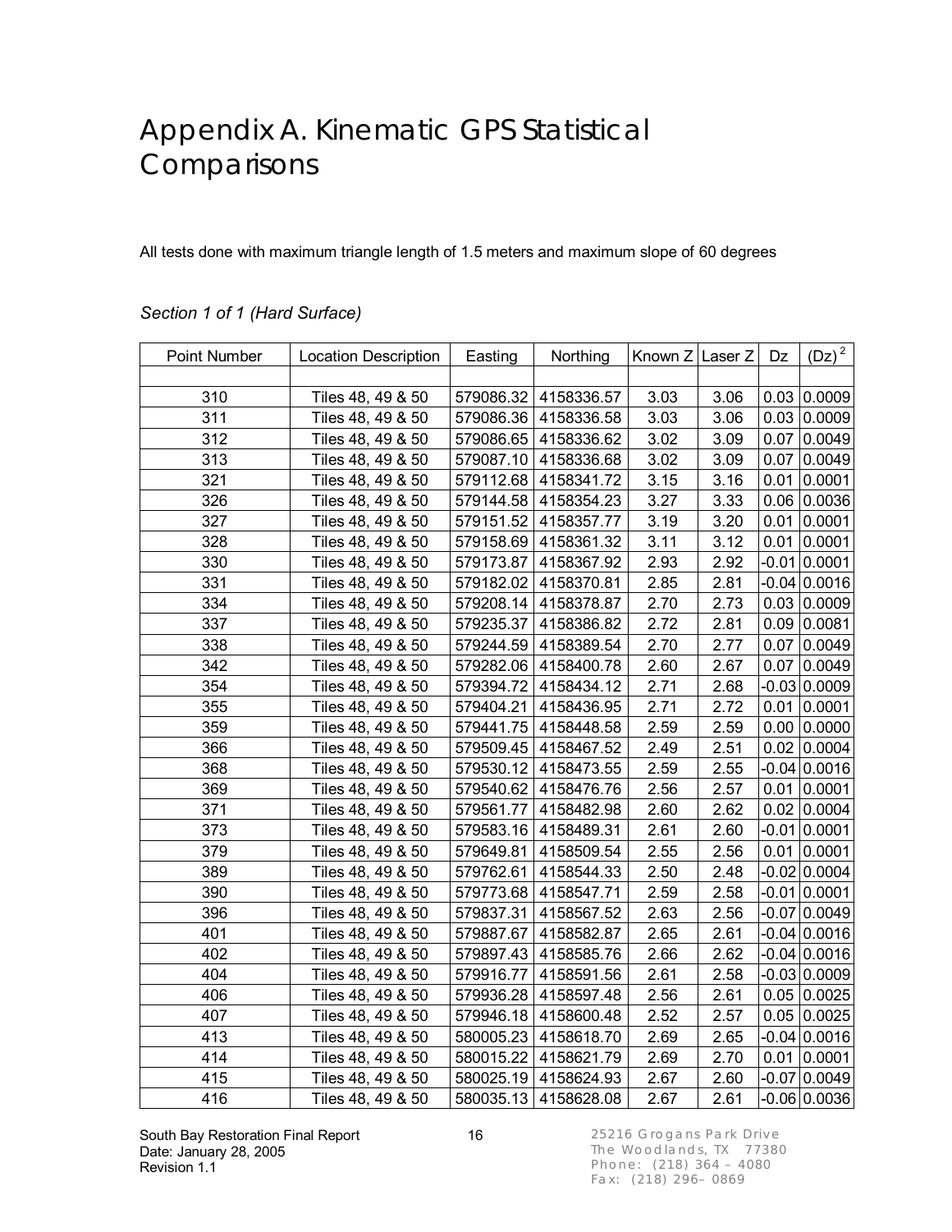# Appendix A. Kinematic GPS Statistical Comparisons

All tests done with maximum triangle length of 1.5 meters and maximum slope of 60 degrees

*Section 1 of 1 (Hard Surface)*

| Point Number | Location Description | Easting | Northing | Known Z | Laser Z | Dz | $(Dz)^2$ |
|---|---|---|---|---|---|---|---|
| | | | | | | | |
| 310 | Tiles 48, 49 & 50 | 579086.32 | 4158336.57 | 3.03 | 3.06 | 0.03 | 0.0009 |
| 311 | Tiles 48, 49 & 50 | 579086.36 | 4158336.58 | 3.03 | 3.06 | 0.03 | 0.0009 |
| 312 | Tiles 48, 49 & 50 | 579086.65 | 4158336.62 | 3.02 | 3.09 | 0.07 | 0.0049 |
| 313 | Tiles 48, 49 & 50 | 579087.10 | 4158336.68 | 3.02 | 3.09 | 0.07 | 0.0049 |
| 321 | Tiles 48, 49 & 50 | 579112.68 | 4158341.72 | 3.15 | 3.16 | 0.01 | 0.0001 |
| 326 | Tiles 48, 49 & 50 | 579144.58 | 4158354.23 | 3.27 | 3.33 | 0.06 | 0.0036 |
| 327 | Tiles 48, 49 & 50 | 579151.52 | 4158357.77 | 3.19 | 3.20 | 0.01 | 0.0001 |
| 328 | Tiles 48, 49 & 50 | 579158.69 | 4158361.32 | 3.11 | 3.12 | 0.01 | 0.0001 |
| 330 | Tiles 48, 49 & 50 | 579173.87 | 4158367.92 | 2.93 | 2.92 | -0.01 | 0.0001 |
| 331 | Tiles 48, 49 & 50 | 579182.02 | 4158370.81 | 2.85 | 2.81 | -0.04 | 0.0016 |
| 334 | Tiles 48, 49 & 50 | 579208.14 | 4158378.87 | 2.70 | 2.73 | 0.03 | 0.0009 |
| 337 | Tiles 48, 49 & 50 | 579235.37 | 4158386.82 | 2.72 | 2.81 | 0.09 | 0.0081 |
| 338 | Tiles 48, 49 & 50 | 579244.59 | 4158389.54 | 2.70 | 2.77 | 0.07 | 0.0049 |
| 342 | Tiles 48, 49 & 50 | 579282.06 | 4158400.78 | 2.60 | 2.67 | 0.07 | 0.0049 |
| 354 | Tiles 48, 49 & 50 | 579394.72 | 4158434.12 | 2.71 | 2.68 | -0.03 | 0.0009 |
| 355 | Tiles 48, 49 & 50 | 579404.21 | 4158436.95 | 2.71 | 2.72 | 0.01 | 0.0001 |
| 359 | Tiles 48, 49 & 50 | 579441.75 | 4158448.58 | 2.59 | 2.59 | 0.00 | 0.0000 |
| 366 | Tiles 48, 49 & 50 | 579509.45 | 4158467.52 | 2.49 | 2.51 | 0.02 | 0.0004 |
| 368 | Tiles 48, 49 & 50 | 579530.12 | 4158473.55 | 2.59 | 2.55 | -0.04 | 0.0016 |
| 369 | Tiles 48, 49 & 50 | 579540.62 | 4158476.76 | 2.56 | 2.57 | 0.01 | 0.0001 |
| 371 | Tiles 48, 49 & 50 | 579561.77 | 4158482.98 | 2.60 | 2.62 | 0.02 | 0.0004 |
| 373 | Tiles 48, 49 & 50 | 579583.16 | 4158489.31 | 2.61 | 2.60 | -0.01 | 0.0001 |
| 379 | Tiles 48, 49 & 50 | 579649.81 | 4158509.54 | 2.55 | 2.56 | 0.01 | 0.0001 |
| 389 | Tiles 48, 49 & 50 | 579762.61 | 4158544.33 | 2.50 | 2.48 | -0.02 | 0.0004 |
| 390 | Tiles 48, 49 & 50 | 579773.68 | 4158547.71 | 2.59 | 2.58 | -0.01 | 0.0001 |
| 396 | Tiles 48, 49 & 50 | 579837.31 | 4158567.52 | 2.63 | 2.56 | -0.07 | 0.0049 |
| 401 | Tiles 48, 49 & 50 | 579887.67 | 4158582.87 | 2.65 | 2.61 | -0.04 | 0.0016 |
| 402 | Tiles 48, 49 & 50 | 579897.43 | 4158585.76 | 2.66 | 2.62 | -0.04 | 0.0016 |
| 404 | Tiles 48, 49 & 50 | 579916.77 | 4158591.56 | 2.61 | 2.58 | -0.03 | 0.0009 |
| 406 | Tiles 48, 49 & 50 | 579936.28 | 4158597.48 | 2.56 | 2.61 | 0.05 | 0.0025 |
| 407 | Tiles 48, 49 & 50 | 579946.18 | 4158600.48 | 2.52 | 2.57 | 0.05 | 0.0025 |
| 413 | Tiles 48, 49 & 50 | 580005.23 | 4158618.70 | 2.69 | 2.65 | -0.04 | 0.0016 |
| 414 | Tiles 48, 49 & 50 | 580015.22 | 4158621.79 | 2.69 | 2.70 | 0.01 | 0.0001 |
| 415 | Tiles 48, 49 & 50 | 580025.19 | 4158624.93 | 2.67 | 2.60 | -0.07 | 0.0049 |
| 416 | Tiles 48, 49 & 50 | 580035.13 | 4158628.08 | 2.67 | 2.61 | -0.06 | 0.0036 |

South Bay Restoration Final Report
Date: January 28, 2005
Revision 1.1

25216 Grogans Park Drive
The Woodlands, TX 77380
Phone: (218) 364 – 4080
Fax: (218) 296– 0869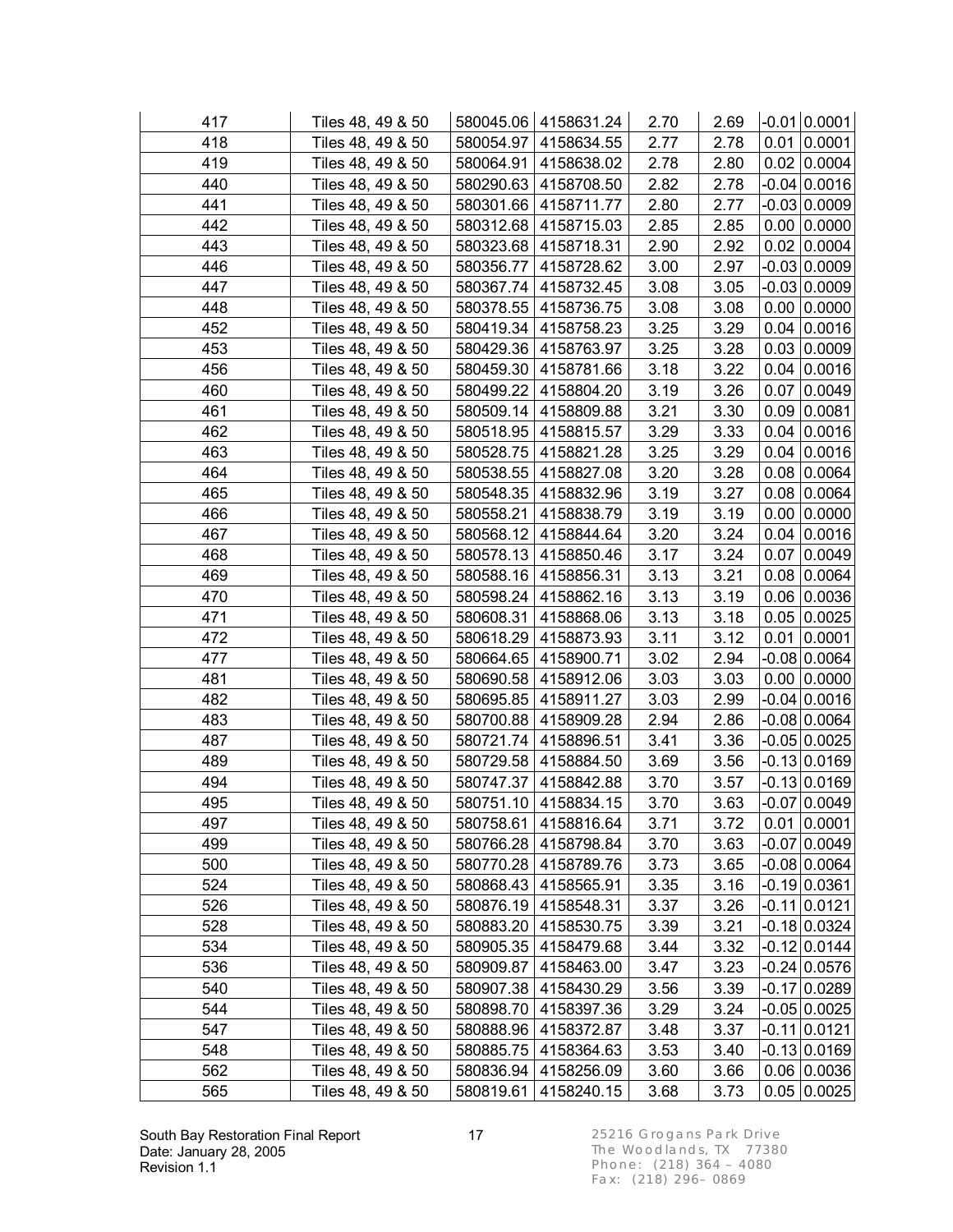| | | | | | | | |
|---|---|---|---|---|---|---|---|
| 417 | Tiles 48, 49 & 50 | 580045.06 | 4158631.24 | 2.70 | 2.69 | -0.01 | 0.0001 |
| 418 | Tiles 48, 49 & 50 | 580054.97 | 4158634.55 | 2.77 | 2.78 | 0.01 | 0.0001 |
| 419 | Tiles 48, 49 & 50 | 580064.91 | 4158638.02 | 2.78 | 2.80 | 0.02 | 0.0004 |
| 440 | Tiles 48, 49 & 50 | 580290.63 | 4158708.50 | 2.82 | 2.78 | -0.04 | 0.0016 |
| 441 | Tiles 48, 49 & 50 | 580301.66 | 4158711.77 | 2.80 | 2.77 | -0.03 | 0.0009 |
| 442 | Tiles 48, 49 & 50 | 580312.68 | 4158715.03 | 2.85 | 2.85 | 0.00 | 0.0000 |
| 443 | Tiles 48, 49 & 50 | 580323.68 | 4158718.31 | 2.90 | 2.92 | 0.02 | 0.0004 |
| 446 | Tiles 48, 49 & 50 | 580356.77 | 4158728.62 | 3.00 | 2.97 | -0.03 | 0.0009 |
| 447 | Tiles 48, 49 & 50 | 580367.74 | 4158732.45 | 3.08 | 3.05 | -0.03 | 0.0009 |
| 448 | Tiles 48, 49 & 50 | 580378.55 | 4158736.75 | 3.08 | 3.08 | 0.00 | 0.0000 |
| 452 | Tiles 48, 49 & 50 | 580419.34 | 4158758.23 | 3.25 | 3.29 | 0.04 | 0.0016 |
| 453 | Tiles 48, 49 & 50 | 580429.36 | 4158763.97 | 3.25 | 3.28 | 0.03 | 0.0009 |
| 456 | Tiles 48, 49 & 50 | 580459.30 | 4158781.66 | 3.18 | 3.22 | 0.04 | 0.0016 |
| 460 | Tiles 48, 49 & 50 | 580499.22 | 4158804.20 | 3.19 | 3.26 | 0.07 | 0.0049 |
| 461 | Tiles 48, 49 & 50 | 580509.14 | 4158809.88 | 3.21 | 3.30 | 0.09 | 0.0081 |
| 462 | Tiles 48, 49 & 50 | 580518.95 | 4158815.57 | 3.29 | 3.33 | 0.04 | 0.0016 |
| 463 | Tiles 48, 49 & 50 | 580528.75 | 4158821.28 | 3.25 | 3.29 | 0.04 | 0.0016 |
| 464 | Tiles 48, 49 & 50 | 580538.55 | 4158827.08 | 3.20 | 3.28 | 0.08 | 0.0064 |
| 465 | Tiles 48, 49 & 50 | 580548.35 | 4158832.96 | 3.19 | 3.27 | 0.08 | 0.0064 |
| 466 | Tiles 48, 49 & 50 | 580558.21 | 4158838.79 | 3.19 | 3.19 | 0.00 | 0.0000 |
| 467 | Tiles 48, 49 & 50 | 580568.12 | 4158844.64 | 3.20 | 3.24 | 0.04 | 0.0016 |
| 468 | Tiles 48, 49 & 50 | 580578.13 | 4158850.46 | 3.17 | 3.24 | 0.07 | 0.0049 |
| 469 | Tiles 48, 49 & 50 | 580588.16 | 4158856.31 | 3.13 | 3.21 | 0.08 | 0.0064 |
| 470 | Tiles 48, 49 & 50 | 580598.24 | 4158862.16 | 3.13 | 3.19 | 0.06 | 0.0036 |
| 471 | Tiles 48, 49 & 50 | 580608.31 | 4158868.06 | 3.13 | 3.18 | 0.05 | 0.0025 |
| 472 | Tiles 48, 49 & 50 | 580618.29 | 4158873.93 | 3.11 | 3.12 | 0.01 | 0.0001 |
| 477 | Tiles 48, 49 & 50 | 580664.65 | 4158900.71 | 3.02 | 2.94 | -0.08 | 0.0064 |
| 481 | Tiles 48, 49 & 50 | 580690.58 | 4158912.06 | 3.03 | 3.03 | 0.00 | 0.0000 |
| 482 | Tiles 48, 49 & 50 | 580695.85 | 4158911.27 | 3.03 | 2.99 | -0.04 | 0.0016 |
| 483 | Tiles 48, 49 & 50 | 580700.88 | 4158909.28 | 2.94 | 2.86 | -0.08 | 0.0064 |
| 487 | Tiles 48, 49 & 50 | 580721.74 | 4158896.51 | 3.41 | 3.36 | -0.05 | 0.0025 |
| 489 | Tiles 48, 49 & 50 | 580729.58 | 4158884.50 | 3.69 | 3.56 | -0.13 | 0.0169 |
| 494 | Tiles 48, 49 & 50 | 580747.37 | 4158842.88 | 3.70 | 3.57 | -0.13 | 0.0169 |
| 495 | Tiles 48, 49 & 50 | 580751.10 | 4158834.15 | 3.70 | 3.63 | -0.07 | 0.0049 |
| 497 | Tiles 48, 49 & 50 | 580758.61 | 4158816.64 | 3.71 | 3.72 | 0.01 | 0.0001 |
| 499 | Tiles 48, 49 & 50 | 580766.28 | 4158798.84 | 3.70 | 3.63 | -0.07 | 0.0049 |
| 500 | Tiles 48, 49 & 50 | 580770.28 | 4158789.76 | 3.73 | 3.65 | -0.08 | 0.0064 |
| 524 | Tiles 48, 49 & 50 | 580868.43 | 4158565.91 | 3.35 | 3.16 | -0.19 | 0.0361 |
| 526 | Tiles 48, 49 & 50 | 580876.19 | 4158548.31 | 3.37 | 3.26 | -0.11 | 0.0121 |
| 528 | Tiles 48, 49 & 50 | 580883.20 | 4158530.75 | 3.39 | 3.21 | -0.18 | 0.0324 |
| 534 | Tiles 48, 49 & 50 | 580905.35 | 4158479.68 | 3.44 | 3.32 | -0.12 | 0.0144 |
| 536 | Tiles 48, 49 & 50 | 580909.87 | 4158463.00 | 3.47 | 3.23 | -0.24 | 0.0576 |
| 540 | Tiles 48, 49 & 50 | 580907.38 | 4158430.29 | 3.56 | 3.39 | -0.17 | 0.0289 |
| 544 | Tiles 48, 49 & 50 | 580898.70 | 4158397.36 | 3.29 | 3.24 | -0.05 | 0.0025 |
| 547 | Tiles 48, 49 & 50 | 580888.96 | 4158372.87 | 3.48 | 3.37 | -0.11 | 0.0121 |
| 548 | Tiles 48, 49 & 50 | 580885.75 | 4158364.63 | 3.53 | 3.40 | -0.13 | 0.0169 |
| 562 | Tiles 48, 49 & 50 | 580836.94 | 4158256.09 | 3.60 | 3.66 | 0.06 | 0.0036 |
| 565 | Tiles 48, 49 & 50 | 580819.61 | 4158240.15 | 3.68 | 3.73 | 0.05 | 0.0025 |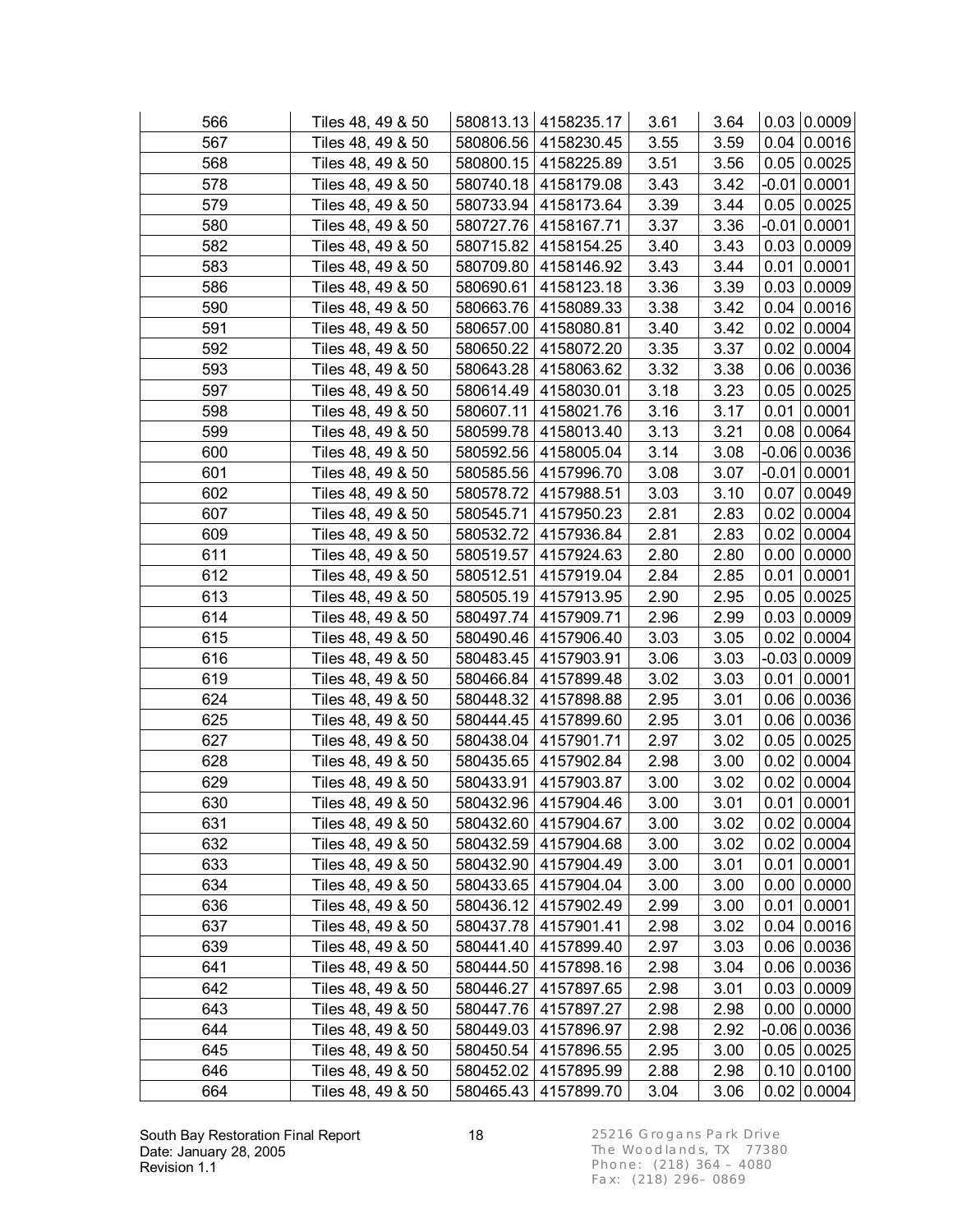| | | | | | | | |
|---|---|---|---|---|---|---|---|
| 566 | Tiles 48, 49 & 50 | 580813.13 | 4158235.17 | 3.61 | 3.64 | 0.03 | 0.0009 |
| 567 | Tiles 48, 49 & 50 | 580806.56 | 4158230.45 | 3.55 | 3.59 | 0.04 | 0.0016 |
| 568 | Tiles 48, 49 & 50 | 580800.15 | 4158225.89 | 3.51 | 3.56 | 0.05 | 0.0025 |
| 578 | Tiles 48, 49 & 50 | 580740.18 | 4158179.08 | 3.43 | 3.42 | -0.01 | 0.0001 |
| 579 | Tiles 48, 49 & 50 | 580733.94 | 4158173.64 | 3.39 | 3.44 | 0.05 | 0.0025 |
| 580 | Tiles 48, 49 & 50 | 580727.76 | 4158167.71 | 3.37 | 3.36 | -0.01 | 0.0001 |
| 582 | Tiles 48, 49 & 50 | 580715.82 | 4158154.25 | 3.40 | 3.43 | 0.03 | 0.0009 |
| 583 | Tiles 48, 49 & 50 | 580709.80 | 4158146.92 | 3.43 | 3.44 | 0.01 | 0.0001 |
| 586 | Tiles 48, 49 & 50 | 580690.61 | 4158123.18 | 3.36 | 3.39 | 0.03 | 0.0009 |
| 590 | Tiles 48, 49 & 50 | 580663.76 | 4158089.33 | 3.38 | 3.42 | 0.04 | 0.0016 |
| 591 | Tiles 48, 49 & 50 | 580657.00 | 4158080.81 | 3.40 | 3.42 | 0.02 | 0.0004 |
| 592 | Tiles 48, 49 & 50 | 580650.22 | 4158072.20 | 3.35 | 3.37 | 0.02 | 0.0004 |
| 593 | Tiles 48, 49 & 50 | 580643.28 | 4158063.62 | 3.32 | 3.38 | 0.06 | 0.0036 |
| 597 | Tiles 48, 49 & 50 | 580614.49 | 4158030.01 | 3.18 | 3.23 | 0.05 | 0.0025 |
| 598 | Tiles 48, 49 & 50 | 580607.11 | 4158021.76 | 3.16 | 3.17 | 0.01 | 0.0001 |
| 599 | Tiles 48, 49 & 50 | 580599.78 | 4158013.40 | 3.13 | 3.21 | 0.08 | 0.0064 |
| 600 | Tiles 48, 49 & 50 | 580592.56 | 4158005.04 | 3.14 | 3.08 | -0.06 | 0.0036 |
| 601 | Tiles 48, 49 & 50 | 580585.56 | 4157996.70 | 3.08 | 3.07 | -0.01 | 0.0001 |
| 602 | Tiles 48, 49 & 50 | 580578.72 | 4157988.51 | 3.03 | 3.10 | 0.07 | 0.0049 |
| 607 | Tiles 48, 49 & 50 | 580545.71 | 4157950.23 | 2.81 | 2.83 | 0.02 | 0.0004 |
| 609 | Tiles 48, 49 & 50 | 580532.72 | 4157936.84 | 2.81 | 2.83 | 0.02 | 0.0004 |
| 611 | Tiles 48, 49 & 50 | 580519.57 | 4157924.63 | 2.80 | 2.80 | 0.00 | 0.0000 |
| 612 | Tiles 48, 49 & 50 | 580512.51 | 4157919.04 | 2.84 | 2.85 | 0.01 | 0.0001 |
| 613 | Tiles 48, 49 & 50 | 580505.19 | 4157913.95 | 2.90 | 2.95 | 0.05 | 0.0025 |
| 614 | Tiles 48, 49 & 50 | 580497.74 | 4157909.71 | 2.96 | 2.99 | 0.03 | 0.0009 |
| 615 | Tiles 48, 49 & 50 | 580490.46 | 4157906.40 | 3.03 | 3.05 | 0.02 | 0.0004 |
| 616 | Tiles 48, 49 & 50 | 580483.45 | 4157903.91 | 3.06 | 3.03 | -0.03 | 0.0009 |
| 619 | Tiles 48, 49 & 50 | 580466.84 | 4157899.48 | 3.02 | 3.03 | 0.01 | 0.0001 |
| 624 | Tiles 48, 49 & 50 | 580448.32 | 4157898.88 | 2.95 | 3.01 | 0.06 | 0.0036 |
| 625 | Tiles 48, 49 & 50 | 580444.45 | 4157899.60 | 2.95 | 3.01 | 0.06 | 0.0036 |
| 627 | Tiles 48, 49 & 50 | 580438.04 | 4157901.71 | 2.97 | 3.02 | 0.05 | 0.0025 |
| 628 | Tiles 48, 49 & 50 | 580435.65 | 4157902.84 | 2.98 | 3.00 | 0.02 | 0.0004 |
| 629 | Tiles 48, 49 & 50 | 580433.91 | 4157903.87 | 3.00 | 3.02 | 0.02 | 0.0004 |
| 630 | Tiles 48, 49 & 50 | 580432.96 | 4157904.46 | 3.00 | 3.01 | 0.01 | 0.0001 |
| 631 | Tiles 48, 49 & 50 | 580432.60 | 4157904.67 | 3.00 | 3.02 | 0.02 | 0.0004 |
| 632 | Tiles 48, 49 & 50 | 580432.59 | 4157904.68 | 3.00 | 3.02 | 0.02 | 0.0004 |
| 633 | Tiles 48, 49 & 50 | 580432.90 | 4157904.49 | 3.00 | 3.01 | 0.01 | 0.0001 |
| 634 | Tiles 48, 49 & 50 | 580433.65 | 4157904.04 | 3.00 | 3.00 | 0.00 | 0.0000 |
| 636 | Tiles 48, 49 & 50 | 580436.12 | 4157902.49 | 2.99 | 3.00 | 0.01 | 0.0001 |
| 637 | Tiles 48, 49 & 50 | 580437.78 | 4157901.41 | 2.98 | 3.02 | 0.04 | 0.0016 |
| 639 | Tiles 48, 49 & 50 | 580441.40 | 4157899.40 | 2.97 | 3.03 | 0.06 | 0.0036 |
| 641 | Tiles 48, 49 & 50 | 580444.50 | 4157898.16 | 2.98 | 3.04 | 0.06 | 0.0036 |
| 642 | Tiles 48, 49 & 50 | 580446.27 | 4157897.65 | 2.98 | 3.01 | 0.03 | 0.0009 |
| 643 | Tiles 48, 49 & 50 | 580447.76 | 4157897.27 | 2.98 | 2.98 | 0.00 | 0.0000 |
| 644 | Tiles 48, 49 & 50 | 580449.03 | 4157896.97 | 2.98 | 2.92 | -0.06 | 0.0036 |
| 645 | Tiles 48, 49 & 50 | 580450.54 | 4157896.55 | 2.95 | 3.00 | 0.05 | 0.0025 |
| 646 | Tiles 48, 49 & 50 | 580452.02 | 4157895.99 | 2.88 | 2.98 | 0.10 | 0.0100 |
| 664 | Tiles 48, 49 & 50 | 580465.43 | 4157899.70 | 3.04 | 3.06 | 0.02 | 0.0004 |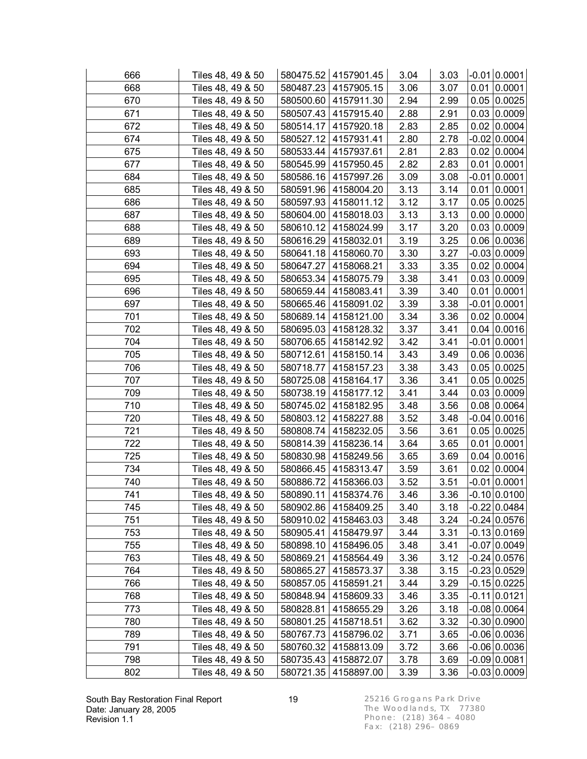| | | | | | | | |
|---|---|---|---|---|---|---|---|
| 666 | Tiles 48, 49 & 50 | 580475.52 | 4157901.45 | 3.04 | 3.03 | -0.01 | 0.0001 |
| 668 | Tiles 48, 49 & 50 | 580487.23 | 4157905.15 | 3.06 | 3.07 | 0.01 | 0.0001 |
| 670 | Tiles 48, 49 & 50 | 580500.60 | 4157911.30 | 2.94 | 2.99 | 0.05 | 0.0025 |
| 671 | Tiles 48, 49 & 50 | 580507.43 | 4157915.40 | 2.88 | 2.91 | 0.03 | 0.0009 |
| 672 | Tiles 48, 49 & 50 | 580514.17 | 4157920.18 | 2.83 | 2.85 | 0.02 | 0.0004 |
| 674 | Tiles 48, 49 & 50 | 580527.12 | 4157931.41 | 2.80 | 2.78 | -0.02 | 0.0004 |
| 675 | Tiles 48, 49 & 50 | 580533.44 | 4157937.61 | 2.81 | 2.83 | 0.02 | 0.0004 |
| 677 | Tiles 48, 49 & 50 | 580545.99 | 4157950.45 | 2.82 | 2.83 | 0.01 | 0.0001 |
| 684 | Tiles 48, 49 & 50 | 580586.16 | 4157997.26 | 3.09 | 3.08 | -0.01 | 0.0001 |
| 685 | Tiles 48, 49 & 50 | 580591.96 | 4158004.20 | 3.13 | 3.14 | 0.01 | 0.0001 |
| 686 | Tiles 48, 49 & 50 | 580597.93 | 4158011.12 | 3.12 | 3.17 | 0.05 | 0.0025 |
| 687 | Tiles 48, 49 & 50 | 580604.00 | 4158018.03 | 3.13 | 3.13 | 0.00 | 0.0000 |
| 688 | Tiles 48, 49 & 50 | 580610.12 | 4158024.99 | 3.17 | 3.20 | 0.03 | 0.0009 |
| 689 | Tiles 48, 49 & 50 | 580616.29 | 4158032.01 | 3.19 | 3.25 | 0.06 | 0.0036 |
| 693 | Tiles 48, 49 & 50 | 580641.18 | 4158060.70 | 3.30 | 3.27 | -0.03 | 0.0009 |
| 694 | Tiles 48, 49 & 50 | 580647.27 | 4158068.21 | 3.33 | 3.35 | 0.02 | 0.0004 |
| 695 | Tiles 48, 49 & 50 | 580653.34 | 4158075.79 | 3.38 | 3.41 | 0.03 | 0.0009 |
| 696 | Tiles 48, 49 & 50 | 580659.44 | 4158083.41 | 3.39 | 3.40 | 0.01 | 0.0001 |
| 697 | Tiles 48, 49 & 50 | 580665.46 | 4158091.02 | 3.39 | 3.38 | -0.01 | 0.0001 |
| 701 | Tiles 48, 49 & 50 | 580689.14 | 4158121.00 | 3.34 | 3.36 | 0.02 | 0.0004 |
| 702 | Tiles 48, 49 & 50 | 580695.03 | 4158128.32 | 3.37 | 3.41 | 0.04 | 0.0016 |
| 704 | Tiles 48, 49 & 50 | 580706.65 | 4158142.92 | 3.42 | 3.41 | -0.01 | 0.0001 |
| 705 | Tiles 48, 49 & 50 | 580712.61 | 4158150.14 | 3.43 | 3.49 | 0.06 | 0.0036 |
| 706 | Tiles 48, 49 & 50 | 580718.77 | 4158157.23 | 3.38 | 3.43 | 0.05 | 0.0025 |
| 707 | Tiles 48, 49 & 50 | 580725.08 | 4158164.17 | 3.36 | 3.41 | 0.05 | 0.0025 |
| 709 | Tiles 48, 49 & 50 | 580738.19 | 4158177.12 | 3.41 | 3.44 | 0.03 | 0.0009 |
| 710 | Tiles 48, 49 & 50 | 580745.02 | 4158182.95 | 3.48 | 3.56 | 0.08 | 0.0064 |
| 720 | Tiles 48, 49 & 50 | 580803.12 | 4158227.88 | 3.52 | 3.48 | -0.04 | 0.0016 |
| 721 | Tiles 48, 49 & 50 | 580808.74 | 4158232.05 | 3.56 | 3.61 | 0.05 | 0.0025 |
| 722 | Tiles 48, 49 & 50 | 580814.39 | 4158236.14 | 3.64 | 3.65 | 0.01 | 0.0001 |
| 725 | Tiles 48, 49 & 50 | 580830.98 | 4158249.56 | 3.65 | 3.69 | 0.04 | 0.0016 |
| 734 | Tiles 48, 49 & 50 | 580866.45 | 4158313.47 | 3.59 | 3.61 | 0.02 | 0.0004 |
| 740 | Tiles 48, 49 & 50 | 580886.72 | 4158366.03 | 3.52 | 3.51 | -0.01 | 0.0001 |
| 741 | Tiles 48, 49 & 50 | 580890.11 | 4158374.76 | 3.46 | 3.36 | -0.10 | 0.0100 |
| 745 | Tiles 48, 49 & 50 | 580902.86 | 4158409.25 | 3.40 | 3.18 | -0.22 | 0.0484 |
| 751 | Tiles 48, 49 & 50 | 580910.02 | 4158463.03 | 3.48 | 3.24 | -0.24 | 0.0576 |
| 753 | Tiles 48, 49 & 50 | 580905.41 | 4158479.97 | 3.44 | 3.31 | -0.13 | 0.0169 |
| 755 | Tiles 48, 49 & 50 | 580898.10 | 4158496.05 | 3.48 | 3.41 | -0.07 | 0.0049 |
| 763 | Tiles 48, 49 & 50 | 580869.21 | 4158564.49 | 3.36 | 3.12 | -0.24 | 0.0576 |
| 764 | Tiles 48, 49 & 50 | 580865.27 | 4158573.37 | 3.38 | 3.15 | -0.23 | 0.0529 |
| 766 | Tiles 48, 49 & 50 | 580857.05 | 4158591.21 | 3.44 | 3.29 | -0.15 | 0.0225 |
| 768 | Tiles 48, 49 & 50 | 580848.94 | 4158609.33 | 3.46 | 3.35 | -0.11 | 0.0121 |
| 773 | Tiles 48, 49 & 50 | 580828.81 | 4158655.29 | 3.26 | 3.18 | -0.08 | 0.0064 |
| 780 | Tiles 48, 49 & 50 | 580801.25 | 4158718.51 | 3.62 | 3.32 | -0.30 | 0.0900 |
| 789 | Tiles 48, 49 & 50 | 580767.73 | 4158796.02 | 3.71 | 3.65 | -0.06 | 0.0036 |
| 791 | Tiles 48, 49 & 50 | 580760.32 | 4158813.09 | 3.72 | 3.66 | -0.06 | 0.0036 |
| 798 | Tiles 48, 49 & 50 | 580735.43 | 4158872.07 | 3.78 | 3.69 | -0.09 | 0.0081 |
| 802 | Tiles 48, 49 & 50 | 580721.35 | 4158897.00 | 3.39 | 3.36 | -0.03 | 0.0009 |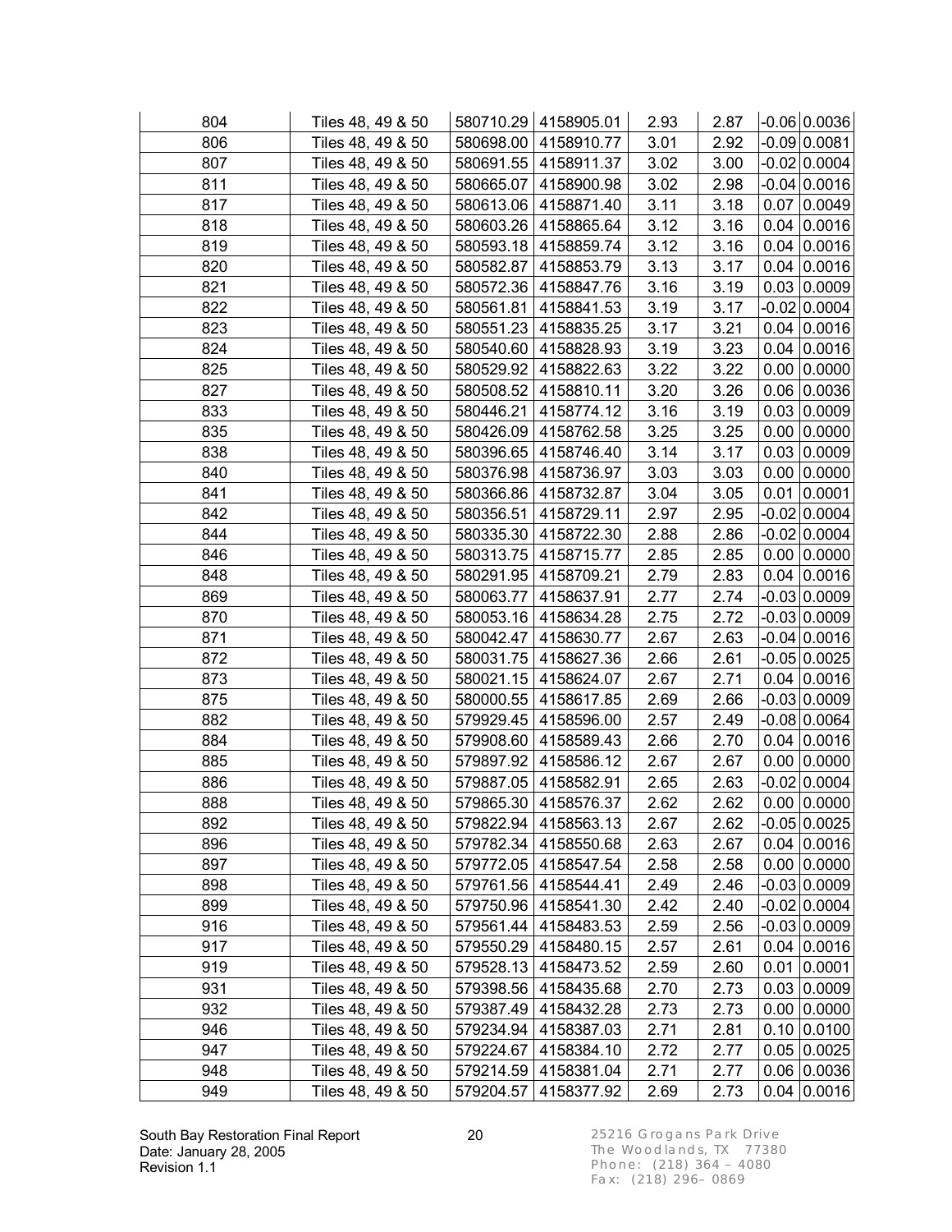| | | | | | | | |
|---|---|---|---|---|---|---|---|
| 804 | Tiles 48, 49 & 50 | 580710.29 | 4158905.01 | 2.93 | 2.87 | -0.06 | 0.0036 |
| 806 | Tiles 48, 49 & 50 | 580698.00 | 4158910.77 | 3.01 | 2.92 | -0.09 | 0.0081 |
| 807 | Tiles 48, 49 & 50 | 580691.55 | 4158911.37 | 3.02 | 3.00 | -0.02 | 0.0004 |
| 811 | Tiles 48, 49 & 50 | 580665.07 | 4158900.98 | 3.02 | 2.98 | -0.04 | 0.0016 |
| 817 | Tiles 48, 49 & 50 | 580613.06 | 4158871.40 | 3.11 | 3.18 | 0.07 | 0.0049 |
| 818 | Tiles 48, 49 & 50 | 580603.26 | 4158865.64 | 3.12 | 3.16 | 0.04 | 0.0016 |
| 819 | Tiles 48, 49 & 50 | 580593.18 | 4158859.74 | 3.12 | 3.16 | 0.04 | 0.0016 |
| 820 | Tiles 48, 49 & 50 | 580582.87 | 4158853.79 | 3.13 | 3.17 | 0.04 | 0.0016 |
| 821 | Tiles 48, 49 & 50 | 580572.36 | 4158847.76 | 3.16 | 3.19 | 0.03 | 0.0009 |
| 822 | Tiles 48, 49 & 50 | 580561.81 | 4158841.53 | 3.19 | 3.17 | -0.02 | 0.0004 |
| 823 | Tiles 48, 49 & 50 | 580551.23 | 4158835.25 | 3.17 | 3.21 | 0.04 | 0.0016 |
| 824 | Tiles 48, 49 & 50 | 580540.60 | 4158828.93 | 3.19 | 3.23 | 0.04 | 0.0016 |
| 825 | Tiles 48, 49 & 50 | 580529.92 | 4158822.63 | 3.22 | 3.22 | 0.00 | 0.0000 |
| 827 | Tiles 48, 49 & 50 | 580508.52 | 4158810.11 | 3.20 | 3.26 | 0.06 | 0.0036 |
| 833 | Tiles 48, 49 & 50 | 580446.21 | 4158774.12 | 3.16 | 3.19 | 0.03 | 0.0009 |
| 835 | Tiles 48, 49 & 50 | 580426.09 | 4158762.58 | 3.25 | 3.25 | 0.00 | 0.0000 |
| 838 | Tiles 48, 49 & 50 | 580396.65 | 4158746.40 | 3.14 | 3.17 | 0.03 | 0.0009 |
| 840 | Tiles 48, 49 & 50 | 580376.98 | 4158736.97 | 3.03 | 3.03 | 0.00 | 0.0000 |
| 841 | Tiles 48, 49 & 50 | 580366.86 | 4158732.87 | 3.04 | 3.05 | 0.01 | 0.0001 |
| 842 | Tiles 48, 49 & 50 | 580356.51 | 4158729.11 | 2.97 | 2.95 | -0.02 | 0.0004 |
| 844 | Tiles 48, 49 & 50 | 580335.30 | 4158722.30 | 2.88 | 2.86 | -0.02 | 0.0004 |
| 846 | Tiles 48, 49 & 50 | 580313.75 | 4158715.77 | 2.85 | 2.85 | 0.00 | 0.0000 |
| 848 | Tiles 48, 49 & 50 | 580291.95 | 4158709.21 | 2.79 | 2.83 | 0.04 | 0.0016 |
| 869 | Tiles 48, 49 & 50 | 580063.77 | 4158637.91 | 2.77 | 2.74 | -0.03 | 0.0009 |
| 870 | Tiles 48, 49 & 50 | 580053.16 | 4158634.28 | 2.75 | 2.72 | -0.03 | 0.0009 |
| 871 | Tiles 48, 49 & 50 | 580042.47 | 4158630.77 | 2.67 | 2.63 | -0.04 | 0.0016 |
| 872 | Tiles 48, 49 & 50 | 580031.75 | 4158627.36 | 2.66 | 2.61 | -0.05 | 0.0025 |
| 873 | Tiles 48, 49 & 50 | 580021.15 | 4158624.07 | 2.67 | 2.71 | 0.04 | 0.0016 |
| 875 | Tiles 48, 49 & 50 | 580000.55 | 4158617.85 | 2.69 | 2.66 | -0.03 | 0.0009 |
| 882 | Tiles 48, 49 & 50 | 579929.45 | 4158596.00 | 2.57 | 2.49 | -0.08 | 0.0064 |
| 884 | Tiles 48, 49 & 50 | 579908.60 | 4158589.43 | 2.66 | 2.70 | 0.04 | 0.0016 |
| 885 | Tiles 48, 49 & 50 | 579897.92 | 4158586.12 | 2.67 | 2.67 | 0.00 | 0.0000 |
| 886 | Tiles 48, 49 & 50 | 579887.05 | 4158582.91 | 2.65 | 2.63 | -0.02 | 0.0004 |
| 888 | Tiles 48, 49 & 50 | 579865.30 | 4158576.37 | 2.62 | 2.62 | 0.00 | 0.0000 |
| 892 | Tiles 48, 49 & 50 | 579822.94 | 4158563.13 | 2.67 | 2.62 | -0.05 | 0.0025 |
| 896 | Tiles 48, 49 & 50 | 579782.34 | 4158550.68 | 2.63 | 2.67 | 0.04 | 0.0016 |
| 897 | Tiles 48, 49 & 50 | 579772.05 | 4158547.54 | 2.58 | 2.58 | 0.00 | 0.0000 |
| 898 | Tiles 48, 49 & 50 | 579761.56 | 4158544.41 | 2.49 | 2.46 | -0.03 | 0.0009 |
| 899 | Tiles 48, 49 & 50 | 579750.96 | 4158541.30 | 2.42 | 2.40 | -0.02 | 0.0004 |
| 916 | Tiles 48, 49 & 50 | 579561.44 | 4158483.53 | 2.59 | 2.56 | -0.03 | 0.0009 |
| 917 | Tiles 48, 49 & 50 | 579550.29 | 4158480.15 | 2.57 | 2.61 | 0.04 | 0.0016 |
| 919 | Tiles 48, 49 & 50 | 579528.13 | 4158473.52 | 2.59 | 2.60 | 0.01 | 0.0001 |
| 931 | Tiles 48, 49 & 50 | 579398.56 | 4158435.68 | 2.70 | 2.73 | 0.03 | 0.0009 |
| 932 | Tiles 48, 49 & 50 | 579387.49 | 4158432.28 | 2.73 | 2.73 | 0.00 | 0.0000 |
| 946 | Tiles 48, 49 & 50 | 579234.94 | 4158387.03 | 2.71 | 2.81 | 0.10 | 0.0100 |
| 947 | Tiles 48, 49 & 50 | 579224.67 | 4158384.10 | 2.72 | 2.77 | 0.05 | 0.0025 |
| 948 | Tiles 48, 49 & 50 | 579214.59 | 4158381.04 | 2.71 | 2.77 | 0.06 | 0.0036 |
| 949 | Tiles 48, 49 & 50 | 579204.57 | 4158377.92 | 2.69 | 2.73 | 0.04 | 0.0016 |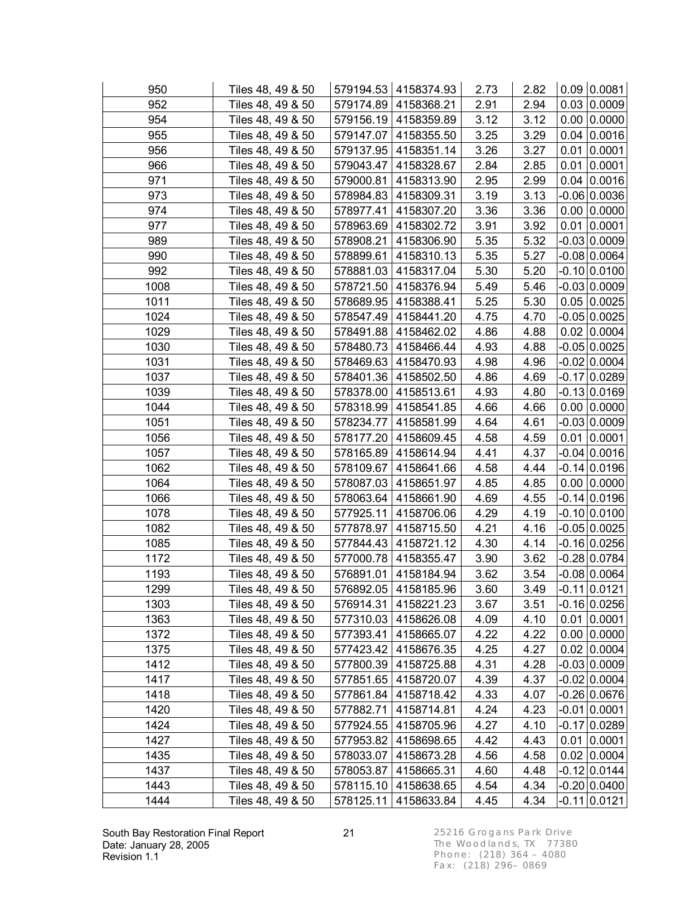| | | | | | | | |
|---|---|---|---|---|---|---|---|
| 950 | Tiles 48, 49 & 50 | 579194.53 | 4158374.93 | 2.73 | 2.82 | 0.09 | 0.0081 |
| 952 | Tiles 48, 49 & 50 | 579174.89 | 4158368.21 | 2.91 | 2.94 | 0.03 | 0.0009 |
| 954 | Tiles 48, 49 & 50 | 579156.19 | 4158359.89 | 3.12 | 3.12 | 0.00 | 0.0000 |
| 955 | Tiles 48, 49 & 50 | 579147.07 | 4158355.50 | 3.25 | 3.29 | 0.04 | 0.0016 |
| 956 | Tiles 48, 49 & 50 | 579137.95 | 4158351.14 | 3.26 | 3.27 | 0.01 | 0.0001 |
| 966 | Tiles 48, 49 & 50 | 579043.47 | 4158328.67 | 2.84 | 2.85 | 0.01 | 0.0001 |
| 971 | Tiles 48, 49 & 50 | 579000.81 | 4158313.90 | 2.95 | 2.99 | 0.04 | 0.0016 |
| 973 | Tiles 48, 49 & 50 | 578984.83 | 4158309.31 | 3.19 | 3.13 | -0.06 | 0.0036 |
| 974 | Tiles 48, 49 & 50 | 578977.41 | 4158307.20 | 3.36 | 3.36 | 0.00 | 0.0000 |
| 977 | Tiles 48, 49 & 50 | 578963.69 | 4158302.72 | 3.91 | 3.92 | 0.01 | 0.0001 |
| 989 | Tiles 48, 49 & 50 | 578908.21 | 4158306.90 | 5.35 | 5.32 | -0.03 | 0.0009 |
| 990 | Tiles 48, 49 & 50 | 578899.61 | 4158310.13 | 5.35 | 5.27 | -0.08 | 0.0064 |
| 992 | Tiles 48, 49 & 50 | 578881.03 | 4158317.04 | 5.30 | 5.20 | -0.10 | 0.0100 |
| 1008 | Tiles 48, 49 & 50 | 578721.50 | 4158376.94 | 5.49 | 5.46 | -0.03 | 0.0009 |
| 1011 | Tiles 48, 49 & 50 | 578689.95 | 4158388.41 | 5.25 | 5.30 | 0.05 | 0.0025 |
| 1024 | Tiles 48, 49 & 50 | 578547.49 | 4158441.20 | 4.75 | 4.70 | -0.05 | 0.0025 |
| 1029 | Tiles 48, 49 & 50 | 578491.88 | 4158462.02 | 4.86 | 4.88 | 0.02 | 0.0004 |
| 1030 | Tiles 48, 49 & 50 | 578480.73 | 4158466.44 | 4.93 | 4.88 | -0.05 | 0.0025 |
| 1031 | Tiles 48, 49 & 50 | 578469.63 | 4158470.93 | 4.98 | 4.96 | -0.02 | 0.0004 |
| 1037 | Tiles 48, 49 & 50 | 578401.36 | 4158502.50 | 4.86 | 4.69 | -0.17 | 0.0289 |
| 1039 | Tiles 48, 49 & 50 | 578378.00 | 4158513.61 | 4.93 | 4.80 | -0.13 | 0.0169 |
| 1044 | Tiles 48, 49 & 50 | 578318.99 | 4158541.85 | 4.66 | 4.66 | 0.00 | 0.0000 |
| 1051 | Tiles 48, 49 & 50 | 578234.77 | 4158581.99 | 4.64 | 4.61 | -0.03 | 0.0009 |
| 1056 | Tiles 48, 49 & 50 | 578177.20 | 4158609.45 | 4.58 | 4.59 | 0.01 | 0.0001 |
| 1057 | Tiles 48, 49 & 50 | 578165.89 | 4158614.94 | 4.41 | 4.37 | -0.04 | 0.0016 |
| 1062 | Tiles 48, 49 & 50 | 578109.67 | 4158641.66 | 4.58 | 4.44 | -0.14 | 0.0196 |
| 1064 | Tiles 48, 49 & 50 | 578087.03 | 4158651.97 | 4.85 | 4.85 | 0.00 | 0.0000 |
| 1066 | Tiles 48, 49 & 50 | 578063.64 | 4158661.90 | 4.69 | 4.55 | -0.14 | 0.0196 |
| 1078 | Tiles 48, 49 & 50 | 577925.11 | 4158706.06 | 4.29 | 4.19 | -0.10 | 0.0100 |
| 1082 | Tiles 48, 49 & 50 | 577878.97 | 4158715.50 | 4.21 | 4.16 | -0.05 | 0.0025 |
| 1085 | Tiles 48, 49 & 50 | 577844.43 | 4158721.12 | 4.30 | 4.14 | -0.16 | 0.0256 |
| 1172 | Tiles 48, 49 & 50 | 577000.78 | 4158355.47 | 3.90 | 3.62 | -0.28 | 0.0784 |
| 1193 | Tiles 48, 49 & 50 | 576891.01 | 4158184.94 | 3.62 | 3.54 | -0.08 | 0.0064 |
| 1299 | Tiles 48, 49 & 50 | 576892.05 | 4158185.96 | 3.60 | 3.49 | -0.11 | 0.0121 |
| 1303 | Tiles 48, 49 & 50 | 576914.31 | 4158221.23 | 3.67 | 3.51 | -0.16 | 0.0256 |
| 1363 | Tiles 48, 49 & 50 | 577310.03 | 4158626.08 | 4.09 | 4.10 | 0.01 | 0.0001 |
| 1372 | Tiles 48, 49 & 50 | 577393.41 | 4158665.07 | 4.22 | 4.22 | 0.00 | 0.0000 |
| 1375 | Tiles 48, 49 & 50 | 577423.42 | 4158676.35 | 4.25 | 4.27 | 0.02 | 0.0004 |
| 1412 | Tiles 48, 49 & 50 | 577800.39 | 4158725.88 | 4.31 | 4.28 | -0.03 | 0.0009 |
| 1417 | Tiles 48, 49 & 50 | 577851.65 | 4158720.07 | 4.39 | 4.37 | -0.02 | 0.0004 |
| 1418 | Tiles 48, 49 & 50 | 577861.84 | 4158718.42 | 4.33 | 4.07 | -0.26 | 0.0676 |
| 1420 | Tiles 48, 49 & 50 | 577882.71 | 4158714.81 | 4.24 | 4.23 | -0.01 | 0.0001 |
| 1424 | Tiles 48, 49 & 50 | 577924.55 | 4158705.96 | 4.27 | 4.10 | -0.17 | 0.0289 |
| 1427 | Tiles 48, 49 & 50 | 577953.82 | 4158698.65 | 4.42 | 4.43 | 0.01 | 0.0001 |
| 1435 | Tiles 48, 49 & 50 | 578033.07 | 4158673.28 | 4.56 | 4.58 | 0.02 | 0.0004 |
| 1437 | Tiles 48, 49 & 50 | 578053.87 | 4158665.31 | 4.60 | 4.48 | -0.12 | 0.0144 |
| 1443 | Tiles 48, 49 & 50 | 578115.10 | 4158638.65 | 4.54 | 4.34 | -0.20 | 0.0400 |
| 1444 | Tiles 48, 49 & 50 | 578125.11 | 4158633.84 | 4.45 | 4.34 | -0.11 | 0.0121 |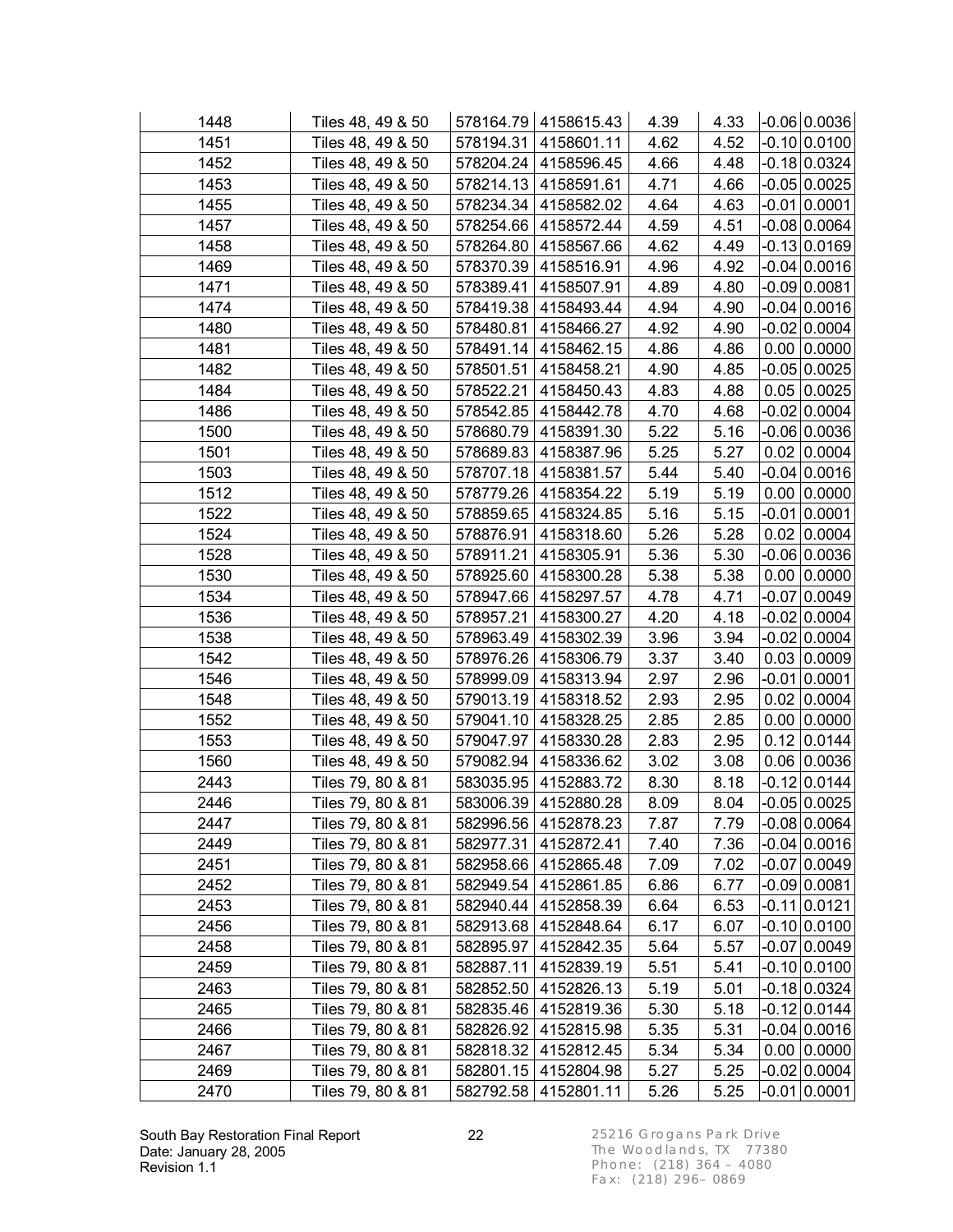| | | | | | | | |
|---|---|---|---|---|---|---|---|
| 1448 | Tiles 48, 49 & 50 | 578164.79 | 4158615.43 | 4.39 | 4.33 | -0.06 | 0.0036 |
| 1451 | Tiles 48, 49 & 50 | 578194.31 | 4158601.11 | 4.62 | 4.52 | -0.10 | 0.0100 |
| 1452 | Tiles 48, 49 & 50 | 578204.24 | 4158596.45 | 4.66 | 4.48 | -0.18 | 0.0324 |
| 1453 | Tiles 48, 49 & 50 | 578214.13 | 4158591.61 | 4.71 | 4.66 | -0.05 | 0.0025 |
| 1455 | Tiles 48, 49 & 50 | 578234.34 | 4158582.02 | 4.64 | 4.63 | -0.01 | 0.0001 |
| 1457 | Tiles 48, 49 & 50 | 578254.66 | 4158572.44 | 4.59 | 4.51 | -0.08 | 0.0064 |
| 1458 | Tiles 48, 49 & 50 | 578264.80 | 4158567.66 | 4.62 | 4.49 | -0.13 | 0.0169 |
| 1469 | Tiles 48, 49 & 50 | 578370.39 | 4158516.91 | 4.96 | 4.92 | -0.04 | 0.0016 |
| 1471 | Tiles 48, 49 & 50 | 578389.41 | 4158507.91 | 4.89 | 4.80 | -0.09 | 0.0081 |
| 1474 | Tiles 48, 49 & 50 | 578419.38 | 4158493.44 | 4.94 | 4.90 | -0.04 | 0.0016 |
| 1480 | Tiles 48, 49 & 50 | 578480.81 | 4158466.27 | 4.92 | 4.90 | -0.02 | 0.0004 |
| 1481 | Tiles 48, 49 & 50 | 578491.14 | 4158462.15 | 4.86 | 4.86 | 0.00 | 0.0000 |
| 1482 | Tiles 48, 49 & 50 | 578501.51 | 4158458.21 | 4.90 | 4.85 | -0.05 | 0.0025 |
| 1484 | Tiles 48, 49 & 50 | 578522.21 | 4158450.43 | 4.83 | 4.88 | 0.05 | 0.0025 |
| 1486 | Tiles 48, 49 & 50 | 578542.85 | 4158442.78 | 4.70 | 4.68 | -0.02 | 0.0004 |
| 1500 | Tiles 48, 49 & 50 | 578680.79 | 4158391.30 | 5.22 | 5.16 | -0.06 | 0.0036 |
| 1501 | Tiles 48, 49 & 50 | 578689.83 | 4158387.96 | 5.25 | 5.27 | 0.02 | 0.0004 |
| 1503 | Tiles 48, 49 & 50 | 578707.18 | 4158381.57 | 5.44 | 5.40 | -0.04 | 0.0016 |
| 1512 | Tiles 48, 49 & 50 | 578779.26 | 4158354.22 | 5.19 | 5.19 | 0.00 | 0.0000 |
| 1522 | Tiles 48, 49 & 50 | 578859.65 | 4158324.85 | 5.16 | 5.15 | -0.01 | 0.0001 |
| 1524 | Tiles 48, 49 & 50 | 578876.91 | 4158318.60 | 5.26 | 5.28 | 0.02 | 0.0004 |
| 1528 | Tiles 48, 49 & 50 | 578911.21 | 4158305.91 | 5.36 | 5.30 | -0.06 | 0.0036 |
| 1530 | Tiles 48, 49 & 50 | 578925.60 | 4158300.28 | 5.38 | 5.38 | 0.00 | 0.0000 |
| 1534 | Tiles 48, 49 & 50 | 578947.66 | 4158297.57 | 4.78 | 4.71 | -0.07 | 0.0049 |
| 1536 | Tiles 48, 49 & 50 | 578957.21 | 4158300.27 | 4.20 | 4.18 | -0.02 | 0.0004 |
| 1538 | Tiles 48, 49 & 50 | 578963.49 | 4158302.39 | 3.96 | 3.94 | -0.02 | 0.0004 |
| 1542 | Tiles 48, 49 & 50 | 578976.26 | 4158306.79 | 3.37 | 3.40 | 0.03 | 0.0009 |
| 1546 | Tiles 48, 49 & 50 | 578999.09 | 4158313.94 | 2.97 | 2.96 | -0.01 | 0.0001 |
| 1548 | Tiles 48, 49 & 50 | 579013.19 | 4158318.52 | 2.93 | 2.95 | 0.02 | 0.0004 |
| 1552 | Tiles 48, 49 & 50 | 579041.10 | 4158328.25 | 2.85 | 2.85 | 0.00 | 0.0000 |
| 1553 | Tiles 48, 49 & 50 | 579047.97 | 4158330.28 | 2.83 | 2.95 | 0.12 | 0.0144 |
| 1560 | Tiles 48, 49 & 50 | 579082.94 | 4158336.62 | 3.02 | 3.08 | 0.06 | 0.0036 |
| 2443 | Tiles 79, 80 & 81 | 583035.95 | 4152883.72 | 8.30 | 8.18 | -0.12 | 0.0144 |
| 2446 | Tiles 79, 80 & 81 | 583006.39 | 4152880.28 | 8.09 | 8.04 | -0.05 | 0.0025 |
| 2447 | Tiles 79, 80 & 81 | 582996.56 | 4152878.23 | 7.87 | 7.79 | -0.08 | 0.0064 |
| 2449 | Tiles 79, 80 & 81 | 582977.31 | 4152872.41 | 7.40 | 7.36 | -0.04 | 0.0016 |
| 2451 | Tiles 79, 80 & 81 | 582958.66 | 4152865.48 | 7.09 | 7.02 | -0.07 | 0.0049 |
| 2452 | Tiles 79, 80 & 81 | 582949.54 | 4152861.85 | 6.86 | 6.77 | -0.09 | 0.0081 |
| 2453 | Tiles 79, 80 & 81 | 582940.44 | 4152858.39 | 6.64 | 6.53 | -0.11 | 0.0121 |
| 2456 | Tiles 79, 80 & 81 | 582913.68 | 4152848.64 | 6.17 | 6.07 | -0.10 | 0.0100 |
| 2458 | Tiles 79, 80 & 81 | 582895.97 | 4152842.35 | 5.64 | 5.57 | -0.07 | 0.0049 |
| 2459 | Tiles 79, 80 & 81 | 582887.11 | 4152839.19 | 5.51 | 5.41 | -0.10 | 0.0100 |
| 2463 | Tiles 79, 80 & 81 | 582852.50 | 4152826.13 | 5.19 | 5.01 | -0.18 | 0.0324 |
| 2465 | Tiles 79, 80 & 81 | 582835.46 | 4152819.36 | 5.30 | 5.18 | -0.12 | 0.0144 |
| 2466 | Tiles 79, 80 & 81 | 582826.92 | 4152815.98 | 5.35 | 5.31 | -0.04 | 0.0016 |
| 2467 | Tiles 79, 80 & 81 | 582818.32 | 4152812.45 | 5.34 | 5.34 | 0.00 | 0.0000 |
| 2469 | Tiles 79, 80 & 81 | 582801.15 | 4152804.98 | 5.27 | 5.25 | -0.02 | 0.0004 |
| 2470 | Tiles 79, 80 & 81 | 582792.58 | 4152801.11 | 5.26 | 5.25 | -0.01 | 0.0001 |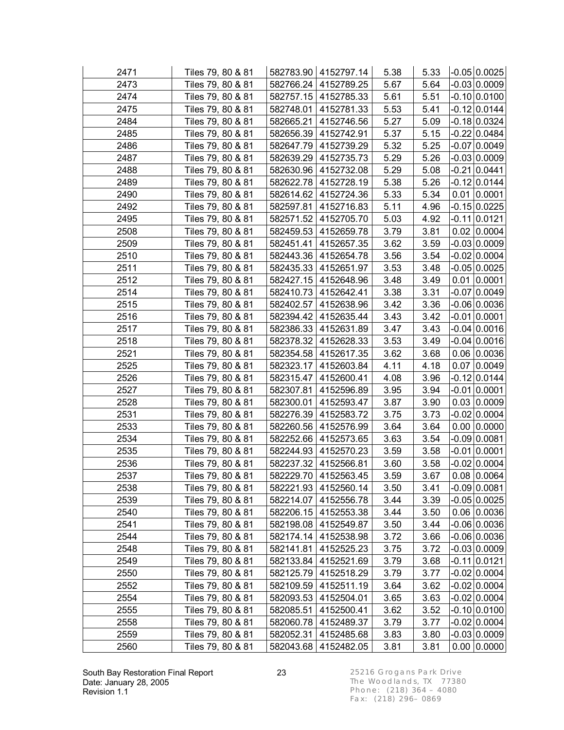| | | | | | | | |
|---|---|---|---|---|---|---|---|
| 2471 | Tiles 79, 80 & 81 | 582783.90 | 4152797.14 | 5.38 | 5.33 | -0.05 | 0.0025 |
| 2473 | Tiles 79, 80 & 81 | 582766.24 | 4152789.25 | 5.67 | 5.64 | -0.03 | 0.0009 |
| 2474 | Tiles 79, 80 & 81 | 582757.15 | 4152785.33 | 5.61 | 5.51 | -0.10 | 0.0100 |
| 2475 | Tiles 79, 80 & 81 | 582748.01 | 4152781.33 | 5.53 | 5.41 | -0.12 | 0.0144 |
| 2484 | Tiles 79, 80 & 81 | 582665.21 | 4152746.56 | 5.27 | 5.09 | -0.18 | 0.0324 |
| 2485 | Tiles 79, 80 & 81 | 582656.39 | 4152742.91 | 5.37 | 5.15 | -0.22 | 0.0484 |
| 2486 | Tiles 79, 80 & 81 | 582647.79 | 4152739.29 | 5.32 | 5.25 | -0.07 | 0.0049 |
| 2487 | Tiles 79, 80 & 81 | 582639.29 | 4152735.73 | 5.29 | 5.26 | -0.03 | 0.0009 |
| 2488 | Tiles 79, 80 & 81 | 582630.96 | 4152732.08 | 5.29 | 5.08 | -0.21 | 0.0441 |
| 2489 | Tiles 79, 80 & 81 | 582622.78 | 4152728.19 | 5.38 | 5.26 | -0.12 | 0.0144 |
| 2490 | Tiles 79, 80 & 81 | 582614.62 | 4152724.36 | 5.33 | 5.34 | 0.01 | 0.0001 |
| 2492 | Tiles 79, 80 & 81 | 582597.81 | 4152716.83 | 5.11 | 4.96 | -0.15 | 0.0225 |
| 2495 | Tiles 79, 80 & 81 | 582571.52 | 4152705.70 | 5.03 | 4.92 | -0.11 | 0.0121 |
| 2508 | Tiles 79, 80 & 81 | 582459.53 | 4152659.78 | 3.79 | 3.81 | 0.02 | 0.0004 |
| 2509 | Tiles 79, 80 & 81 | 582451.41 | 4152657.35 | 3.62 | 3.59 | -0.03 | 0.0009 |
| 2510 | Tiles 79, 80 & 81 | 582443.36 | 4152654.78 | 3.56 | 3.54 | -0.02 | 0.0004 |
| 2511 | Tiles 79, 80 & 81 | 582435.33 | 4152651.97 | 3.53 | 3.48 | -0.05 | 0.0025 |
| 2512 | Tiles 79, 80 & 81 | 582427.15 | 4152648.96 | 3.48 | 3.49 | 0.01 | 0.0001 |
| 2514 | Tiles 79, 80 & 81 | 582410.73 | 4152642.41 | 3.38 | 3.31 | -0.07 | 0.0049 |
| 2515 | Tiles 79, 80 & 81 | 582402.57 | 4152638.96 | 3.42 | 3.36 | -0.06 | 0.0036 |
| 2516 | Tiles 79, 80 & 81 | 582394.42 | 4152635.44 | 3.43 | 3.42 | -0.01 | 0.0001 |
| 2517 | Tiles 79, 80 & 81 | 582386.33 | 4152631.89 | 3.47 | 3.43 | -0.04 | 0.0016 |
| 2518 | Tiles 79, 80 & 81 | 582378.32 | 4152628.33 | 3.53 | 3.49 | -0.04 | 0.0016 |
| 2521 | Tiles 79, 80 & 81 | 582354.58 | 4152617.35 | 3.62 | 3.68 | 0.06 | 0.0036 |
| 2525 | Tiles 79, 80 & 81 | 582323.17 | 4152603.84 | 4.11 | 4.18 | 0.07 | 0.0049 |
| 2526 | Tiles 79, 80 & 81 | 582315.47 | 4152600.41 | 4.08 | 3.96 | -0.12 | 0.0144 |
| 2527 | Tiles 79, 80 & 81 | 582307.81 | 4152596.89 | 3.95 | 3.94 | -0.01 | 0.0001 |
| 2528 | Tiles 79, 80 & 81 | 582300.01 | 4152593.47 | 3.87 | 3.90 | 0.03 | 0.0009 |
| 2531 | Tiles 79, 80 & 81 | 582276.39 | 4152583.72 | 3.75 | 3.73 | -0.02 | 0.0004 |
| 2533 | Tiles 79, 80 & 81 | 582260.56 | 4152576.99 | 3.64 | 3.64 | 0.00 | 0.0000 |
| 2534 | Tiles 79, 80 & 81 | 582252.66 | 4152573.65 | 3.63 | 3.54 | -0.09 | 0.0081 |
| 2535 | Tiles 79, 80 & 81 | 582244.93 | 4152570.23 | 3.59 | 3.58 | -0.01 | 0.0001 |
| 2536 | Tiles 79, 80 & 81 | 582237.32 | 4152566.81 | 3.60 | 3.58 | -0.02 | 0.0004 |
| 2537 | Tiles 79, 80 & 81 | 582229.70 | 4152563.45 | 3.59 | 3.67 | 0.08 | 0.0064 |
| 2538 | Tiles 79, 80 & 81 | 582221.93 | 4152560.14 | 3.50 | 3.41 | -0.09 | 0.0081 |
| 2539 | Tiles 79, 80 & 81 | 582214.07 | 4152556.78 | 3.44 | 3.39 | -0.05 | 0.0025 |
| 2540 | Tiles 79, 80 & 81 | 582206.15 | 4152553.38 | 3.44 | 3.50 | 0.06 | 0.0036 |
| 2541 | Tiles 79, 80 & 81 | 582198.08 | 4152549.87 | 3.50 | 3.44 | -0.06 | 0.0036 |
| 2544 | Tiles 79, 80 & 81 | 582174.14 | 4152538.98 | 3.72 | 3.66 | -0.06 | 0.0036 |
| 2548 | Tiles 79, 80 & 81 | 582141.81 | 4152525.23 | 3.75 | 3.72 | -0.03 | 0.0009 |
| 2549 | Tiles 79, 80 & 81 | 582133.84 | 4152521.69 | 3.79 | 3.68 | -0.11 | 0.0121 |
| 2550 | Tiles 79, 80 & 81 | 582125.79 | 4152518.29 | 3.79 | 3.77 | -0.02 | 0.0004 |
| 2552 | Tiles 79, 80 & 81 | 582109.59 | 4152511.19 | 3.64 | 3.62 | -0.02 | 0.0004 |
| 2554 | Tiles 79, 80 & 81 | 582093.53 | 4152504.01 | 3.65 | 3.63 | -0.02 | 0.0004 |
| 2555 | Tiles 79, 80 & 81 | 582085.51 | 4152500.41 | 3.62 | 3.52 | -0.10 | 0.0100 |
| 2558 | Tiles 79, 80 & 81 | 582060.78 | 4152489.37 | 3.79 | 3.77 | -0.02 | 0.0004 |
| 2559 | Tiles 79, 80 & 81 | 582052.31 | 4152485.68 | 3.83 | 3.80 | -0.03 | 0.0009 |
| 2560 | Tiles 79, 80 & 81 | 582043.68 | 4152482.05 | 3.81 | 3.81 | 0.00 | 0.0000 |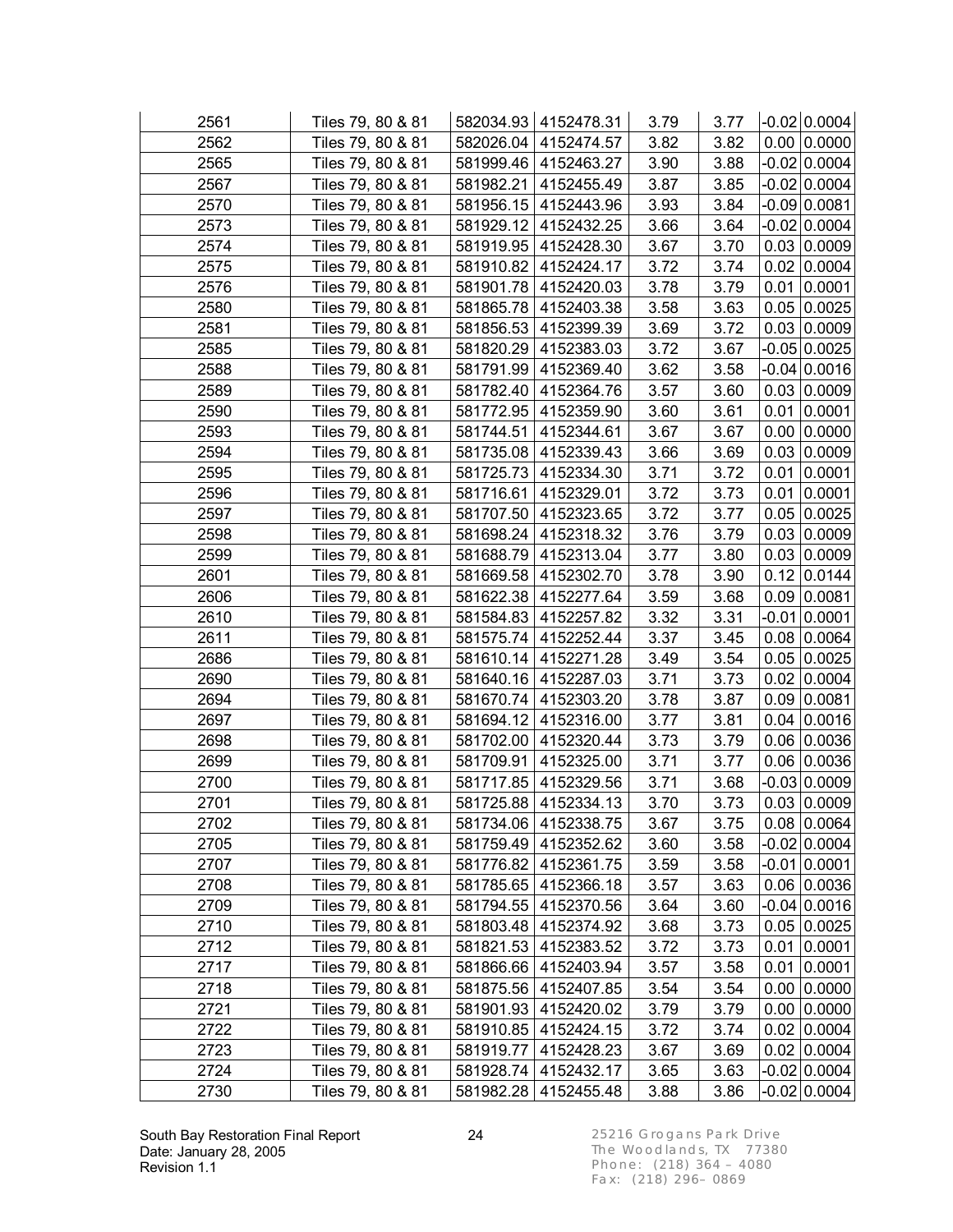| | | | | | | | |
|---|---|---|---|---|---|---|---|
| 2561 | Tiles 79, 80 & 81 | 582034.93 | 4152478.31 | 3.79 | 3.77 | -0.02 | 0.0004 |
| 2562 | Tiles 79, 80 & 81 | 582026.04 | 4152474.57 | 3.82 | 3.82 | 0.00 | 0.0000 |
| 2565 | Tiles 79, 80 & 81 | 581999.46 | 4152463.27 | 3.90 | 3.88 | -0.02 | 0.0004 |
| 2567 | Tiles 79, 80 & 81 | 581982.21 | 4152455.49 | 3.87 | 3.85 | -0.02 | 0.0004 |
| 2570 | Tiles 79, 80 & 81 | 581956.15 | 4152443.96 | 3.93 | 3.84 | -0.09 | 0.0081 |
| 2573 | Tiles 79, 80 & 81 | 581929.12 | 4152432.25 | 3.66 | 3.64 | -0.02 | 0.0004 |
| 2574 | Tiles 79, 80 & 81 | 581919.95 | 4152428.30 | 3.67 | 3.70 | 0.03 | 0.0009 |
| 2575 | Tiles 79, 80 & 81 | 581910.82 | 4152424.17 | 3.72 | 3.74 | 0.02 | 0.0004 |
| 2576 | Tiles 79, 80 & 81 | 581901.78 | 4152420.03 | 3.78 | 3.79 | 0.01 | 0.0001 |
| 2580 | Tiles 79, 80 & 81 | 581865.78 | 4152403.38 | 3.58 | 3.63 | 0.05 | 0.0025 |
| 2581 | Tiles 79, 80 & 81 | 581856.53 | 4152399.39 | 3.69 | 3.72 | 0.03 | 0.0009 |
| 2585 | Tiles 79, 80 & 81 | 581820.29 | 4152383.03 | 3.72 | 3.67 | -0.05 | 0.0025 |
| 2588 | Tiles 79, 80 & 81 | 581791.99 | 4152369.40 | 3.62 | 3.58 | -0.04 | 0.0016 |
| 2589 | Tiles 79, 80 & 81 | 581782.40 | 4152364.76 | 3.57 | 3.60 | 0.03 | 0.0009 |
| 2590 | Tiles 79, 80 & 81 | 581772.95 | 4152359.90 | 3.60 | 3.61 | 0.01 | 0.0001 |
| 2593 | Tiles 79, 80 & 81 | 581744.51 | 4152344.61 | 3.67 | 3.67 | 0.00 | 0.0000 |
| 2594 | Tiles 79, 80 & 81 | 581735.08 | 4152339.43 | 3.66 | 3.69 | 0.03 | 0.0009 |
| 2595 | Tiles 79, 80 & 81 | 581725.73 | 4152334.30 | 3.71 | 3.72 | 0.01 | 0.0001 |
| 2596 | Tiles 79, 80 & 81 | 581716.61 | 4152329.01 | 3.72 | 3.73 | 0.01 | 0.0001 |
| 2597 | Tiles 79, 80 & 81 | 581707.50 | 4152323.65 | 3.72 | 3.77 | 0.05 | 0.0025 |
| 2598 | Tiles 79, 80 & 81 | 581698.24 | 4152318.32 | 3.76 | 3.79 | 0.03 | 0.0009 |
| 2599 | Tiles 79, 80 & 81 | 581688.79 | 4152313.04 | 3.77 | 3.80 | 0.03 | 0.0009 |
| 2601 | Tiles 79, 80 & 81 | 581669.58 | 4152302.70 | 3.78 | 3.90 | 0.12 | 0.0144 |
| 2606 | Tiles 79, 80 & 81 | 581622.38 | 4152277.64 | 3.59 | 3.68 | 0.09 | 0.0081 |
| 2610 | Tiles 79, 80 & 81 | 581584.83 | 4152257.82 | 3.32 | 3.31 | -0.01 | 0.0001 |
| 2611 | Tiles 79, 80 & 81 | 581575.74 | 4152252.44 | 3.37 | 3.45 | 0.08 | 0.0064 |
| 2686 | Tiles 79, 80 & 81 | 581610.14 | 4152271.28 | 3.49 | 3.54 | 0.05 | 0.0025 |
| 2690 | Tiles 79, 80 & 81 | 581640.16 | 4152287.03 | 3.71 | 3.73 | 0.02 | 0.0004 |
| 2694 | Tiles 79, 80 & 81 | 581670.74 | 4152303.20 | 3.78 | 3.87 | 0.09 | 0.0081 |
| 2697 | Tiles 79, 80 & 81 | 581694.12 | 4152316.00 | 3.77 | 3.81 | 0.04 | 0.0016 |
| 2698 | Tiles 79, 80 & 81 | 581702.00 | 4152320.44 | 3.73 | 3.79 | 0.06 | 0.0036 |
| 2699 | Tiles 79, 80 & 81 | 581709.91 | 4152325.00 | 3.71 | 3.77 | 0.06 | 0.0036 |
| 2700 | Tiles 79, 80 & 81 | 581717.85 | 4152329.56 | 3.71 | 3.68 | -0.03 | 0.0009 |
| 2701 | Tiles 79, 80 & 81 | 581725.88 | 4152334.13 | 3.70 | 3.73 | 0.03 | 0.0009 |
| 2702 | Tiles 79, 80 & 81 | 581734.06 | 4152338.75 | 3.67 | 3.75 | 0.08 | 0.0064 |
| 2705 | Tiles 79, 80 & 81 | 581759.49 | 4152352.62 | 3.60 | 3.58 | -0.02 | 0.0004 |
| 2707 | Tiles 79, 80 & 81 | 581776.82 | 4152361.75 | 3.59 | 3.58 | -0.01 | 0.0001 |
| 2708 | Tiles 79, 80 & 81 | 581785.65 | 4152366.18 | 3.57 | 3.63 | 0.06 | 0.0036 |
| 2709 | Tiles 79, 80 & 81 | 581794.55 | 4152370.56 | 3.64 | 3.60 | -0.04 | 0.0016 |
| 2710 | Tiles 79, 80 & 81 | 581803.48 | 4152374.92 | 3.68 | 3.73 | 0.05 | 0.0025 |
| 2712 | Tiles 79, 80 & 81 | 581821.53 | 4152383.52 | 3.72 | 3.73 | 0.01 | 0.0001 |
| 2717 | Tiles 79, 80 & 81 | 581866.66 | 4152403.94 | 3.57 | 3.58 | 0.01 | 0.0001 |
| 2718 | Tiles 79, 80 & 81 | 581875.56 | 4152407.85 | 3.54 | 3.54 | 0.00 | 0.0000 |
| 2721 | Tiles 79, 80 & 81 | 581901.93 | 4152420.02 | 3.79 | 3.79 | 0.00 | 0.0000 |
| 2722 | Tiles 79, 80 & 81 | 581910.85 | 4152424.15 | 3.72 | 3.74 | 0.02 | 0.0004 |
| 2723 | Tiles 79, 80 & 81 | 581919.77 | 4152428.23 | 3.67 | 3.69 | 0.02 | 0.0004 |
| 2724 | Tiles 79, 80 & 81 | 581928.74 | 4152432.17 | 3.65 | 3.63 | -0.02 | 0.0004 |
| 2730 | Tiles 79, 80 & 81 | 581982.28 | 4152455.48 | 3.88 | 3.86 | -0.02 | 0.0004 |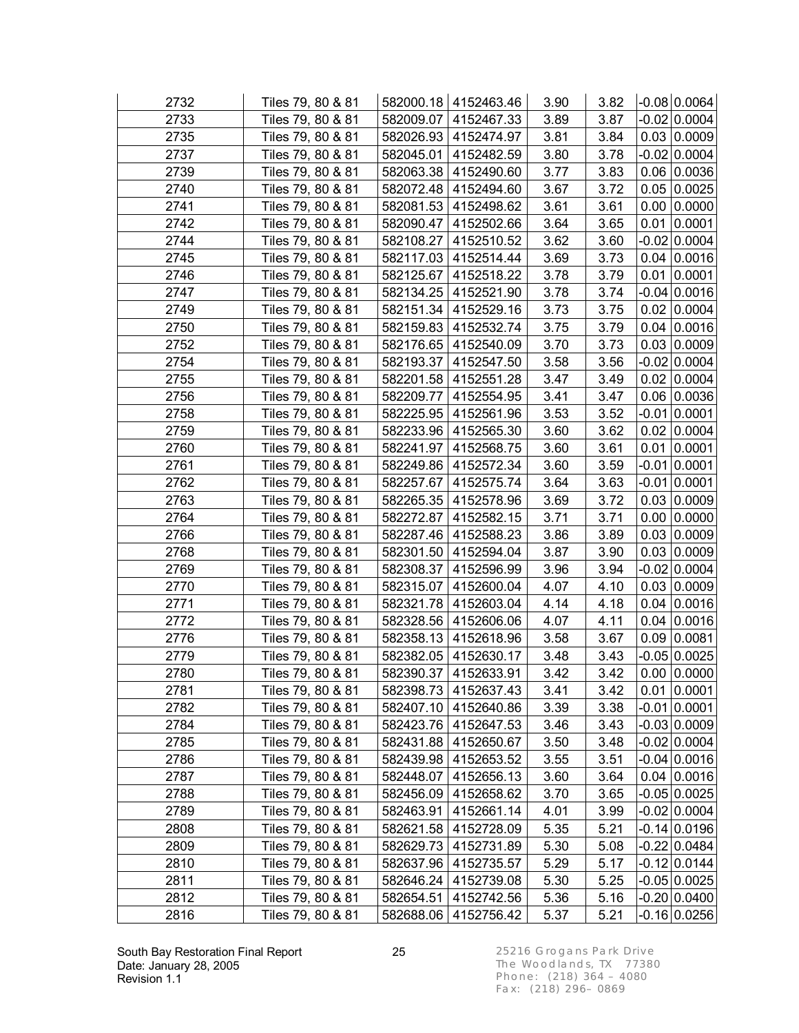| | | | | | | | |
|---|---|---|---|---|---|---|---|
| 2732 | Tiles 79, 80 & 81 | 582000.18 | 4152463.46 | 3.90 | 3.82 | -0.08 | 0.0064 |
| 2733 | Tiles 79, 80 & 81 | 582009.07 | 4152467.33 | 3.89 | 3.87 | -0.02 | 0.0004 |
| 2735 | Tiles 79, 80 & 81 | 582026.93 | 4152474.97 | 3.81 | 3.84 | 0.03 | 0.0009 |
| 2737 | Tiles 79, 80 & 81 | 582045.01 | 4152482.59 | 3.80 | 3.78 | -0.02 | 0.0004 |
| 2739 | Tiles 79, 80 & 81 | 582063.38 | 4152490.60 | 3.77 | 3.83 | 0.06 | 0.0036 |
| 2740 | Tiles 79, 80 & 81 | 582072.48 | 4152494.60 | 3.67 | 3.72 | 0.05 | 0.0025 |
| 2741 | Tiles 79, 80 & 81 | 582081.53 | 4152498.62 | 3.61 | 3.61 | 0.00 | 0.0000 |
| 2742 | Tiles 79, 80 & 81 | 582090.47 | 4152502.66 | 3.64 | 3.65 | 0.01 | 0.0001 |
| 2744 | Tiles 79, 80 & 81 | 582108.27 | 4152510.52 | 3.62 | 3.60 | -0.02 | 0.0004 |
| 2745 | Tiles 79, 80 & 81 | 582117.03 | 4152514.44 | 3.69 | 3.73 | 0.04 | 0.0016 |
| 2746 | Tiles 79, 80 & 81 | 582125.67 | 4152518.22 | 3.78 | 3.79 | 0.01 | 0.0001 |
| 2747 | Tiles 79, 80 & 81 | 582134.25 | 4152521.90 | 3.78 | 3.74 | -0.04 | 0.0016 |
| 2749 | Tiles 79, 80 & 81 | 582151.34 | 4152529.16 | 3.73 | 3.75 | 0.02 | 0.0004 |
| 2750 | Tiles 79, 80 & 81 | 582159.83 | 4152532.74 | 3.75 | 3.79 | 0.04 | 0.0016 |
| 2752 | Tiles 79, 80 & 81 | 582176.65 | 4152540.09 | 3.70 | 3.73 | 0.03 | 0.0009 |
| 2754 | Tiles 79, 80 & 81 | 582193.37 | 4152547.50 | 3.58 | 3.56 | -0.02 | 0.0004 |
| 2755 | Tiles 79, 80 & 81 | 582201.58 | 4152551.28 | 3.47 | 3.49 | 0.02 | 0.0004 |
| 2756 | Tiles 79, 80 & 81 | 582209.77 | 4152554.95 | 3.41 | 3.47 | 0.06 | 0.0036 |
| 2758 | Tiles 79, 80 & 81 | 582225.95 | 4152561.96 | 3.53 | 3.52 | -0.01 | 0.0001 |
| 2759 | Tiles 79, 80 & 81 | 582233.96 | 4152565.30 | 3.60 | 3.62 | 0.02 | 0.0004 |
| 2760 | Tiles 79, 80 & 81 | 582241.97 | 4152568.75 | 3.60 | 3.61 | 0.01 | 0.0001 |
| 2761 | Tiles 79, 80 & 81 | 582249.86 | 4152572.34 | 3.60 | 3.59 | -0.01 | 0.0001 |
| 2762 | Tiles 79, 80 & 81 | 582257.67 | 4152575.74 | 3.64 | 3.63 | -0.01 | 0.0001 |
| 2763 | Tiles 79, 80 & 81 | 582265.35 | 4152578.96 | 3.69 | 3.72 | 0.03 | 0.0009 |
| 2764 | Tiles 79, 80 & 81 | 582272.87 | 4152582.15 | 3.71 | 3.71 | 0.00 | 0.0000 |
| 2766 | Tiles 79, 80 & 81 | 582287.46 | 4152588.23 | 3.86 | 3.89 | 0.03 | 0.0009 |
| 2768 | Tiles 79, 80 & 81 | 582301.50 | 4152594.04 | 3.87 | 3.90 | 0.03 | 0.0009 |
| 2769 | Tiles 79, 80 & 81 | 582308.37 | 4152596.99 | 3.96 | 3.94 | -0.02 | 0.0004 |
| 2770 | Tiles 79, 80 & 81 | 582315.07 | 4152600.04 | 4.07 | 4.10 | 0.03 | 0.0009 |
| 2771 | Tiles 79, 80 & 81 | 582321.78 | 4152603.04 | 4.14 | 4.18 | 0.04 | 0.0016 |
| 2772 | Tiles 79, 80 & 81 | 582328.56 | 4152606.06 | 4.07 | 4.11 | 0.04 | 0.0016 |
| 2776 | Tiles 79, 80 & 81 | 582358.13 | 4152618.96 | 3.58 | 3.67 | 0.09 | 0.0081 |
| 2779 | Tiles 79, 80 & 81 | 582382.05 | 4152630.17 | 3.48 | 3.43 | -0.05 | 0.0025 |
| 2780 | Tiles 79, 80 & 81 | 582390.37 | 4152633.91 | 3.42 | 3.42 | 0.00 | 0.0000 |
| 2781 | Tiles 79, 80 & 81 | 582398.73 | 4152637.43 | 3.41 | 3.42 | 0.01 | 0.0001 |
| 2782 | Tiles 79, 80 & 81 | 582407.10 | 4152640.86 | 3.39 | 3.38 | -0.01 | 0.0001 |
| 2784 | Tiles 79, 80 & 81 | 582423.76 | 4152647.53 | 3.46 | 3.43 | -0.03 | 0.0009 |
| 2785 | Tiles 79, 80 & 81 | 582431.88 | 4152650.67 | 3.50 | 3.48 | -0.02 | 0.0004 |
| 2786 | Tiles 79, 80 & 81 | 582439.98 | 4152653.52 | 3.55 | 3.51 | -0.04 | 0.0016 |
| 2787 | Tiles 79, 80 & 81 | 582448.07 | 4152656.13 | 3.60 | 3.64 | 0.04 | 0.0016 |
| 2788 | Tiles 79, 80 & 81 | 582456.09 | 4152658.62 | 3.70 | 3.65 | -0.05 | 0.0025 |
| 2789 | Tiles 79, 80 & 81 | 582463.91 | 4152661.14 | 4.01 | 3.99 | -0.02 | 0.0004 |
| 2808 | Tiles 79, 80 & 81 | 582621.58 | 4152728.09 | 5.35 | 5.21 | -0.14 | 0.0196 |
| 2809 | Tiles 79, 80 & 81 | 582629.73 | 4152731.89 | 5.30 | 5.08 | -0.22 | 0.0484 |
| 2810 | Tiles 79, 80 & 81 | 582637.96 | 4152735.57 | 5.29 | 5.17 | -0.12 | 0.0144 |
| 2811 | Tiles 79, 80 & 81 | 582646.24 | 4152739.08 | 5.30 | 5.25 | -0.05 | 0.0025 |
| 2812 | Tiles 79, 80 & 81 | 582654.51 | 4152742.56 | 5.36 | 5.16 | -0.20 | 0.0400 |
| 2816 | Tiles 79, 80 & 81 | 582688.06 | 4152756.42 | 5.37 | 5.21 | -0.16 | 0.0256 |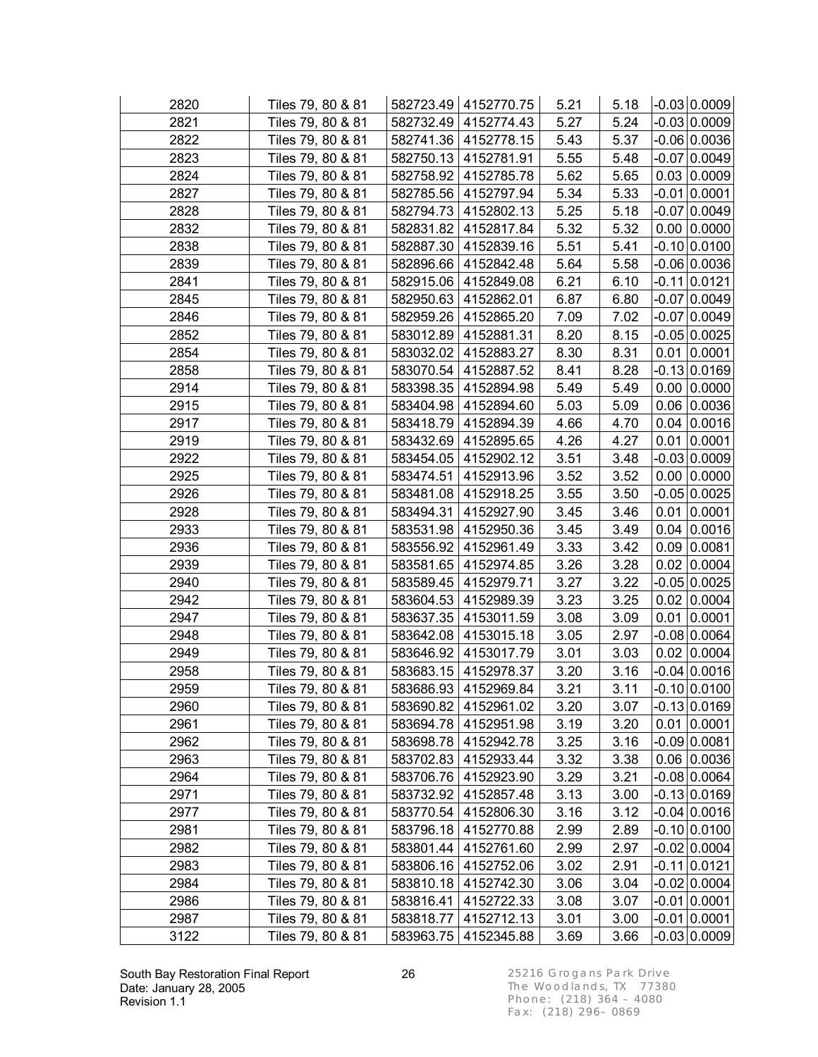| | | | | | | | |
|---|---|---|---|---|---|---|---|
| 2820 | Tiles 79, 80 & 81 | 582723.49 | 4152770.75 | 5.21 | 5.18 | -0.03 | 0.0009 |
| 2821 | Tiles 79, 80 & 81 | 582732.49 | 4152774.43 | 5.27 | 5.24 | -0.03 | 0.0009 |
| 2822 | Tiles 79, 80 & 81 | 582741.36 | 4152778.15 | 5.43 | 5.37 | -0.06 | 0.0036 |
| 2823 | Tiles 79, 80 & 81 | 582750.13 | 4152781.91 | 5.55 | 5.48 | -0.07 | 0.0049 |
| 2824 | Tiles 79, 80 & 81 | 582758.92 | 4152785.78 | 5.62 | 5.65 | 0.03 | 0.0009 |
| 2827 | Tiles 79, 80 & 81 | 582785.56 | 4152797.94 | 5.34 | 5.33 | -0.01 | 0.0001 |
| 2828 | Tiles 79, 80 & 81 | 582794.73 | 4152802.13 | 5.25 | 5.18 | -0.07 | 0.0049 |
| 2832 | Tiles 79, 80 & 81 | 582831.82 | 4152817.84 | 5.32 | 5.32 | 0.00 | 0.0000 |
| 2838 | Tiles 79, 80 & 81 | 582887.30 | 4152839.16 | 5.51 | 5.41 | -0.10 | 0.0100 |
| 2839 | Tiles 79, 80 & 81 | 582896.66 | 4152842.48 | 5.64 | 5.58 | -0.06 | 0.0036 |
| 2841 | Tiles 79, 80 & 81 | 582915.06 | 4152849.08 | 6.21 | 6.10 | -0.11 | 0.0121 |
| 2845 | Tiles 79, 80 & 81 | 582950.63 | 4152862.01 | 6.87 | 6.80 | -0.07 | 0.0049 |
| 2846 | Tiles 79, 80 & 81 | 582959.26 | 4152865.20 | 7.09 | 7.02 | -0.07 | 0.0049 |
| 2852 | Tiles 79, 80 & 81 | 583012.89 | 4152881.31 | 8.20 | 8.15 | -0.05 | 0.0025 |
| 2854 | Tiles 79, 80 & 81 | 583032.02 | 4152883.27 | 8.30 | 8.31 | 0.01 | 0.0001 |
| 2858 | Tiles 79, 80 & 81 | 583070.54 | 4152887.52 | 8.41 | 8.28 | -0.13 | 0.0169 |
| 2914 | Tiles 79, 80 & 81 | 583398.35 | 4152894.98 | 5.49 | 5.49 | 0.00 | 0.0000 |
| 2915 | Tiles 79, 80 & 81 | 583404.98 | 4152894.60 | 5.03 | 5.09 | 0.06 | 0.0036 |
| 2917 | Tiles 79, 80 & 81 | 583418.79 | 4152894.39 | 4.66 | 4.70 | 0.04 | 0.0016 |
| 2919 | Tiles 79, 80 & 81 | 583432.69 | 4152895.65 | 4.26 | 4.27 | 0.01 | 0.0001 |
| 2922 | Tiles 79, 80 & 81 | 583454.05 | 4152902.12 | 3.51 | 3.48 | -0.03 | 0.0009 |
| 2925 | Tiles 79, 80 & 81 | 583474.51 | 4152913.96 | 3.52 | 3.52 | 0.00 | 0.0000 |
| 2926 | Tiles 79, 80 & 81 | 583481.08 | 4152918.25 | 3.55 | 3.50 | -0.05 | 0.0025 |
| 2928 | Tiles 79, 80 & 81 | 583494.31 | 4152927.90 | 3.45 | 3.46 | 0.01 | 0.0001 |
| 2933 | Tiles 79, 80 & 81 | 583531.98 | 4152950.36 | 3.45 | 3.49 | 0.04 | 0.0016 |
| 2936 | Tiles 79, 80 & 81 | 583556.92 | 4152961.49 | 3.33 | 3.42 | 0.09 | 0.0081 |
| 2939 | Tiles 79, 80 & 81 | 583581.65 | 4152974.85 | 3.26 | 3.28 | 0.02 | 0.0004 |
| 2940 | Tiles 79, 80 & 81 | 583589.45 | 4152979.71 | 3.27 | 3.22 | -0.05 | 0.0025 |
| 2942 | Tiles 79, 80 & 81 | 583604.53 | 4152989.39 | 3.23 | 3.25 | 0.02 | 0.0004 |
| 2947 | Tiles 79, 80 & 81 | 583637.35 | 4153011.59 | 3.08 | 3.09 | 0.01 | 0.0001 |
| 2948 | Tiles 79, 80 & 81 | 583642.08 | 4153015.18 | 3.05 | 2.97 | -0.08 | 0.0064 |
| 2949 | Tiles 79, 80 & 81 | 583646.92 | 4153017.79 | 3.01 | 3.03 | 0.02 | 0.0004 |
| 2958 | Tiles 79, 80 & 81 | 583683.15 | 4152978.37 | 3.20 | 3.16 | -0.04 | 0.0016 |
| 2959 | Tiles 79, 80 & 81 | 583686.93 | 4152969.84 | 3.21 | 3.11 | -0.10 | 0.0100 |
| 2960 | Tiles 79, 80 & 81 | 583690.82 | 4152961.02 | 3.20 | 3.07 | -0.13 | 0.0169 |
| 2961 | Tiles 79, 80 & 81 | 583694.78 | 4152951.98 | 3.19 | 3.20 | 0.01 | 0.0001 |
| 2962 | Tiles 79, 80 & 81 | 583698.78 | 4152942.78 | 3.25 | 3.16 | -0.09 | 0.0081 |
| 2963 | Tiles 79, 80 & 81 | 583702.83 | 4152933.44 | 3.32 | 3.38 | 0.06 | 0.0036 |
| 2964 | Tiles 79, 80 & 81 | 583706.76 | 4152923.90 | 3.29 | 3.21 | -0.08 | 0.0064 |
| 2971 | Tiles 79, 80 & 81 | 583732.92 | 4152857.48 | 3.13 | 3.00 | -0.13 | 0.0169 |
| 2977 | Tiles 79, 80 & 81 | 583770.54 | 4152806.30 | 3.16 | 3.12 | -0.04 | 0.0016 |
| 2981 | Tiles 79, 80 & 81 | 583796.18 | 4152770.88 | 2.99 | 2.89 | -0.10 | 0.0100 |
| 2982 | Tiles 79, 80 & 81 | 583801.44 | 4152761.60 | 2.99 | 2.97 | -0.02 | 0.0004 |
| 2983 | Tiles 79, 80 & 81 | 583806.16 | 4152752.06 | 3.02 | 2.91 | -0.11 | 0.0121 |
| 2984 | Tiles 79, 80 & 81 | 583810.18 | 4152742.30 | 3.06 | 3.04 | -0.02 | 0.0004 |
| 2986 | Tiles 79, 80 & 81 | 583816.41 | 4152722.33 | 3.08 | 3.07 | -0.01 | 0.0001 |
| 2987 | Tiles 79, 80 & 81 | 583818.77 | 4152712.13 | 3.01 | 3.00 | -0.01 | 0.0001 |
| 3122 | Tiles 79, 80 & 81 | 583963.75 | 4152345.88 | 3.69 | 3.66 | -0.03 | 0.0009 |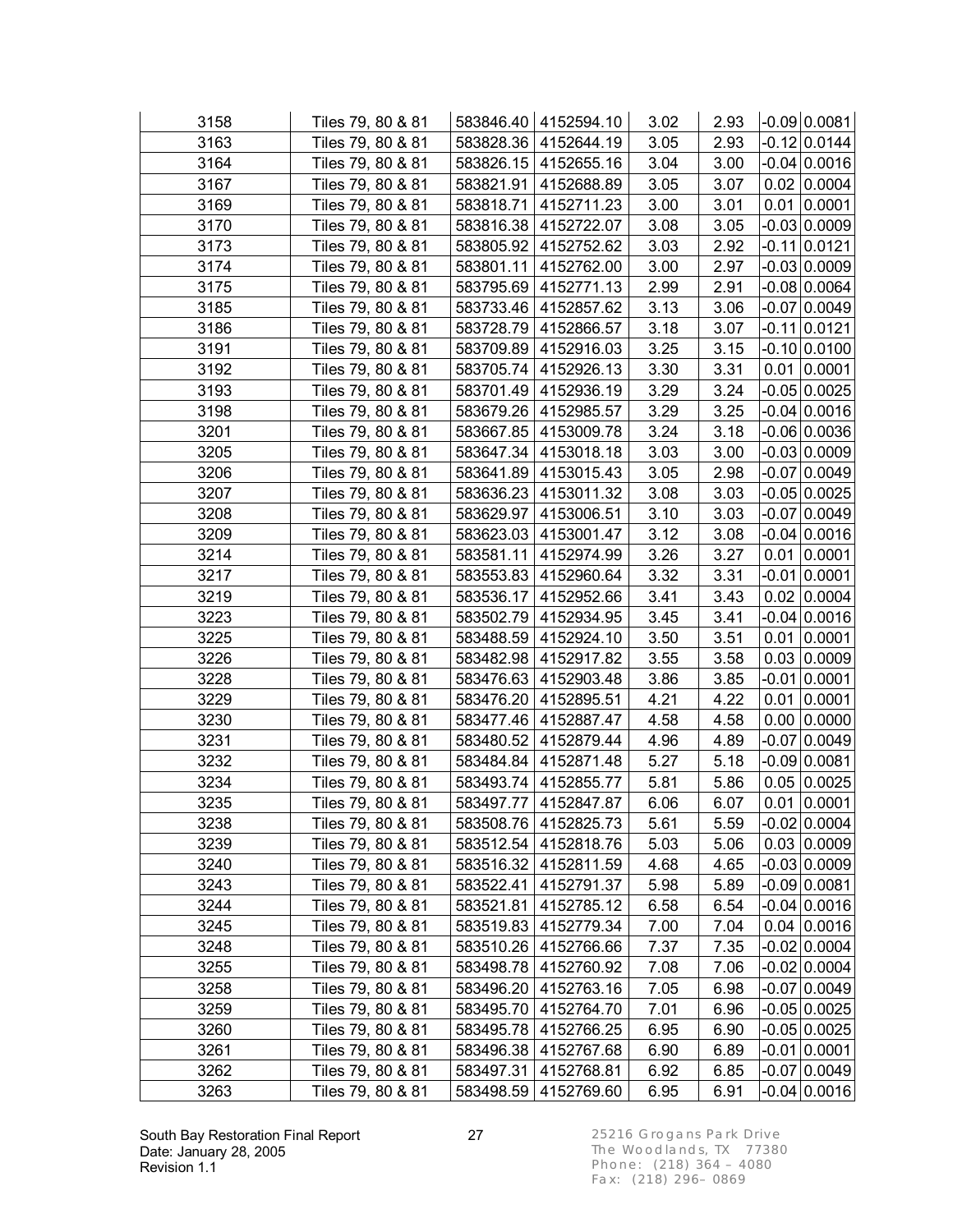| | | | | | | | |
|---|---|---|---|---|---|---|---|
| 3158 | Tiles 79, 80 & 81 | 583846.40 | 4152594.10 | 3.02 | 2.93 | -0.09 | 0.0081 |
| 3163 | Tiles 79, 80 & 81 | 583828.36 | 4152644.19 | 3.05 | 2.93 | -0.12 | 0.0144 |
| 3164 | Tiles 79, 80 & 81 | 583826.15 | 4152655.16 | 3.04 | 3.00 | -0.04 | 0.0016 |
| 3167 | Tiles 79, 80 & 81 | 583821.91 | 4152688.89 | 3.05 | 3.07 | 0.02 | 0.0004 |
| 3169 | Tiles 79, 80 & 81 | 583818.71 | 4152711.23 | 3.00 | 3.01 | 0.01 | 0.0001 |
| 3170 | Tiles 79, 80 & 81 | 583816.38 | 4152722.07 | 3.08 | 3.05 | -0.03 | 0.0009 |
| 3173 | Tiles 79, 80 & 81 | 583805.92 | 4152752.62 | 3.03 | 2.92 | -0.11 | 0.0121 |
| 3174 | Tiles 79, 80 & 81 | 583801.11 | 4152762.00 | 3.00 | 2.97 | -0.03 | 0.0009 |
| 3175 | Tiles 79, 80 & 81 | 583795.69 | 4152771.13 | 2.99 | 2.91 | -0.08 | 0.0064 |
| 3185 | Tiles 79, 80 & 81 | 583733.46 | 4152857.62 | 3.13 | 3.06 | -0.07 | 0.0049 |
| 3186 | Tiles 79, 80 & 81 | 583728.79 | 4152866.57 | 3.18 | 3.07 | -0.11 | 0.0121 |
| 3191 | Tiles 79, 80 & 81 | 583709.89 | 4152916.03 | 3.25 | 3.15 | -0.10 | 0.0100 |
| 3192 | Tiles 79, 80 & 81 | 583705.74 | 4152926.13 | 3.30 | 3.31 | 0.01 | 0.0001 |
| 3193 | Tiles 79, 80 & 81 | 583701.49 | 4152936.19 | 3.29 | 3.24 | -0.05 | 0.0025 |
| 3198 | Tiles 79, 80 & 81 | 583679.26 | 4152985.57 | 3.29 | 3.25 | -0.04 | 0.0016 |
| 3201 | Tiles 79, 80 & 81 | 583667.85 | 4153009.78 | 3.24 | 3.18 | -0.06 | 0.0036 |
| 3205 | Tiles 79, 80 & 81 | 583647.34 | 4153018.18 | 3.03 | 3.00 | -0.03 | 0.0009 |
| 3206 | Tiles 79, 80 & 81 | 583641.89 | 4153015.43 | 3.05 | 2.98 | -0.07 | 0.0049 |
| 3207 | Tiles 79, 80 & 81 | 583636.23 | 4153011.32 | 3.08 | 3.03 | -0.05 | 0.0025 |
| 3208 | Tiles 79, 80 & 81 | 583629.97 | 4153006.51 | 3.10 | 3.03 | -0.07 | 0.0049 |
| 3209 | Tiles 79, 80 & 81 | 583623.03 | 4153001.47 | 3.12 | 3.08 | -0.04 | 0.0016 |
| 3214 | Tiles 79, 80 & 81 | 583581.11 | 4152974.99 | 3.26 | 3.27 | 0.01 | 0.0001 |
| 3217 | Tiles 79, 80 & 81 | 583553.83 | 4152960.64 | 3.32 | 3.31 | -0.01 | 0.0001 |
| 3219 | Tiles 79, 80 & 81 | 583536.17 | 4152952.66 | 3.41 | 3.43 | 0.02 | 0.0004 |
| 3223 | Tiles 79, 80 & 81 | 583502.79 | 4152934.95 | 3.45 | 3.41 | -0.04 | 0.0016 |
| 3225 | Tiles 79, 80 & 81 | 583488.59 | 4152924.10 | 3.50 | 3.51 | 0.01 | 0.0001 |
| 3226 | Tiles 79, 80 & 81 | 583482.98 | 4152917.82 | 3.55 | 3.58 | 0.03 | 0.0009 |
| 3228 | Tiles 79, 80 & 81 | 583476.63 | 4152903.48 | 3.86 | 3.85 | -0.01 | 0.0001 |
| 3229 | Tiles 79, 80 & 81 | 583476.20 | 4152895.51 | 4.21 | 4.22 | 0.01 | 0.0001 |
| 3230 | Tiles 79, 80 & 81 | 583477.46 | 4152887.47 | 4.58 | 4.58 | 0.00 | 0.0000 |
| 3231 | Tiles 79, 80 & 81 | 583480.52 | 4152879.44 | 4.96 | 4.89 | -0.07 | 0.0049 |
| 3232 | Tiles 79, 80 & 81 | 583484.84 | 4152871.48 | 5.27 | 5.18 | -0.09 | 0.0081 |
| 3234 | Tiles 79, 80 & 81 | 583493.74 | 4152855.77 | 5.81 | 5.86 | 0.05 | 0.0025 |
| 3235 | Tiles 79, 80 & 81 | 583497.77 | 4152847.87 | 6.06 | 6.07 | 0.01 | 0.0001 |
| 3238 | Tiles 79, 80 & 81 | 583508.76 | 4152825.73 | 5.61 | 5.59 | -0.02 | 0.0004 |
| 3239 | Tiles 79, 80 & 81 | 583512.54 | 4152818.76 | 5.03 | 5.06 | 0.03 | 0.0009 |
| 3240 | Tiles 79, 80 & 81 | 583516.32 | 4152811.59 | 4.68 | 4.65 | -0.03 | 0.0009 |
| 3243 | Tiles 79, 80 & 81 | 583522.41 | 4152791.37 | 5.98 | 5.89 | -0.09 | 0.0081 |
| 3244 | Tiles 79, 80 & 81 | 583521.81 | 4152785.12 | 6.58 | 6.54 | -0.04 | 0.0016 |
| 3245 | Tiles 79, 80 & 81 | 583519.83 | 4152779.34 | 7.00 | 7.04 | 0.04 | 0.0016 |
| 3248 | Tiles 79, 80 & 81 | 583510.26 | 4152766.66 | 7.37 | 7.35 | -0.02 | 0.0004 |
| 3255 | Tiles 79, 80 & 81 | 583498.78 | 4152760.92 | 7.08 | 7.06 | -0.02 | 0.0004 |
| 3258 | Tiles 79, 80 & 81 | 583496.20 | 4152763.16 | 7.05 | 6.98 | -0.07 | 0.0049 |
| 3259 | Tiles 79, 80 & 81 | 583495.70 | 4152764.70 | 7.01 | 6.96 | -0.05 | 0.0025 |
| 3260 | Tiles 79, 80 & 81 | 583495.78 | 4152766.25 | 6.95 | 6.90 | -0.05 | 0.0025 |
| 3261 | Tiles 79, 80 & 81 | 583496.38 | 4152767.68 | 6.90 | 6.89 | -0.01 | 0.0001 |
| 3262 | Tiles 79, 80 & 81 | 583497.31 | 4152768.81 | 6.92 | 6.85 | -0.07 | 0.0049 |
| 3263 | Tiles 79, 80 & 81 | 583498.59 | 4152769.60 | 6.95 | 6.91 | -0.04 | 0.0016 |

South Bay Restoration Final Report
Date: January 28, 2005
Revision 1.1

25216 Grogans Park Drive
The Woodlands, TX 77380
Phone: (218) 364 – 4080
Fax: (218) 296– 0869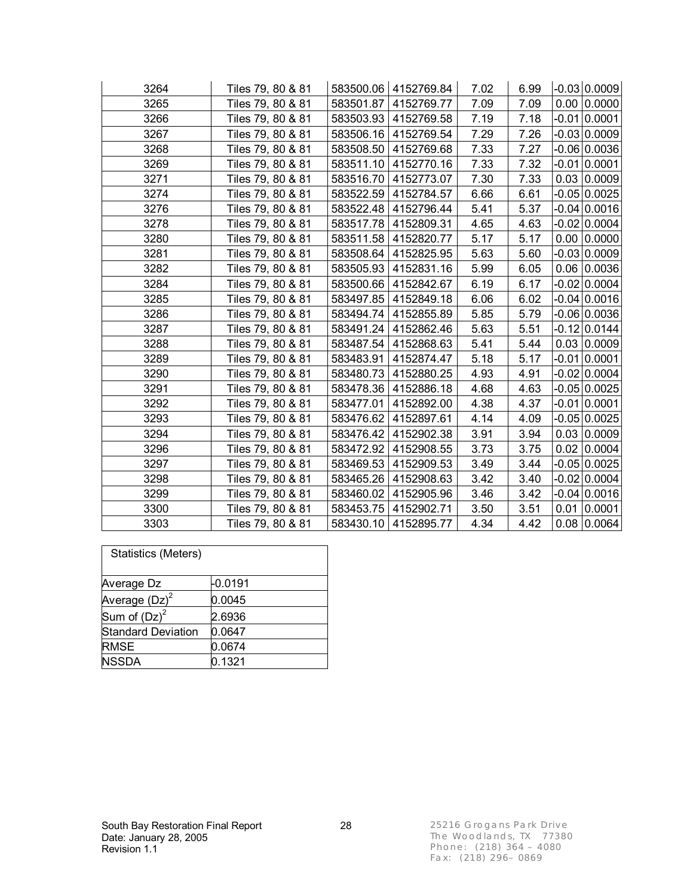| | | | | | | | |
|---|---|---|---|---|---|---|---|
| 3264 | Tiles 79, 80 & 81 | 583500.06 | 4152769.84 | 7.02 | 6.99 | -0.03 | 0.0009 |
| 3265 | Tiles 79, 80 & 81 | 583501.87 | 4152769.77 | 7.09 | 7.09 | 0.00 | 0.0000 |
| 3266 | Tiles 79, 80 & 81 | 583503.93 | 4152769.58 | 7.19 | 7.18 | -0.01 | 0.0001 |
| 3267 | Tiles 79, 80 & 81 | 583506.16 | 4152769.54 | 7.29 | 7.26 | -0.03 | 0.0009 |
| 3268 | Tiles 79, 80 & 81 | 583508.50 | 4152769.68 | 7.33 | 7.27 | -0.06 | 0.0036 |
| 3269 | Tiles 79, 80 & 81 | 583511.10 | 4152770.16 | 7.33 | 7.32 | -0.01 | 0.0001 |
| 3271 | Tiles 79, 80 & 81 | 583516.70 | 4152773.07 | 7.30 | 7.33 | 0.03 | 0.0009 |
| 3274 | Tiles 79, 80 & 81 | 583522.59 | 4152784.57 | 6.66 | 6.61 | -0.05 | 0.0025 |
| 3276 | Tiles 79, 80 & 81 | 583522.48 | 4152796.44 | 5.41 | 5.37 | -0.04 | 0.0016 |
| 3278 | Tiles 79, 80 & 81 | 583517.78 | 4152809.31 | 4.65 | 4.63 | -0.02 | 0.0004 |
| 3280 | Tiles 79, 80 & 81 | 583511.58 | 4152820.77 | 5.17 | 5.17 | 0.00 | 0.0000 |
| 3281 | Tiles 79, 80 & 81 | 583508.64 | 4152825.95 | 5.63 | 5.60 | -0.03 | 0.0009 |
| 3282 | Tiles 79, 80 & 81 | 583505.93 | 4152831.16 | 5.99 | 6.05 | 0.06 | 0.0036 |
| 3284 | Tiles 79, 80 & 81 | 583500.66 | 4152842.67 | 6.19 | 6.17 | -0.02 | 0.0004 |
| 3285 | Tiles 79, 80 & 81 | 583497.85 | 4152849.18 | 6.06 | 6.02 | -0.04 | 0.0016 |
| 3286 | Tiles 79, 80 & 81 | 583494.74 | 4152855.89 | 5.85 | 5.79 | -0.06 | 0.0036 |
| 3287 | Tiles 79, 80 & 81 | 583491.24 | 4152862.46 | 5.63 | 5.51 | -0.12 | 0.0144 |
| 3288 | Tiles 79, 80 & 81 | 583487.54 | 4152868.63 | 5.41 | 5.44 | 0.03 | 0.0009 |
| 3289 | Tiles 79, 80 & 81 | 583483.91 | 4152874.47 | 5.18 | 5.17 | -0.01 | 0.0001 |
| 3290 | Tiles 79, 80 & 81 | 583480.73 | 4152880.25 | 4.93 | 4.91 | -0.02 | 0.0004 |
| 3291 | Tiles 79, 80 & 81 | 583478.36 | 4152886.18 | 4.68 | 4.63 | -0.05 | 0.0025 |
| 3292 | Tiles 79, 80 & 81 | 583477.01 | 4152892.00 | 4.38 | 4.37 | -0.01 | 0.0001 |
| 3293 | Tiles 79, 80 & 81 | 583476.62 | 4152897.61 | 4.14 | 4.09 | -0.05 | 0.0025 |
| 3294 | Tiles 79, 80 & 81 | 583476.42 | 4152902.38 | 3.91 | 3.94 | 0.03 | 0.0009 |
| 3296 | Tiles 79, 80 & 81 | 583472.92 | 4152908.55 | 3.73 | 3.75 | 0.02 | 0.0004 |
| 3297 | Tiles 79, 80 & 81 | 583469.53 | 4152909.53 | 3.49 | 3.44 | -0.05 | 0.0025 |
| 3298 | Tiles 79, 80 & 81 | 583465.26 | 4152908.63 | 3.42 | 3.40 | -0.02 | 0.0004 |
| 3299 | Tiles 79, 80 & 81 | 583460.02 | 4152905.96 | 3.46 | 3.42 | -0.04 | 0.0016 |
| 3300 | Tiles 79, 80 & 81 | 583453.75 | 4152902.71 | 3.50 | 3.51 | 0.01 | 0.0001 |
| 3303 | Tiles 79, 80 & 81 | 583430.10 | 4152895.77 | 4.34 | 4.42 | 0.08 | 0.0064 |

| Statistics (Meters) | |
|---|---|
| Average Dz | -0.0191 |
| Average $(Dz)^2$ | 0.0045 |
| Sum of $(Dz)^2$ | 2.6936 |
| Standard Deviation | 0.0647 |
| RMSE | 0.0674 |
| NSSDA | 0.1321 |

South Bay Restoration Final Report
Date: January 28, 2005
Revision 1.1

25216 Grogans Park Drive
The Woodlands, TX 77380
Phone: (218) 364 – 4080
Fax: (218) 296– 0869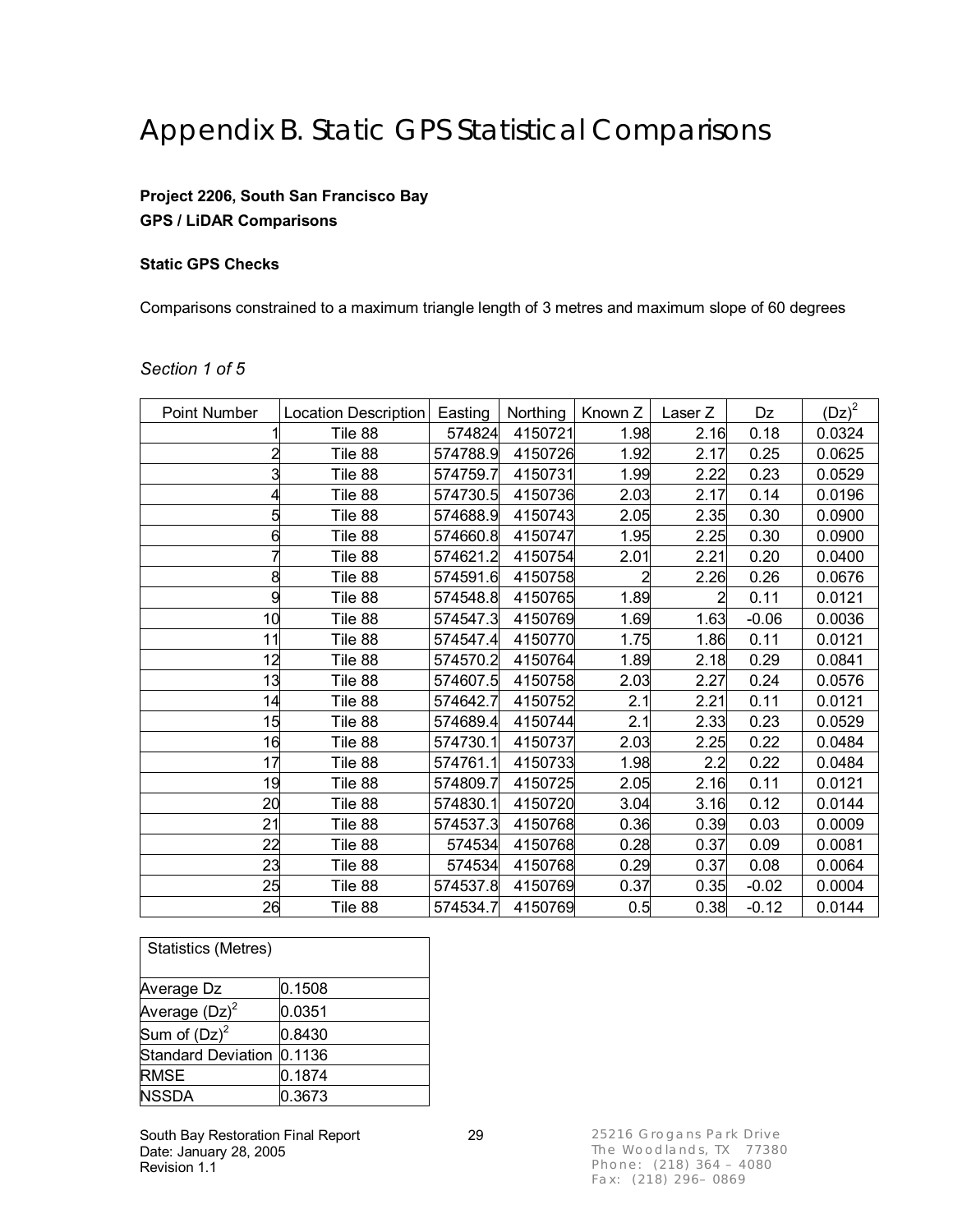# Appendix B. Static GPS Statistical Comparisons

**Project 2206, South San Francisco Bay**
**GPS / LiDAR Comparisons**

**Static GPS Checks**

Comparisons constrained to a maximum triangle length of 3 metres and maximum slope of 60 degrees

*Section 1 of 5*

| Point Number | Location Description | Easting | Northing | Known Z | Laser Z | Dz | $(Dz)^2$ |
|---|---|---|---|---|---|---|---|
| 1 | Tile 88 | 574824 | 4150721 | 1.98 | 2.16 | 0.18 | 0.0324 |
| 2 | Tile 88 | 574788.9 | 4150726 | 1.92 | 2.17 | 0.25 | 0.0625 |
| 3 | Tile 88 | 574759.7 | 4150731 | 1.99 | 2.22 | 0.23 | 0.0529 |
| 4 | Tile 88 | 574730.5 | 4150736 | 2.03 | 2.17 | 0.14 | 0.0196 |
| 5 | Tile 88 | 574688.9 | 4150743 | 2.05 | 2.35 | 0.30 | 0.0900 |
| 6 | Tile 88 | 574660.8 | 4150747 | 1.95 | 2.25 | 0.30 | 0.0900 |
| 7 | Tile 88 | 574621.2 | 4150754 | 2.01 | 2.21 | 0.20 | 0.0400 |
| 8 | Tile 88 | 574591.6 | 4150758 | 2 | 2.26 | 0.26 | 0.0676 |
| 9 | Tile 88 | 574548.8 | 4150765 | 1.89 | 2 | 0.11 | 0.0121 |
| 10 | Tile 88 | 574547.3 | 4150769 | 1.69 | 1.63 | -0.06 | 0.0036 |
| 11 | Tile 88 | 574547.4 | 4150770 | 1.75 | 1.86 | 0.11 | 0.0121 |
| 12 | Tile 88 | 574570.2 | 4150764 | 1.89 | 2.18 | 0.29 | 0.0841 |
| 13 | Tile 88 | 574607.5 | 4150758 | 2.03 | 2.27 | 0.24 | 0.0576 |
| 14 | Tile 88 | 574642.7 | 4150752 | 2.1 | 2.21 | 0.11 | 0.0121 |
| 15 | Tile 88 | 574689.4 | 4150744 | 2.1 | 2.33 | 0.23 | 0.0529 |
| 16 | Tile 88 | 574730.1 | 4150737 | 2.03 | 2.25 | 0.22 | 0.0484 |
| 17 | Tile 88 | 574761.1 | 4150733 | 1.98 | 2.2 | 0.22 | 0.0484 |
| 19 | Tile 88 | 574809.7 | 4150725 | 2.05 | 2.16 | 0.11 | 0.0121 |
| 20 | Tile 88 | 574830.1 | 4150720 | 3.04 | 3.16 | 0.12 | 0.0144 |
| 21 | Tile 88 | 574537.3 | 4150768 | 0.36 | 0.39 | 0.03 | 0.0009 |
| 22 | Tile 88 | 574534 | 4150768 | 0.28 | 0.37 | 0.09 | 0.0081 |
| 23 | Tile 88 | 574534 | 4150768 | 0.29 | 0.37 | 0.08 | 0.0064 |
| 25 | Tile 88 | 574537.8 | 4150769 | 0.37 | 0.35 | -0.02 | 0.0004 |
| 26 | Tile 88 | 574534.7 | 4150769 | 0.5 | 0.38 | -0.12 | 0.0144 |

| Statistics (Metres) | |
|---|---|
| Average Dz | 0.1508 |
| Average $(Dz)^2$ | 0.0351 |
| Sum of $(Dz)^2$ | 0.8430 |
| Standard Deviation | 0.1136 |
| RMSE | 0.1874 |
| NSSDA | 0.3673 |

South Bay Restoration Final Report
Date: January 28, 2005
Revision 1.1

25216 Grogans Park Drive
The Woodlands, TX 77380
Phone: (218) 364 – 4080
Fax: (218) 296– 0869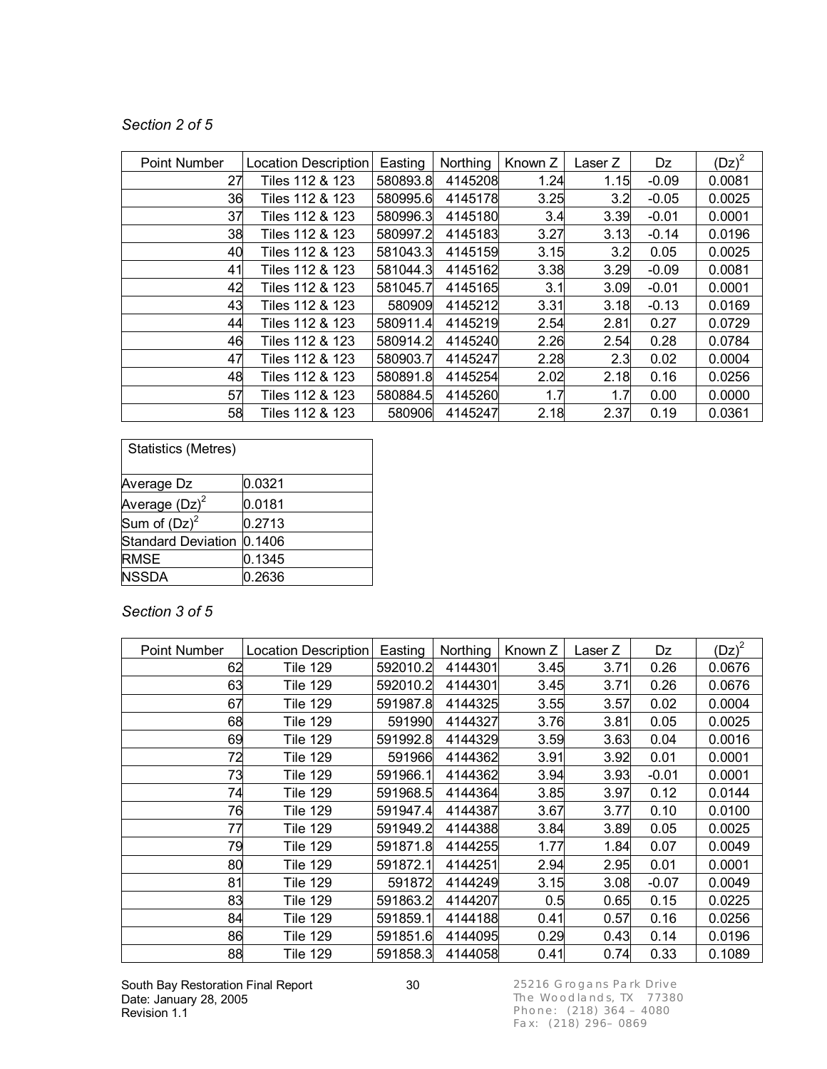*Section 2 of 5*

| Point Number | Location Description | Easting | Northing | Known Z | Laser Z | Dz | $(Dz)^2$ |
|---|---|---|---|---|---|---|---|
| 27 | Tiles 112 & 123 | 580893.8 | 4145208 | 1.24 | 1.15 | -0.09 | 0.0081 |
| 36 | Tiles 112 & 123 | 580995.6 | 4145178 | 3.25 | 3.2 | -0.05 | 0.0025 |
| 37 | Tiles 112 & 123 | 580996.3 | 4145180 | 3.4 | 3.39 | -0.01 | 0.0001 |
| 38 | Tiles 112 & 123 | 580997.2 | 4145183 | 3.27 | 3.13 | -0.14 | 0.0196 |
| 40 | Tiles 112 & 123 | 581043.3 | 4145159 | 3.15 | 3.2 | 0.05 | 0.0025 |
| 41 | Tiles 112 & 123 | 581044.3 | 4145162 | 3.38 | 3.29 | -0.09 | 0.0081 |
| 42 | Tiles 112 & 123 | 581045.7 | 4145165 | 3.1 | 3.09 | -0.01 | 0.0001 |
| 43 | Tiles 112 & 123 | 580909 | 4145212 | 3.31 | 3.18 | -0.13 | 0.0169 |
| 44 | Tiles 112 & 123 | 580911.4 | 4145219 | 2.54 | 2.81 | 0.27 | 0.0729 |
| 46 | Tiles 112 & 123 | 580914.2 | 4145240 | 2.26 | 2.54 | 0.28 | 0.0784 |
| 47 | Tiles 112 & 123 | 580903.7 | 4145247 | 2.28 | 2.3 | 0.02 | 0.0004 |
| 48 | Tiles 112 & 123 | 580891.8 | 4145254 | 2.02 | 2.18 | 0.16 | 0.0256 |
| 57 | Tiles 112 & 123 | 580884.5 | 4145260 | 1.7 | 1.7 | 0.00 | 0.0000 |
| 58 | Tiles 112 & 123 | 580906 | 4145247 | 2.18 | 2.37 | 0.19 | 0.0361 |

| Statistics (Metres) | |
|---|---|
| Average Dz | 0.0321 |
| Average $(Dz)^2$ | 0.0181 |
| Sum of $(Dz)^2$ | 0.2713 |
| Standard Deviation | 0.1406 |
| RMSE | 0.1345 |
| NSSDA | 0.2636 |

*Section 3 of 5*

| Point Number | Location Description | Easting | Northing | Known Z | Laser Z | Dz | $(Dz)^2$ |
|---|---|---|---|---|---|---|---|
| 62 | Tile 129 | 592010.2 | 4144301 | 3.45 | 3.71 | 0.26 | 0.0676 |
| 63 | Tile 129 | 592010.2 | 4144301 | 3.45 | 3.71 | 0.26 | 0.0676 |
| 67 | Tile 129 | 591987.8 | 4144325 | 3.55 | 3.57 | 0.02 | 0.0004 |
| 68 | Tile 129 | 591990 | 4144327 | 3.76 | 3.81 | 0.05 | 0.0025 |
| 69 | Tile 129 | 591992.8 | 4144329 | 3.59 | 3.63 | 0.04 | 0.0016 |
| 72 | Tile 129 | 591966 | 4144362 | 3.91 | 3.92 | 0.01 | 0.0001 |
| 73 | Tile 129 | 591966.1 | 4144362 | 3.94 | 3.93 | -0.01 | 0.0001 |
| 74 | Tile 129 | 591968.5 | 4144364 | 3.85 | 3.97 | 0.12 | 0.0144 |
| 76 | Tile 129 | 591947.4 | 4144387 | 3.67 | 3.77 | 0.10 | 0.0100 |
| 77 | Tile 129 | 591949.2 | 4144388 | 3.84 | 3.89 | 0.05 | 0.0025 |
| 79 | Tile 129 | 591871.8 | 4144255 | 1.77 | 1.84 | 0.07 | 0.0049 |
| 80 | Tile 129 | 591872.1 | 4144251 | 2.94 | 2.95 | 0.01 | 0.0001 |
| 81 | Tile 129 | 591872 | 4144249 | 3.15 | 3.08 | -0.07 | 0.0049 |
| 83 | Tile 129 | 591863.2 | 4144207 | 0.5 | 0.65 | 0.15 | 0.0225 |
| 84 | Tile 129 | 591859.1 | 4144188 | 0.41 | 0.57 | 0.16 | 0.0256 |
| 86 | Tile 129 | 591851.6 | 4144095 | 0.29 | 0.43 | 0.14 | 0.0196 |
| 88 | Tile 129 | 591858.3 | 4144058 | 0.41 | 0.74 | 0.33 | 0.1089 |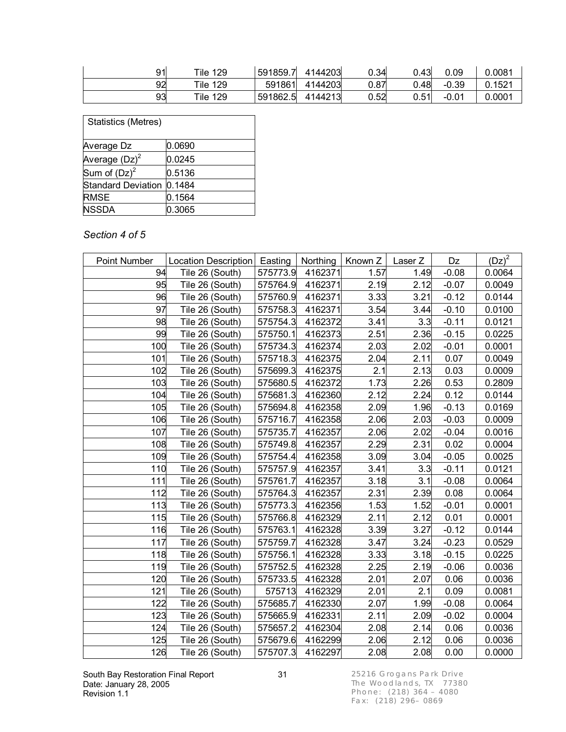| | | | | | | | |
|---|---|---|---|---|---|---|---|
| 91 | Tile 129 | 591859.7 | 4144203 | 0.34 | 0.43 | 0.09 | 0.0081 |
| 92 | Tile 129 | 591861 | 4144203 | 0.87 | 0.48 | -0.39 | 0.1521 |
| 93 | Tile 129 | 591862.5 | 4144213 | 0.52 | 0.51 | -0.01 | 0.0001 |

| Statistics (Metres) | |
|---|---|
| Average Dz | 0.0690 |
| Average $(Dz)^2$ | 0.0245 |
| Sum of $(Dz)^2$ | 0.5136 |
| Standard Deviation | 0.1484 |
| RMSE | 0.1564 |
| NSSDA | 0.3065 |

*Section 4 of 5*

| Point Number | Location Description | Easting | Northing | Known Z | Laser Z | Dz | $(Dz)^2$ |
|---|---|---|---|---|---|---|---|
| 94 | Tile 26 (South) | 575773.9 | 4162371 | 1.57 | 1.49 | -0.08 | 0.0064 |
| 95 | Tile 26 (South) | 575764.9 | 4162371 | 2.19 | 2.12 | -0.07 | 0.0049 |
| 96 | Tile 26 (South) | 575760.9 | 4162371 | 3.33 | 3.21 | -0.12 | 0.0144 |
| 97 | Tile 26 (South) | 575758.3 | 4162371 | 3.54 | 3.44 | -0.10 | 0.0100 |
| 98 | Tile 26 (South) | 575754.3 | 4162372 | 3.41 | 3.3 | -0.11 | 0.0121 |
| 99 | Tile 26 (South) | 575750.1 | 4162373 | 2.51 | 2.36 | -0.15 | 0.0225 |
| 100 | Tile 26 (South) | 575734.3 | 4162374 | 2.03 | 2.02 | -0.01 | 0.0001 |
| 101 | Tile 26 (South) | 575718.3 | 4162375 | 2.04 | 2.11 | 0.07 | 0.0049 |
| 102 | Tile 26 (South) | 575699.3 | 4162375 | 2.1 | 2.13 | 0.03 | 0.0009 |
| 103 | Tile 26 (South) | 575680.5 | 4162372 | 1.73 | 2.26 | 0.53 | 0.2809 |
| 104 | Tile 26 (South) | 575681.3 | 4162360 | 2.12 | 2.24 | 0.12 | 0.0144 |
| 105 | Tile 26 (South) | 575694.8 | 4162358 | 2.09 | 1.96 | -0.13 | 0.0169 |
| 106 | Tile 26 (South) | 575716.7 | 4162358 | 2.06 | 2.03 | -0.03 | 0.0009 |
| 107 | Tile 26 (South) | 575735.7 | 4162357 | 2.06 | 2.02 | -0.04 | 0.0016 |
| 108 | Tile 26 (South) | 575749.8 | 4162357 | 2.29 | 2.31 | 0.02 | 0.0004 |
| 109 | Tile 26 (South) | 575754.4 | 4162358 | 3.09 | 3.04 | -0.05 | 0.0025 |
| 110 | Tile 26 (South) | 575757.9 | 4162357 | 3.41 | 3.3 | -0.11 | 0.0121 |
| 111 | Tile 26 (South) | 575761.7 | 4162357 | 3.18 | 3.1 | -0.08 | 0.0064 |
| 112 | Tile 26 (South) | 575764.3 | 4162357 | 2.31 | 2.39 | 0.08 | 0.0064 |
| 113 | Tile 26 (South) | 575773.3 | 4162356 | 1.53 | 1.52 | -0.01 | 0.0001 |
| 115 | Tile 26 (South) | 575766.8 | 4162329 | 2.11 | 2.12 | 0.01 | 0.0001 |
| 116 | Tile 26 (South) | 575763.1 | 4162328 | 3.39 | 3.27 | -0.12 | 0.0144 |
| 117 | Tile 26 (South) | 575759.7 | 4162328 | 3.47 | 3.24 | -0.23 | 0.0529 |
| 118 | Tile 26 (South) | 575756.1 | 4162328 | 3.33 | 3.18 | -0.15 | 0.0225 |
| 119 | Tile 26 (South) | 575752.5 | 4162328 | 2.25 | 2.19 | -0.06 | 0.0036 |
| 120 | Tile 26 (South) | 575733.5 | 4162328 | 2.01 | 2.07 | 0.06 | 0.0036 |
| 121 | Tile 26 (South) | 575713 | 4162329 | 2.01 | 2.1 | 0.09 | 0.0081 |
| 122 | Tile 26 (South) | 575685.7 | 4162330 | 2.07 | 1.99 | -0.08 | 0.0064 |
| 123 | Tile 26 (South) | 575665.9 | 4162331 | 2.11 | 2.09 | -0.02 | 0.0004 |
| 124 | Tile 26 (South) | 575657.2 | 4162304 | 2.08 | 2.14 | 0.06 | 0.0036 |
| 125 | Tile 26 (South) | 575679.6 | 4162299 | 2.06 | 2.12 | 0.06 | 0.0036 |
| 126 | Tile 26 (South) | 575707.3 | 4162297 | 2.08 | 2.08 | 0.00 | 0.0000 |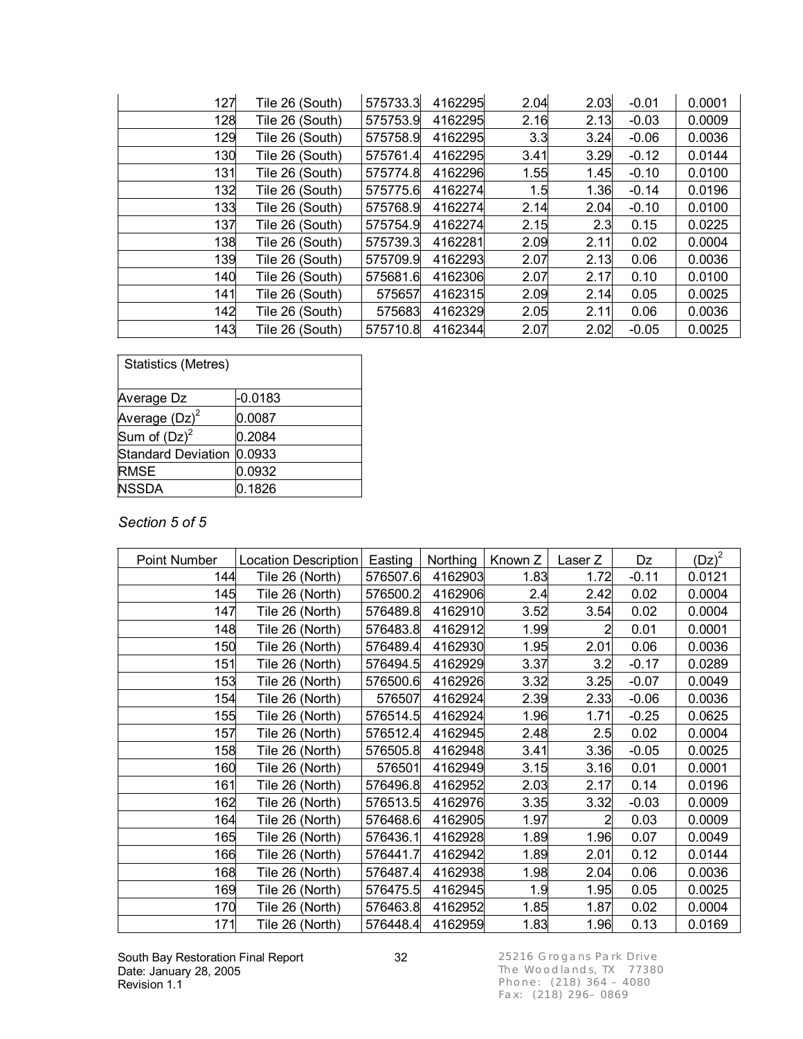| Point Number | Location Description | Easting | Northing | Known Z | Laser Z | Dz | $(Dz)^2$ |
|---|---|---|---|---|---|---|---|
| 127 | Tile 26 (South) | 575733.3 | 4162295 | 2.04 | 2.03 | -0.01 | 0.0001 |
| 128 | Tile 26 (South) | 575753.9 | 4162295 | 2.16 | 2.13 | -0.03 | 0.0009 |
| 129 | Tile 26 (South) | 575758.9 | 4162295 | 3.3 | 3.24 | -0.06 | 0.0036 |
| 130 | Tile 26 (South) | 575761.4 | 4162295 | 3.41 | 3.29 | -0.12 | 0.0144 |
| 131 | Tile 26 (South) | 575774.8 | 4162296 | 1.55 | 1.45 | -0.10 | 0.0100 |
| 132 | Tile 26 (South) | 575775.6 | 4162274 | 1.5 | 1.36 | -0.14 | 0.0196 |
| 133 | Tile 26 (South) | 575768.9 | 4162274 | 2.14 | 2.04 | -0.10 | 0.0100 |
| 137 | Tile 26 (South) | 575754.9 | 4162274 | 2.15 | 2.3 | 0.15 | 0.0225 |
| 138 | Tile 26 (South) | 575739.3 | 4162281 | 2.09 | 2.11 | 0.02 | 0.0004 |
| 139 | Tile 26 (South) | 575709.9 | 4162293 | 2.07 | 2.13 | 0.06 | 0.0036 |
| 140 | Tile 26 (South) | 575681.6 | 4162306 | 2.07 | 2.17 | 0.10 | 0.0100 |
| 141 | Tile 26 (South) | 575657 | 4162315 | 2.09 | 2.14 | 0.05 | 0.0025 |
| 142 | Tile 26 (South) | 575683 | 4162329 | 2.05 | 2.11 | 0.06 | 0.0036 |
| 143 | Tile 26 (South) | 575710.8 | 4162344 | 2.07 | 2.02 | -0.05 | 0.0025 |

| Statistics (Metres) | |
|---|---|
| Average Dz | -0.0183 |
| Average $(Dz)^2$ | 0.0087 |
| Sum of $(Dz)^2$ | 0.2084 |
| Standard Deviation | 0.0933 |
| RMSE | 0.0932 |
| NSSDA | 0.1826 |

*Section 5 of 5*

| Point Number | Location Description | Easting | Northing | Known Z | Laser Z | Dz | $(Dz)^2$ |
|---|---|---|---|---|---|---|---|
| 144 | Tile 26 (North) | 576507.6 | 4162903 | 1.83 | 1.72 | -0.11 | 0.0121 |
| 145 | Tile 26 (North) | 576500.2 | 4162906 | 2.4 | 2.42 | 0.02 | 0.0004 |
| 147 | Tile 26 (North) | 576489.8 | 4162910 | 3.52 | 3.54 | 0.02 | 0.0004 |
| 148 | Tile 26 (North) | 576483.8 | 4162912 | 1.99 | 2 | 0.01 | 0.0001 |
| 150 | Tile 26 (North) | 576489.4 | 4162930 | 1.95 | 2.01 | 0.06 | 0.0036 |
| 151 | Tile 26 (North) | 576494.5 | 4162929 | 3.37 | 3.2 | -0.17 | 0.0289 |
| 153 | Tile 26 (North) | 576500.6 | 4162926 | 3.32 | 3.25 | -0.07 | 0.0049 |
| 154 | Tile 26 (North) | 576507 | 4162924 | 2.39 | 2.33 | -0.06 | 0.0036 |
| 155 | Tile 26 (North) | 576514.5 | 4162924 | 1.96 | 1.71 | -0.25 | 0.0625 |
| 157 | Tile 26 (North) | 576512.4 | 4162945 | 2.48 | 2.5 | 0.02 | 0.0004 |
| 158 | Tile 26 (North) | 576505.8 | 4162948 | 3.41 | 3.36 | -0.05 | 0.0025 |
| 160 | Tile 26 (North) | 576501 | 4162949 | 3.15 | 3.16 | 0.01 | 0.0001 |
| 161 | Tile 26 (North) | 576496.8 | 4162952 | 2.03 | 2.17 | 0.14 | 0.0196 |
| 162 | Tile 26 (North) | 576513.5 | 4162976 | 3.35 | 3.32 | -0.03 | 0.0009 |
| 164 | Tile 26 (North) | 576468.6 | 4162905 | 1.97 | 2 | 0.03 | 0.0009 |
| 165 | Tile 26 (North) | 576436.1 | 4162928 | 1.89 | 1.96 | 0.07 | 0.0049 |
| 166 | Tile 26 (North) | 576441.7 | 4162942 | 1.89 | 2.01 | 0.12 | 0.0144 |
| 168 | Tile 26 (North) | 576487.4 | 4162938 | 1.98 | 2.04 | 0.06 | 0.0036 |
| 169 | Tile 26 (North) | 576475.5 | 4162945 | 1.9 | 1.95 | 0.05 | 0.0025 |
| 170 | Tile 26 (North) | 576463.8 | 4162952 | 1.85 | 1.87 | 0.02 | 0.0004 |
| 171 | Tile 26 (North) | 576448.4 | 4162959 | 1.83 | 1.96 | 0.13 | 0.0169 |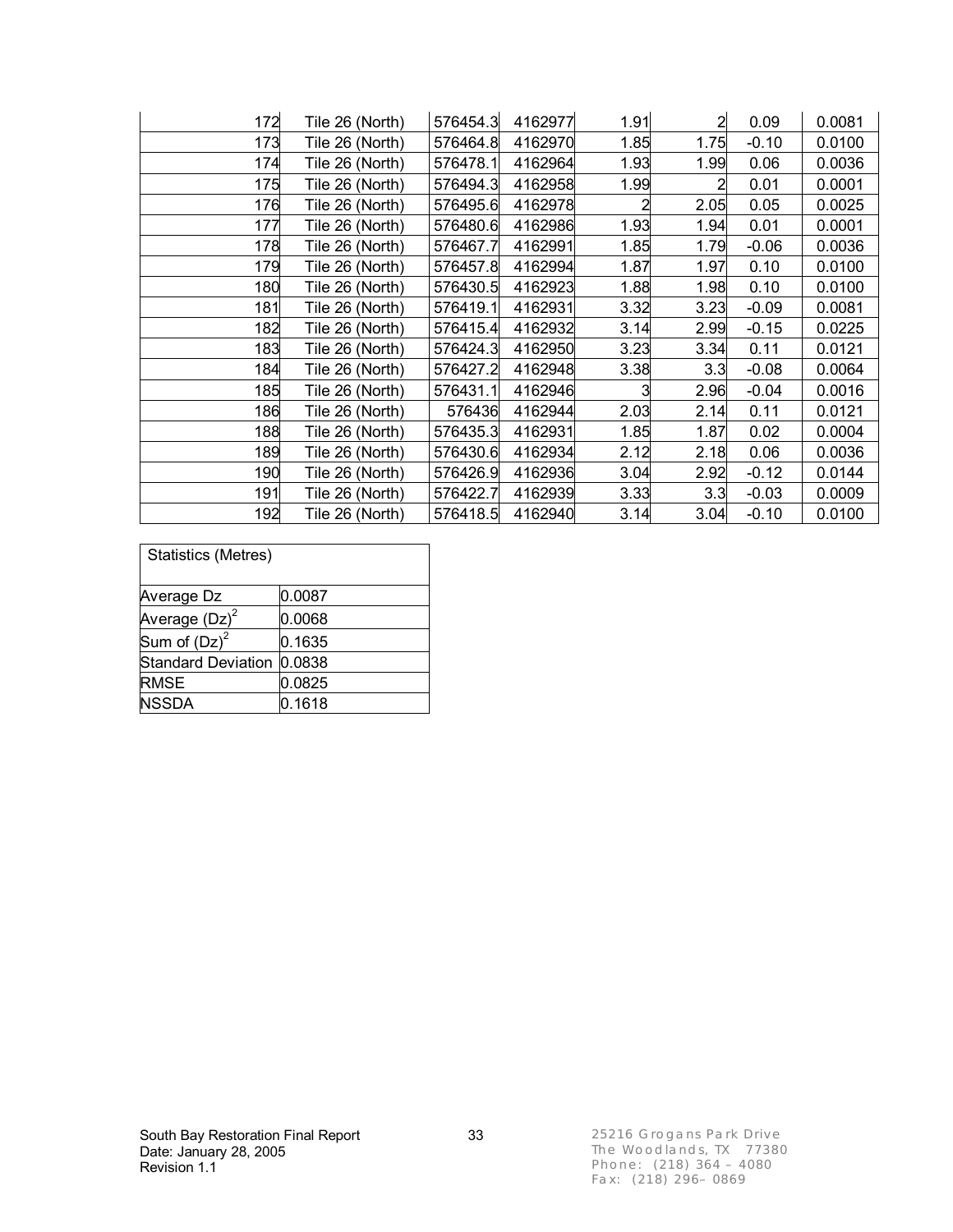| | | | | | | | |
|---|---|---|---|---|---|---|---|
| 172 | Tile 26 (North) | 576454.3 | 4162977 | 1.91 | 2 | 0.09 | 0.0081 |
| 173 | Tile 26 (North) | 576464.8 | 4162970 | 1.85 | 1.75 | -0.10 | 0.0100 |
| 174 | Tile 26 (North) | 576478.1 | 4162964 | 1.93 | 1.99 | 0.06 | 0.0036 |
| 175 | Tile 26 (North) | 576494.3 | 4162958 | 1.99 | 2 | 0.01 | 0.0001 |
| 176 | Tile 26 (North) | 576495.6 | 4162978 | 2 | 2.05 | 0.05 | 0.0025 |
| 177 | Tile 26 (North) | 576480.6 | 4162986 | 1.93 | 1.94 | 0.01 | 0.0001 |
| 178 | Tile 26 (North) | 576467.7 | 4162991 | 1.85 | 1.79 | -0.06 | 0.0036 |
| 179 | Tile 26 (North) | 576457.8 | 4162994 | 1.87 | 1.97 | 0.10 | 0.0100 |
| 180 | Tile 26 (North) | 576430.5 | 4162923 | 1.88 | 1.98 | 0.10 | 0.0100 |
| 181 | Tile 26 (North) | 576419.1 | 4162931 | 3.32 | 3.23 | -0.09 | 0.0081 |
| 182 | Tile 26 (North) | 576415.4 | 4162932 | 3.14 | 2.99 | -0.15 | 0.0225 |
| 183 | Tile 26 (North) | 576424.3 | 4162950 | 3.23 | 3.34 | 0.11 | 0.0121 |
| 184 | Tile 26 (North) | 576427.2 | 4162948 | 3.38 | 3.3 | -0.08 | 0.0064 |
| 185 | Tile 26 (North) | 576431.1 | 4162946 | 3 | 2.96 | -0.04 | 0.0016 |
| 186 | Tile 26 (North) | 576436 | 4162944 | 2.03 | 2.14 | 0.11 | 0.0121 |
| 188 | Tile 26 (North) | 576435.3 | 4162931 | 1.85 | 1.87 | 0.02 | 0.0004 |
| 189 | Tile 26 (North) | 576430.6 | 4162934 | 2.12 | 2.18 | 0.06 | 0.0036 |
| 190 | Tile 26 (North) | 576426.9 | 4162936 | 3.04 | 2.92 | -0.12 | 0.0144 |
| 191 | Tile 26 (North) | 576422.7 | 4162939 | 3.33 | 3.3 | -0.03 | 0.0009 |
| 192 | Tile 26 (North) | 576418.5 | 4162940 | 3.14 | 3.04 | -0.10 | 0.0100 |

| Statistics (Metres) | |
|---|---|
| Average Dz | 0.0087 |
| Average $(Dz)^2$ | 0.0068 |
| Sum of $(Dz)^2$ | 0.1635 |
| Standard Deviation | 0.0838 |
| RMSE | 0.0825 |
| NSSDA | 0.1618 |